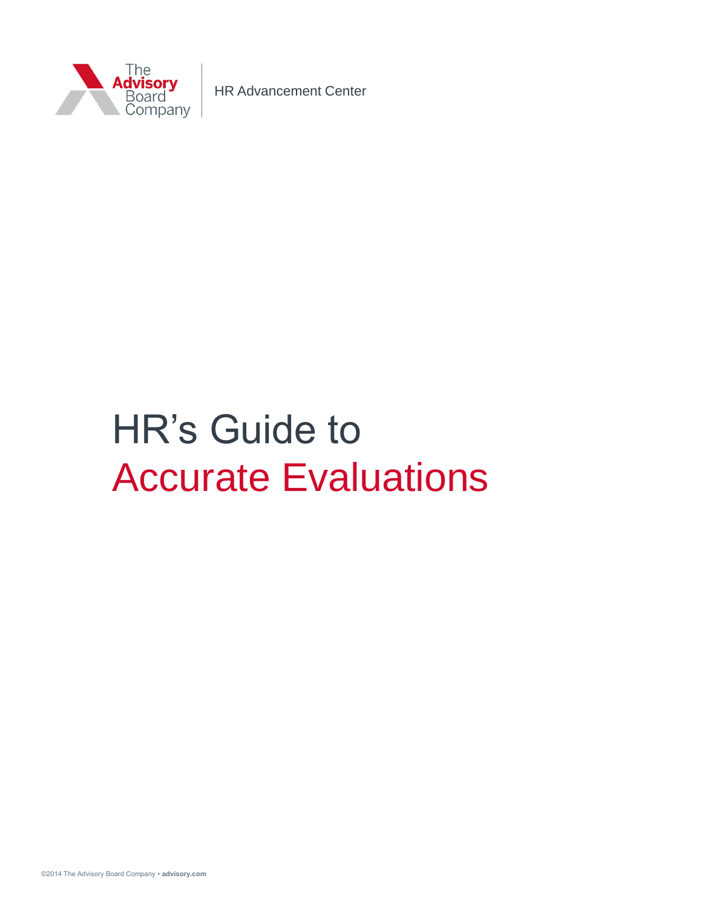The Advisory Board Company

HR Advancement Center

# HR's Guide to Accurate Evaluations

©2014 The Advisory Board Company • **advisory.com**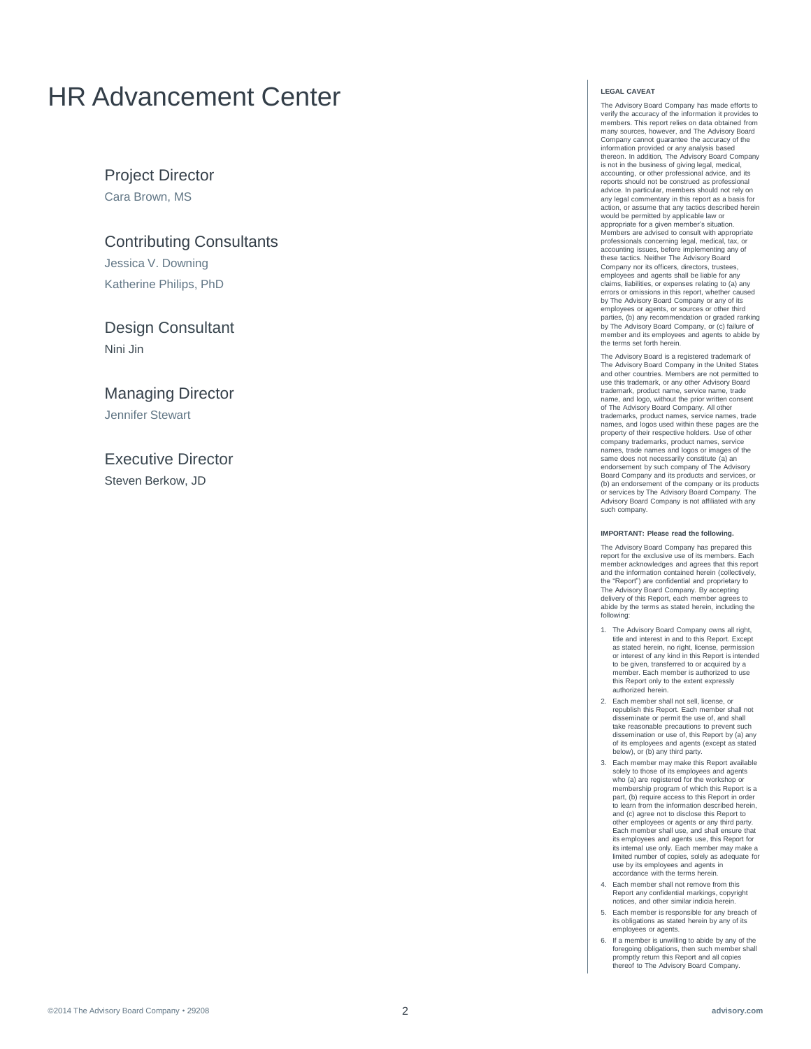# HR Advancement Center

## Project Director

Cara Brown, MS

## Contributing Consultants

Jessica V. Downing

Katherine Philips, PhD

## Design Consultant

Nini Jin

## Managing Director

Jennifer Stewart

## Executive Director

Steven Berkow, JD

**LEGAL CAVEAT**

The Advisory Board Company has made efforts to verify the accuracy of the information it provides to members. This report relies on data obtained from many sources, however, and The Advisory Board Company cannot guarantee the accuracy of the information provided or any analysis based thereon. In addition, The Advisory Board Company is not in the business of giving legal, medical, accounting, or other professional advice, and its reports should not be construed as professional advice. In particular, members should not rely on any legal commentary in this report as a basis for action, or assume that any tactics described herein would be permitted by applicable law or appropriate for a given member's situation. Members are advised to consult with appropriate professionals concerning legal, medical, tax, or accounting issues, before implementing any of these tactics. Neither The Advisory Board Company nor its officers, directors, trustees, employees and agents shall be liable for any claims, liabilities, or expenses relating to (a) any errors or omissions in this report, whether caused by The Advisory Board Company or any of its employees or agents, or sources or other third parties, (b) any recommendation or graded ranking by The Advisory Board Company, or (c) failure of member and its employees and agents to abide by the terms set forth herein.

The Advisory Board is a registered trademark of The Advisory Board Company in the United States and other countries. Members are not permitted to use this trademark, or any other Advisory Board trademark, product name, service name, trade name, and logo, without the prior written consent of The Advisory Board Company. All other trademarks, product names, service names, trade names, and logos used within these pages are the property of their respective holders. Use of other company trademarks, product names, service names, trade names and logos or images of the same does not necessarily constitute (a) an endorsement by such company of The Advisory Board Company and its products and services, or (b) an endorsement of the company or its products or services by The Advisory Board Company. The Advisory Board Company is not affiliated with any such company.

**IMPORTANT: Please read the following.**

The Advisory Board Company has prepared this report for the exclusive use of its members. Each member acknowledges and agrees that this report and the information contained herein (collectively, the "Report") are confidential and proprietary to The Advisory Board Company. By accepting delivery of this Report, each member agrees to abide by the terms as stated herein, including the following:

1. The Advisory Board Company owns all right, title and interest in and to this Report. Except as stated herein, no right, license, permission or interest of any kind in this Report is intended to be given, transferred to or acquired by a member. Each member is authorized to use this Report only to the extent expressly authorized herein.
2. Each member shall not sell, license, or republish this Report. Each member shall not disseminate or permit the use of, and shall take reasonable precautions to prevent such dissemination or use of, this Report by (a) any of its employees and agents (except as stated below), or (b) any third party.
3. Each member may make this Report available solely to those of its employees and agents who (a) are registered for the workshop or membership program of which this Report is a part, (b) require access to this Report in order to learn from the information described herein, and (c) agree not to disclose this Report to other employees or agents or any third party. Each member shall use, and shall ensure that its employees and agents use, this Report for its internal use only. Each member may make a limited number of copies, solely as adequate for use by its employees and agents in accordance with the terms herein.
4. Each member shall not remove from this Report any confidential markings, copyright notices, and other similar indicia herein.
5. Each member is responsible for any breach of its obligations as stated herein by any of its employees or agents.
6. If a member is unwilling to abide by any of the foregoing obligations, then such member shall promptly return this Report and all copies thereof to The Advisory Board Company.

©2014 The Advisory Board Company • 29208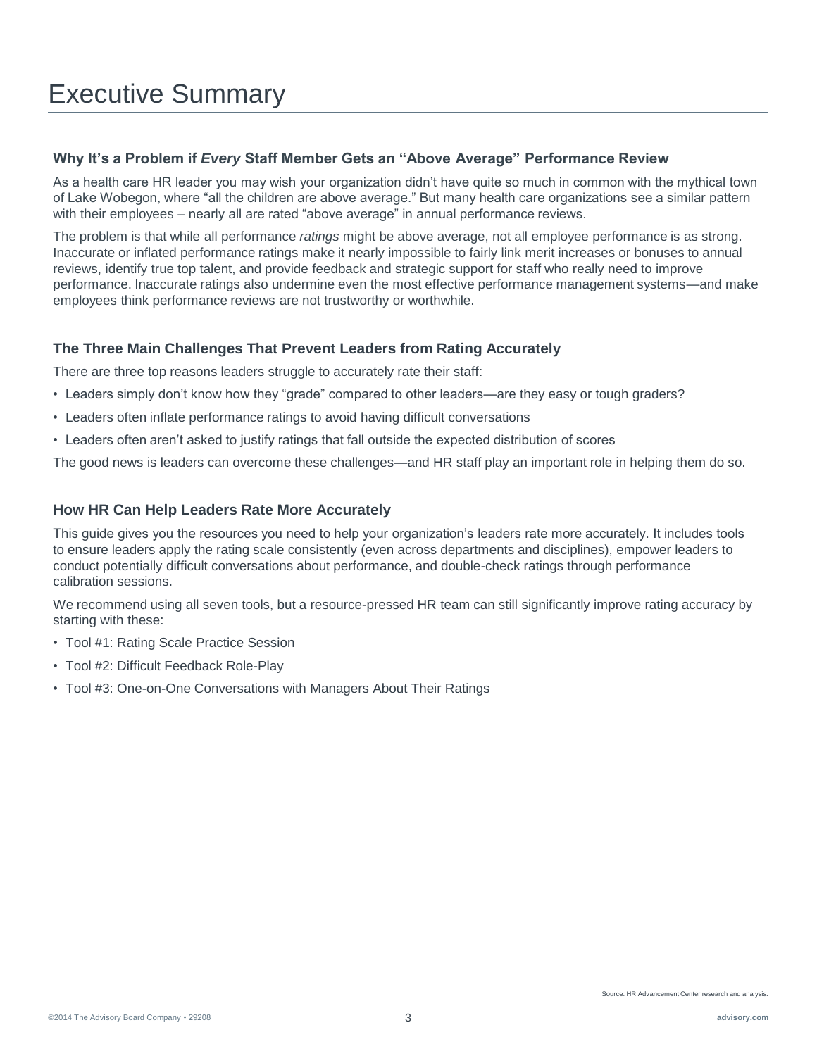# Executive Summary

### Why It's a Problem if *Every* Staff Member Gets an "Above Average" Performance Review

As a health care HR leader you may wish your organization didn't have quite so much in common with the mythical town of Lake Wobegon, where "all the children are above average." But many health care organizations see a similar pattern with their employees – nearly all are rated "above average" in annual performance reviews.

The problem is that while all performance *ratings* might be above average, not all employee performance is as strong. Inaccurate or inflated performance ratings make it nearly impossible to fairly link merit increases or bonuses to annual reviews, identify true top talent, and provide feedback and strategic support for staff who really need to improve performance. Inaccurate ratings also undermine even the most effective performance management systems—and make employees think performance reviews are not trustworthy or worthwhile.

### The Three Main Challenges That Prevent Leaders from Rating Accurately

There are three top reasons leaders struggle to accurately rate their staff:

- Leaders simply don't know how they "grade" compared to other leaders—are they easy or tough graders?
- Leaders often inflate performance ratings to avoid having difficult conversations
- Leaders often aren't asked to justify ratings that fall outside the expected distribution of scores

The good news is leaders can overcome these challenges—and HR staff play an important role in helping them do so.

### How HR Can Help Leaders Rate More Accurately

This guide gives you the resources you need to help your organization's leaders rate more accurately. It includes tools to ensure leaders apply the rating scale consistently (even across departments and disciplines), empower leaders to conduct potentially difficult conversations about performance, and double-check ratings through performance calibration sessions.

We recommend using all seven tools, but a resource-pressed HR team can still significantly improve rating accuracy by starting with these:

- Tool #1: Rating Scale Practice Session
- Tool #2: Difficult Feedback Role-Play
- Tool #3: One-on-One Conversations with Managers About Their Ratings

Source: HR Advancement Center research and analysis.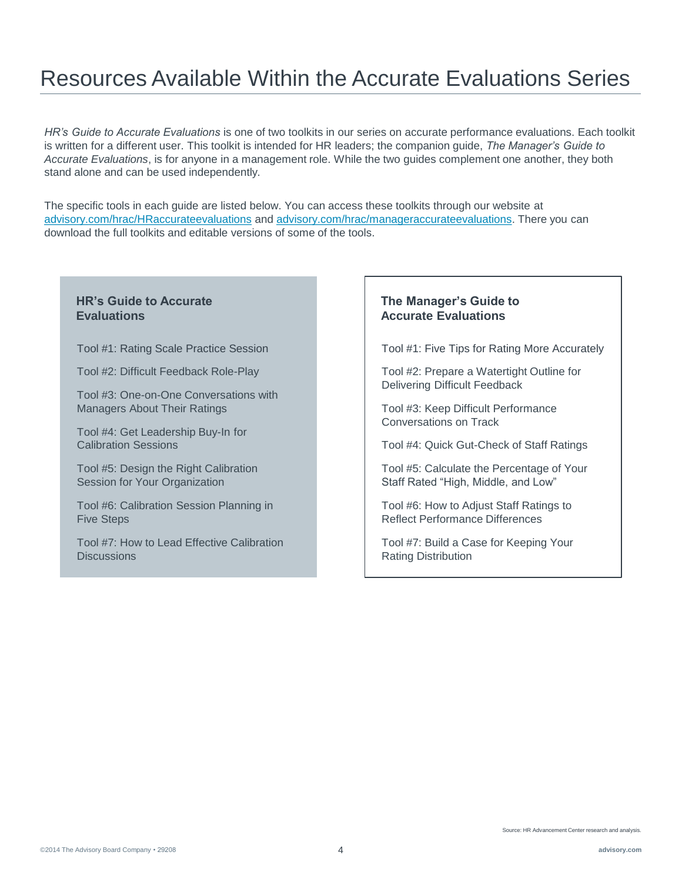# Resources Available Within the Accurate Evaluations Series

*HR's Guide to Accurate Evaluations* is one of two toolkits in our series on accurate performance evaluations. Each toolkit is written for a different user. This toolkit is intended for HR leaders; the companion guide, *The Manager's Guide to Accurate Evaluations*, is for anyone in a management role. While the two guides complement one another, they both stand alone and can be used independently.

The specific tools in each guide are listed below. You can access these toolkits through our website at [advisory.com/hrac/HRaccurateevaluations](advisory.com/hrac/HRaccurateevaluations) and [advisory.com/hrac/manageraccurateevaluations](advisory.com/hrac/manageraccurateevaluations). There you can download the full toolkits and editable versions of some of the tools.

### HR's Guide to Accurate Evaluations

Tool #1: Rating Scale Practice Session

Tool #2: Difficult Feedback Role-Play

Tool #3: One-on-One Conversations with Managers About Their Ratings

Tool #4: Get Leadership Buy-In for Calibration Sessions

Tool #5: Design the Right Calibration Session for Your Organization

Tool #6: Calibration Session Planning in Five Steps

Tool #7: How to Lead Effective Calibration Discussions

### The Manager's Guide to Accurate Evaluations

Tool #1: Five Tips for Rating More Accurately

Tool #2: Prepare a Watertight Outline for Delivering Difficult Feedback

Tool #3: Keep Difficult Performance Conversations on Track

Tool #4: Quick Gut-Check of Staff Ratings

Tool #5: Calculate the Percentage of Your Staff Rated "High, Middle, and Low"

Tool #6: How to Adjust Staff Ratings to Reflect Performance Differences

Tool #7: Build a Case for Keeping Your Rating Distribution

Source: HR Advancement Center research and analysis.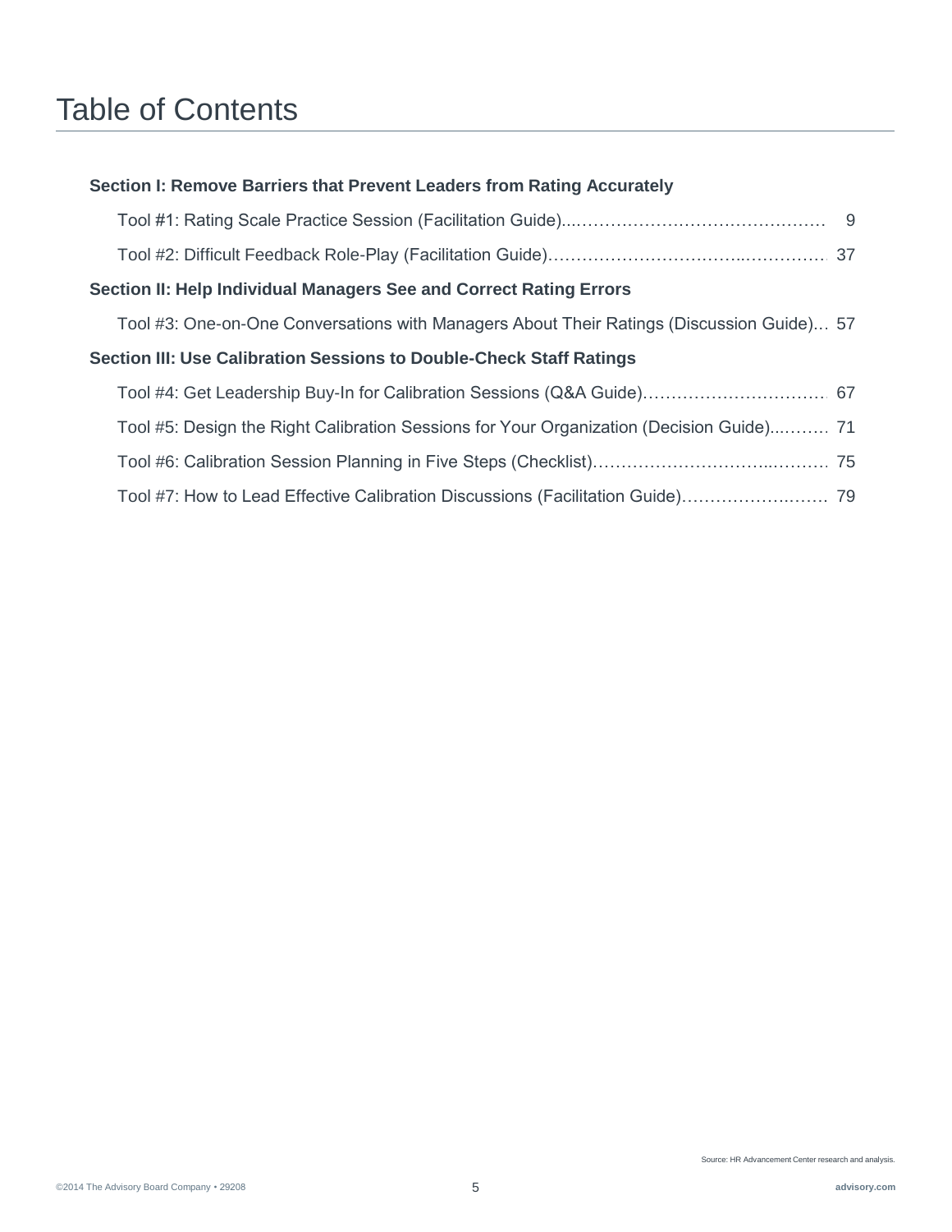# Table of Contents

**Section I: Remove Barriers that Prevent Leaders from Rating Accurately**

- Tool #1: Rating Scale Practice Session (Facilitation Guide) ... 9
- Tool #2: Difficult Feedback Role-Play (Facilitation Guide) ... 37

**Section II: Help Individual Managers See and Correct Rating Errors**

- Tool #3: One-on-One Conversations with Managers About Their Ratings (Discussion Guide) ... 57

**Section III: Use Calibration Sessions to Double-Check Staff Ratings**

- Tool #4: Get Leadership Buy-In for Calibration Sessions (Q&A Guide) ... 67
- Tool #5: Design the Right Calibration Sessions for Your Organization (Decision Guide) ... 71
- Tool #6: Calibration Session Planning in Five Steps (Checklist) ... 75
- Tool #7: How to Lead Effective Calibration Discussions (Facilitation Guide) ... 79

Source: HR Advancement Center research and analysis.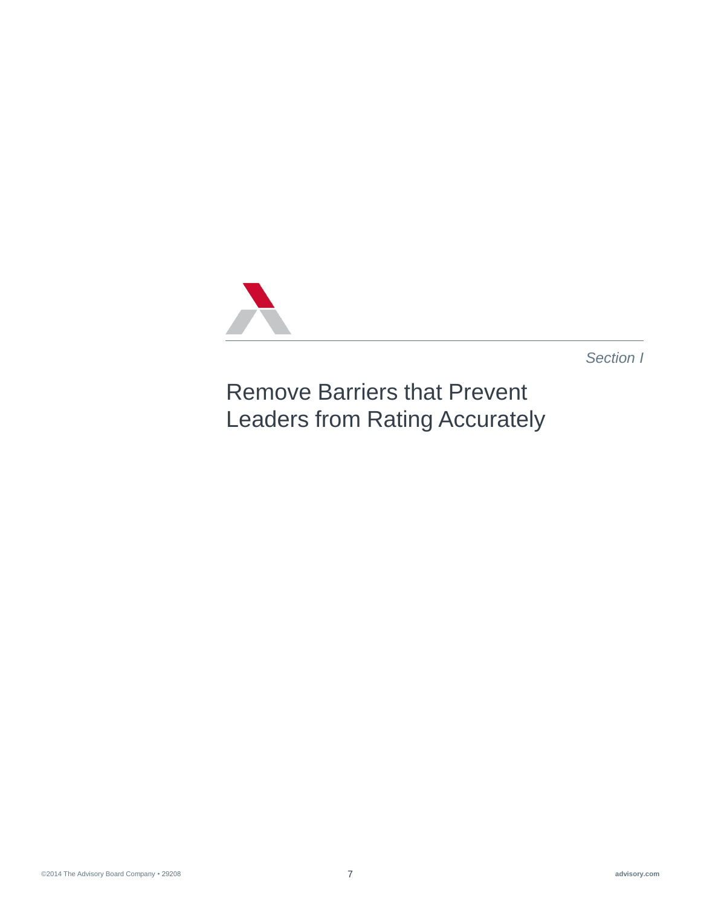*Section I*

# Remove Barriers that Prevent Leaders from Rating Accurately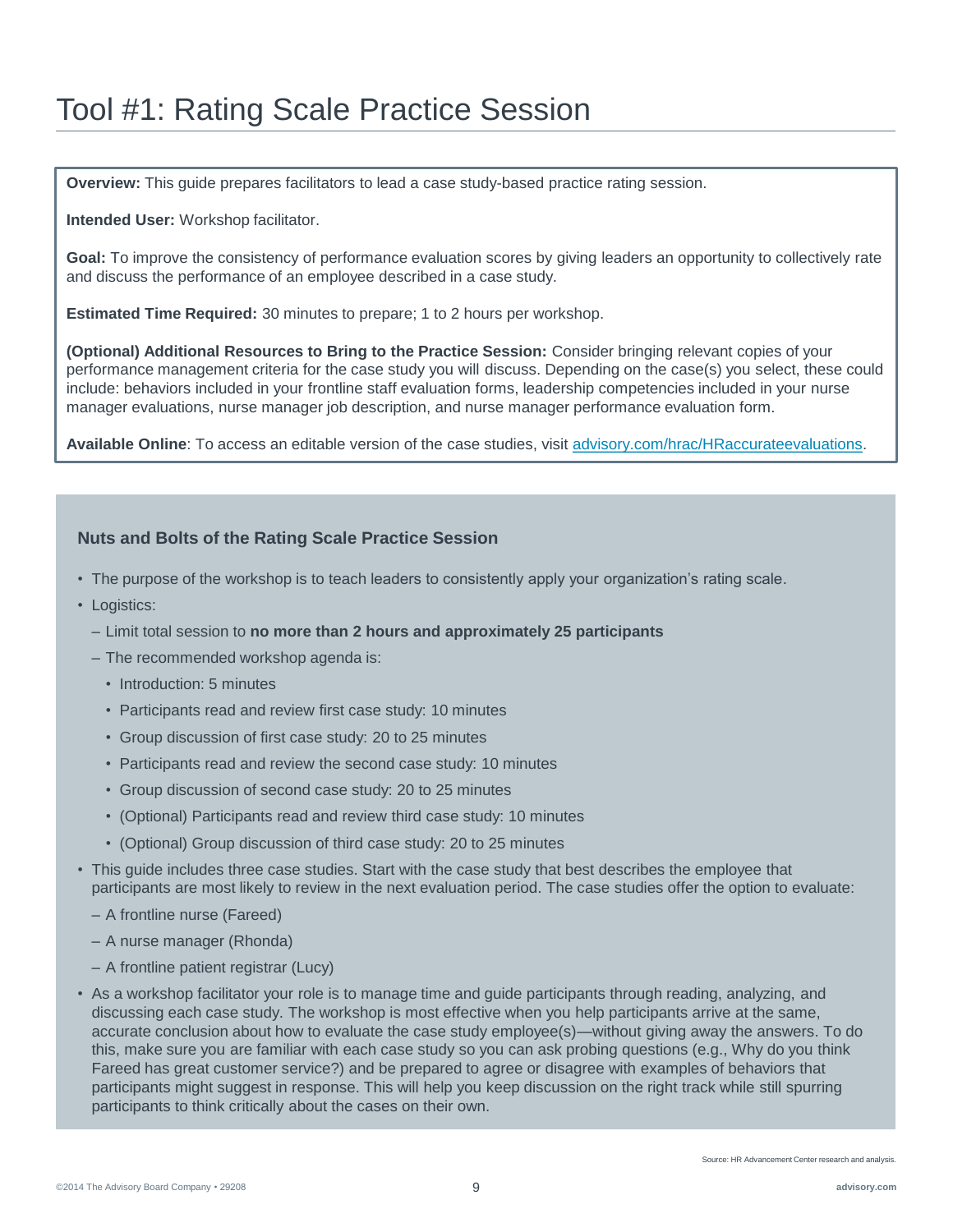# Tool #1: Rating Scale Practice Session

**Overview:** This guide prepares facilitators to lead a case study-based practice rating session.

**Intended User:** Workshop facilitator.

**Goal:** To improve the consistency of performance evaluation scores by giving leaders an opportunity to collectively rate and discuss the performance of an employee described in a case study.

**Estimated Time Required:** 30 minutes to prepare; 1 to 2 hours per workshop.

**(Optional) Additional Resources to Bring to the Practice Session:** Consider bringing relevant copies of your performance management criteria for the case study you will discuss. Depending on the case(s) you select, these could include: behaviors included in your frontline staff evaluation forms, leadership competencies included in your nurse manager evaluations, nurse manager job description, and nurse manager performance evaluation form.

**Available Online**: To access an editable version of the case studies, visit advisory.com/hrac/HRaccurateevaluations.

### Nuts and Bolts of the Rating Scale Practice Session

- The purpose of the workshop is to teach leaders to consistently apply your organization's rating scale.
- Logistics:
  - Limit total session to **no more than 2 hours and approximately 25 participants**
  - The recommended workshop agenda is:
    - Introduction: 5 minutes
    - Participants read and review first case study: 10 minutes
    - Group discussion of first case study: 20 to 25 minutes
    - Participants read and review the second case study: 10 minutes
    - Group discussion of second case study: 20 to 25 minutes
    - (Optional) Participants read and review third case study: 10 minutes
    - (Optional) Group discussion of third case study: 20 to 25 minutes
- This guide includes three case studies. Start with the case study that best describes the employee that participants are most likely to review in the next evaluation period. The case studies offer the option to evaluate:
  - A frontline nurse (Fareed)
  - A nurse manager (Rhonda)
  - A frontline patient registrar (Lucy)
- As a workshop facilitator your role is to manage time and guide participants through reading, analyzing, and discussing each case study. The workshop is most effective when you help participants arrive at the same, accurate conclusion about how to evaluate the case study employee(s)—without giving away the answers. To do this, make sure you are familiar with each case study so you can ask probing questions (e.g., Why do you think Fareed has great customer service?) and be prepared to agree or disagree with examples of behaviors that participants might suggest in response. This will help you keep discussion on the right track while still spurring participants to think critically about the cases on their own.

Source: HR Advancement Center research and analysis.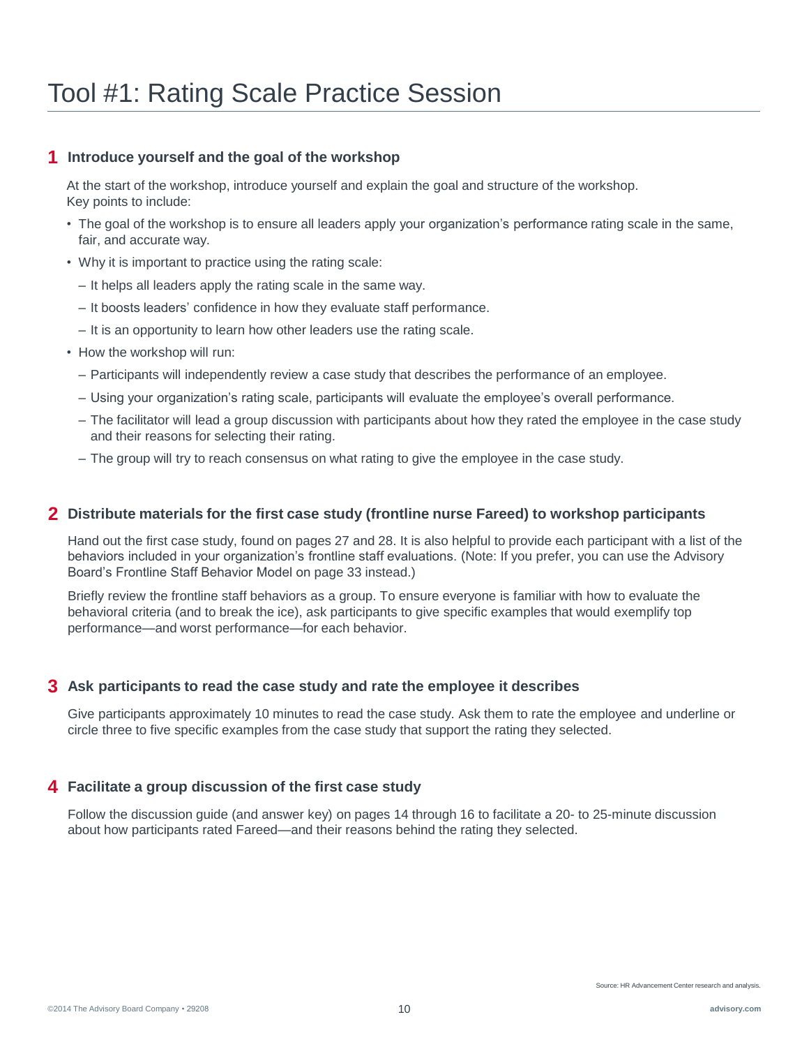# Tool #1: Rating Scale Practice Session

## 1 Introduce yourself and the goal of the workshop

At the start of the workshop, introduce yourself and explain the goal and structure of the workshop. Key points to include:

- The goal of the workshop is to ensure all leaders apply your organization's performance rating scale in the same, fair, and accurate way.
- Why it is important to practice using the rating scale:
  - It helps all leaders apply the rating scale in the same way.
  - It boosts leaders' confidence in how they evaluate staff performance.
  - It is an opportunity to learn how other leaders use the rating scale.
- How the workshop will run:
  - Participants will independently review a case study that describes the performance of an employee.
  - Using your organization's rating scale, participants will evaluate the employee's overall performance.
  - The facilitator will lead a group discussion with participants about how they rated the employee in the case study and their reasons for selecting their rating.
  - The group will try to reach consensus on what rating to give the employee in the case study.

## 2 Distribute materials for the first case study (frontline nurse Fareed) to workshop participants

Hand out the first case study, found on pages 27 and 28. It is also helpful to provide each participant with a list of the behaviors included in your organization's frontline staff evaluations. (Note: If you prefer, you can use the Advisory Board's Frontline Staff Behavior Model on page 33 instead.)

Briefly review the frontline staff behaviors as a group. To ensure everyone is familiar with how to evaluate the behavioral criteria (and to break the ice), ask participants to give specific examples that would exemplify top performance—and worst performance—for each behavior.

## 3 Ask participants to read the case study and rate the employee it describes

Give participants approximately 10 minutes to read the case study. Ask them to rate the employee and underline or circle three to five specific examples from the case study that support the rating they selected.

## 4 Facilitate a group discussion of the first case study

Follow the discussion guide (and answer key) on pages 14 through 16 to facilitate a 20- to 25-minute discussion about how participants rated Fareed—and their reasons behind the rating they selected.

Source: HR Advancement Center research and analysis.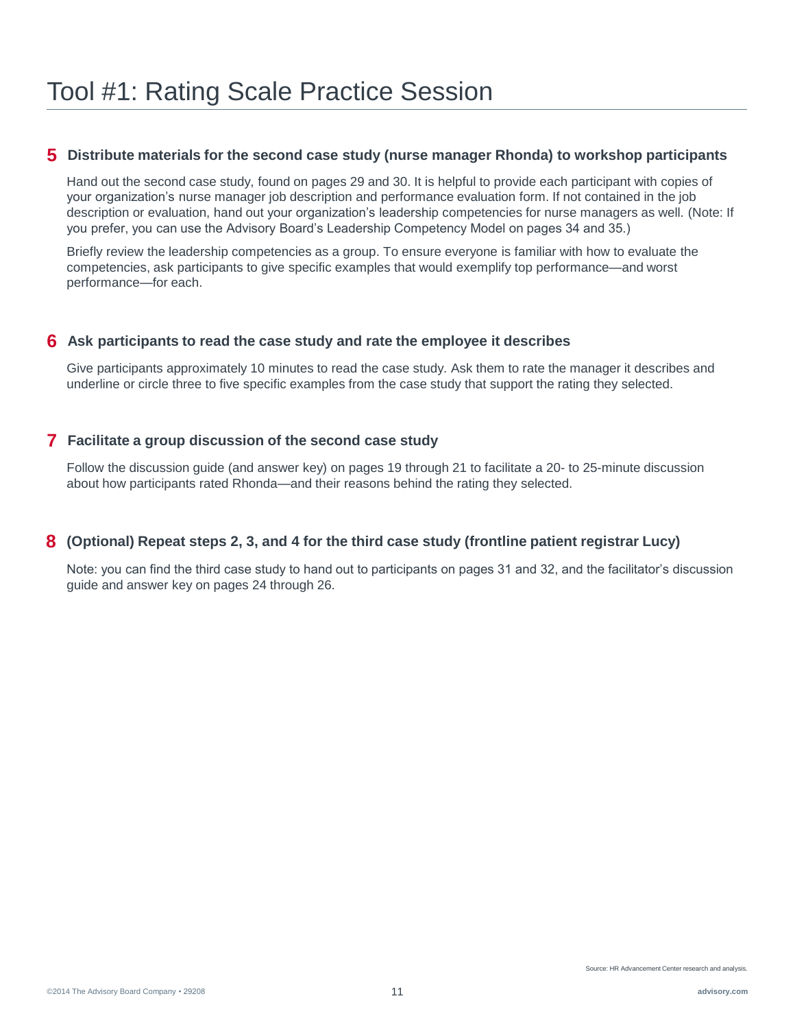# Tool #1: Rating Scale Practice Session

## 5 Distribute materials for the second case study (nurse manager Rhonda) to workshop participants

Hand out the second case study, found on pages 29 and 30. It is helpful to provide each participant with copies of your organization's nurse manager job description and performance evaluation form. If not contained in the job description or evaluation, hand out your organization's leadership competencies for nurse managers as well. (Note: If you prefer, you can use the Advisory Board's Leadership Competency Model on pages 34 and 35.)

Briefly review the leadership competencies as a group. To ensure everyone is familiar with how to evaluate the competencies, ask participants to give specific examples that would exemplify top performance—and worst performance—for each.

## 6 Ask participants to read the case study and rate the employee it describes

Give participants approximately 10 minutes to read the case study. Ask them to rate the manager it describes and underline or circle three to five specific examples from the case study that support the rating they selected.

## 7 Facilitate a group discussion of the second case study

Follow the discussion guide (and answer key) on pages 19 through 21 to facilitate a 20- to 25-minute discussion about how participants rated Rhonda—and their reasons behind the rating they selected.

## 8 (Optional) Repeat steps 2, 3, and 4 for the third case study (frontline patient registrar Lucy)

Note: you can find the third case study to hand out to participants on pages 31 and 32, and the facilitator's discussion guide and answer key on pages 24 through 26.

Source: HR Advancement Center research and analysis.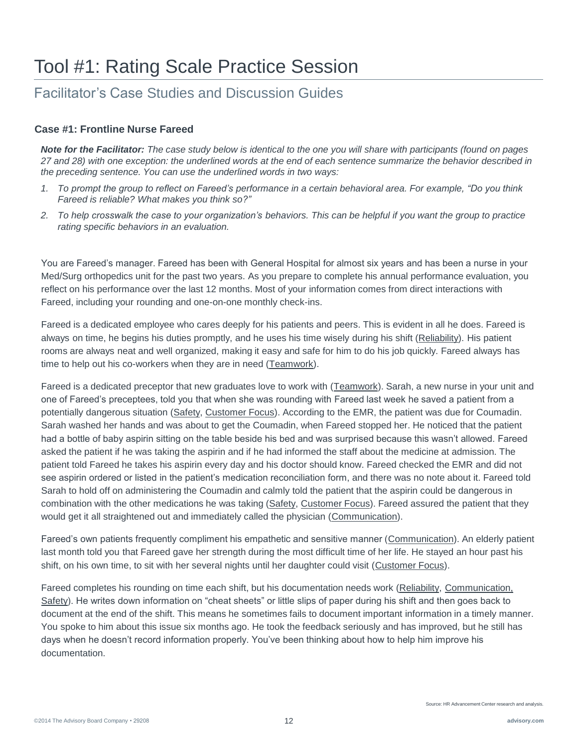# Tool #1: Rating Scale Practice Session

## Facilitator's Case Studies and Discussion Guides

### Case #1: Frontline Nurse Fareed

***Note for the Facilitator:*** *The case study below is identical to the one you will share with participants (found on pages 27 and 28) with one exception: the underlined words at the end of each sentence summarize the behavior described in the preceding sentence. You can use the underlined words in two ways:*

1. *To prompt the group to reflect on Fareed's performance in a certain behavioral area. For example, "Do you think Fareed is reliable? What makes you think so?"*
2. *To help crosswalk the case to your organization's behaviors. This can be helpful if you want the group to practice rating specific behaviors in an evaluation.*

You are Fareed's manager. Fareed has been with General Hospital for almost six years and has been a nurse in your Med/Surg orthopedics unit for the past two years. As you prepare to complete his annual performance evaluation, you reflect on his performance over the last 12 months. Most of your information comes from direct interactions with Fareed, including your rounding and one-on-one monthly check-ins.

Fareed is a dedicated employee who cares deeply for his patients and peers. This is evident in all he does. Fareed is always on time, he begins his duties promptly, and he uses his time wisely during his shift (<u>Reliability</u>). His patient rooms are always neat and well organized, making it easy and safe for him to do his job quickly. Fareed always has time to help out his co-workers when they are in need (<u>Teamwork</u>).

Fareed is a dedicated preceptor that new graduates love to work with (<u>Teamwork</u>). Sarah, a new nurse in your unit and one of Fareed's preceptees, told you that when she was rounding with Fareed last week he saved a patient from a potentially dangerous situation (<u>Safety</u>, <u>Customer Focus</u>). According to the EMR, the patient was due for Coumadin. Sarah washed her hands and was about to get the Coumadin, when Fareed stopped her. He noticed that the patient had a bottle of baby aspirin sitting on the table beside his bed and was surprised because this wasn't allowed. Fareed asked the patient if he was taking the aspirin and if he had informed the staff about the medicine at admission. The patient told Fareed he takes his aspirin every day and his doctor should know. Fareed checked the EMR and did not see aspirin ordered or listed in the patient's medication reconciliation form, and there was no note about it. Fareed told Sarah to hold off on administering the Coumadin and calmly told the patient that the aspirin could be dangerous in combination with the other medications he was taking (<u>Safety</u>, <u>Customer Focus</u>). Fareed assured the patient that they would get it all straightened out and immediately called the physician (<u>Communication</u>).

Fareed's own patients frequently compliment his empathetic and sensitive manner (<u>Communication</u>). An elderly patient last month told you that Fareed gave her strength during the most difficult time of her life. He stayed an hour past his shift, on his own time, to sit with her several nights until her daughter could visit (<u>Customer Focus</u>).

Fareed completes his rounding on time each shift, but his documentation needs work (<u>Reliability</u>, <u>Communication, Safety</u>). He writes down information on "cheat sheets" or little slips of paper during his shift and then goes back to document at the end of the shift. This means he sometimes fails to document important information in a timely manner. You spoke to him about this issue six months ago. He took the feedback seriously and has improved, but he still has days when he doesn't record information properly. You've been thinking about how to help him improve his documentation.

Source: HR Advancement Center research and analysis.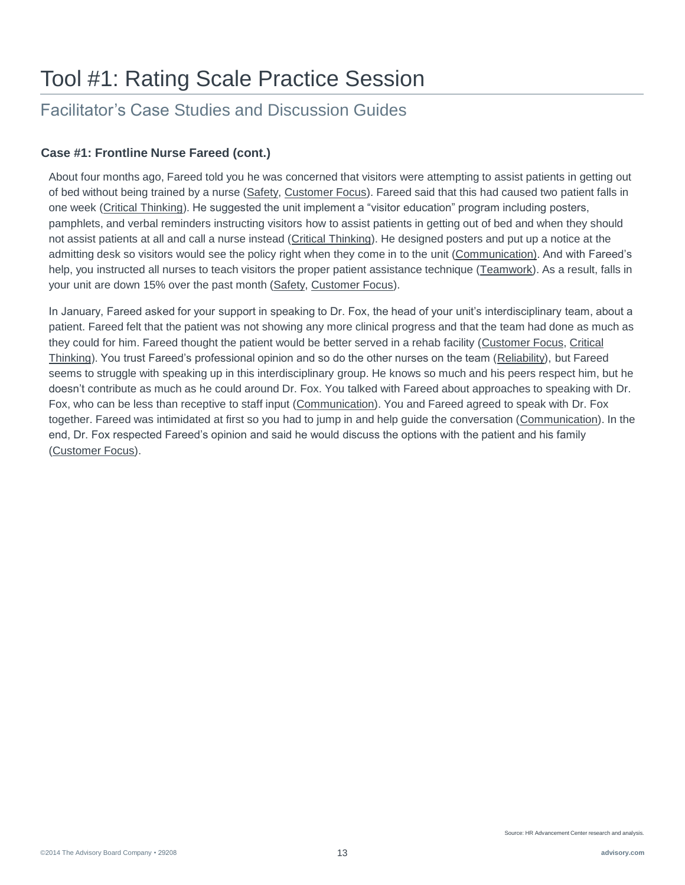# Tool #1: Rating Scale Practice Session

## Facilitator's Case Studies and Discussion Guides

### Case #1: Frontline Nurse Fareed (cont.)

About four months ago, Fareed told you he was concerned that visitors were attempting to assist patients in getting out of bed without being trained by a nurse (Safety, Customer Focus). Fareed said that this had caused two patient falls in one week (Critical Thinking). He suggested the unit implement a "visitor education" program including posters, pamphlets, and verbal reminders instructing visitors how to assist patients in getting out of bed and when they should not assist patients at all and call a nurse instead (Critical Thinking). He designed posters and put up a notice at the admitting desk so visitors would see the policy right when they come in to the unit (Communication). And with Fareed's help, you instructed all nurses to teach visitors the proper patient assistance technique (Teamwork). As a result, falls in your unit are down 15% over the past month (Safety, Customer Focus).

In January, Fareed asked for your support in speaking to Dr. Fox, the head of your unit's interdisciplinary team, about a patient. Fareed felt that the patient was not showing any more clinical progress and that the team had done as much as they could for him. Fareed thought the patient would be better served in a rehab facility (Customer Focus, Critical Thinking). You trust Fareed's professional opinion and so do the other nurses on the team (Reliability), but Fareed seems to struggle with speaking up in this interdisciplinary group. He knows so much and his peers respect him, but he doesn't contribute as much as he could around Dr. Fox. You talked with Fareed about approaches to speaking with Dr. Fox, who can be less than receptive to staff input (Communication). You and Fareed agreed to speak with Dr. Fox together. Fareed was intimidated at first so you had to jump in and help guide the conversation (Communication). In the end, Dr. Fox respected Fareed's opinion and said he would discuss the options with the patient and his family (Customer Focus).

Source: HR Advancement Center research and analysis.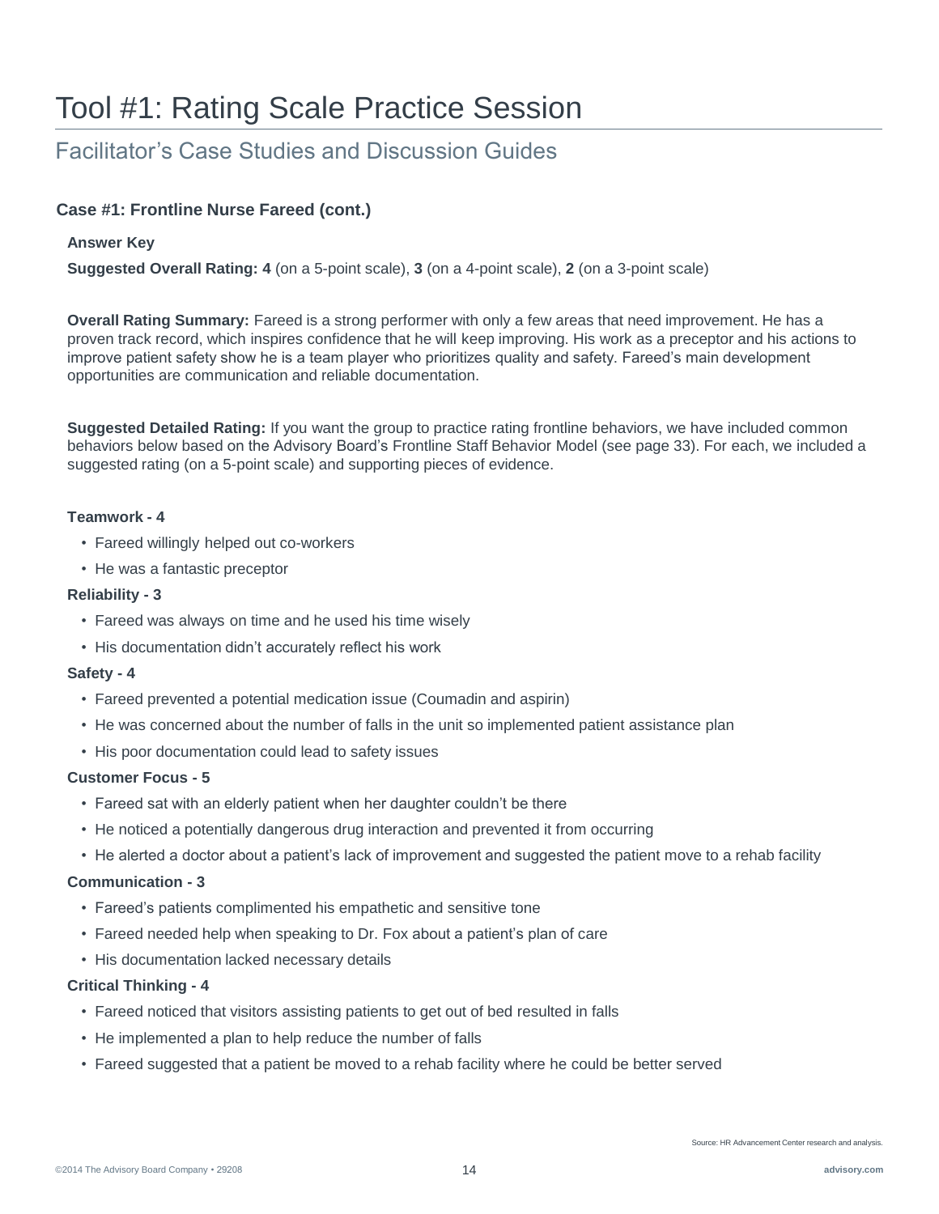# Tool #1: Rating Scale Practice Session

## Facilitator's Case Studies and Discussion Guides

### Case #1: Frontline Nurse Fareed (cont.)

**Answer Key**

**Suggested Overall Rating: 4** (on a 5-point scale), **3** (on a 4-point scale), **2** (on a 3-point scale)

**Overall Rating Summary:** Fareed is a strong performer with only a few areas that need improvement. He has a proven track record, which inspires confidence that he will keep improving. His work as a preceptor and his actions to improve patient safety show he is a team player who prioritizes quality and safety. Fareed's main development opportunities are communication and reliable documentation.

**Suggested Detailed Rating:** If you want the group to practice rating frontline behaviors, we have included common behaviors below based on the Advisory Board's Frontline Staff Behavior Model (see page 33). For each, we included a suggested rating (on a 5-point scale) and supporting pieces of evidence.

**Teamwork - 4**

- Fareed willingly helped out co-workers
- He was a fantastic preceptor

**Reliability - 3**

- Fareed was always on time and he used his time wisely
- His documentation didn't accurately reflect his work

**Safety - 4**

- Fareed prevented a potential medication issue (Coumadin and aspirin)
- He was concerned about the number of falls in the unit so implemented patient assistance plan
- His poor documentation could lead to safety issues

**Customer Focus - 5**

- Fareed sat with an elderly patient when her daughter couldn't be there
- He noticed a potentially dangerous drug interaction and prevented it from occurring
- He alerted a doctor about a patient's lack of improvement and suggested the patient move to a rehab facility

**Communication - 3**

- Fareed's patients complimented his empathetic and sensitive tone
- Fareed needed help when speaking to Dr. Fox about a patient's plan of care
- His documentation lacked necessary details

**Critical Thinking - 4**

- Fareed noticed that visitors assisting patients to get out of bed resulted in falls
- He implemented a plan to help reduce the number of falls
- Fareed suggested that a patient be moved to a rehab facility where he could be better served

Source: HR Advancement Center research and analysis.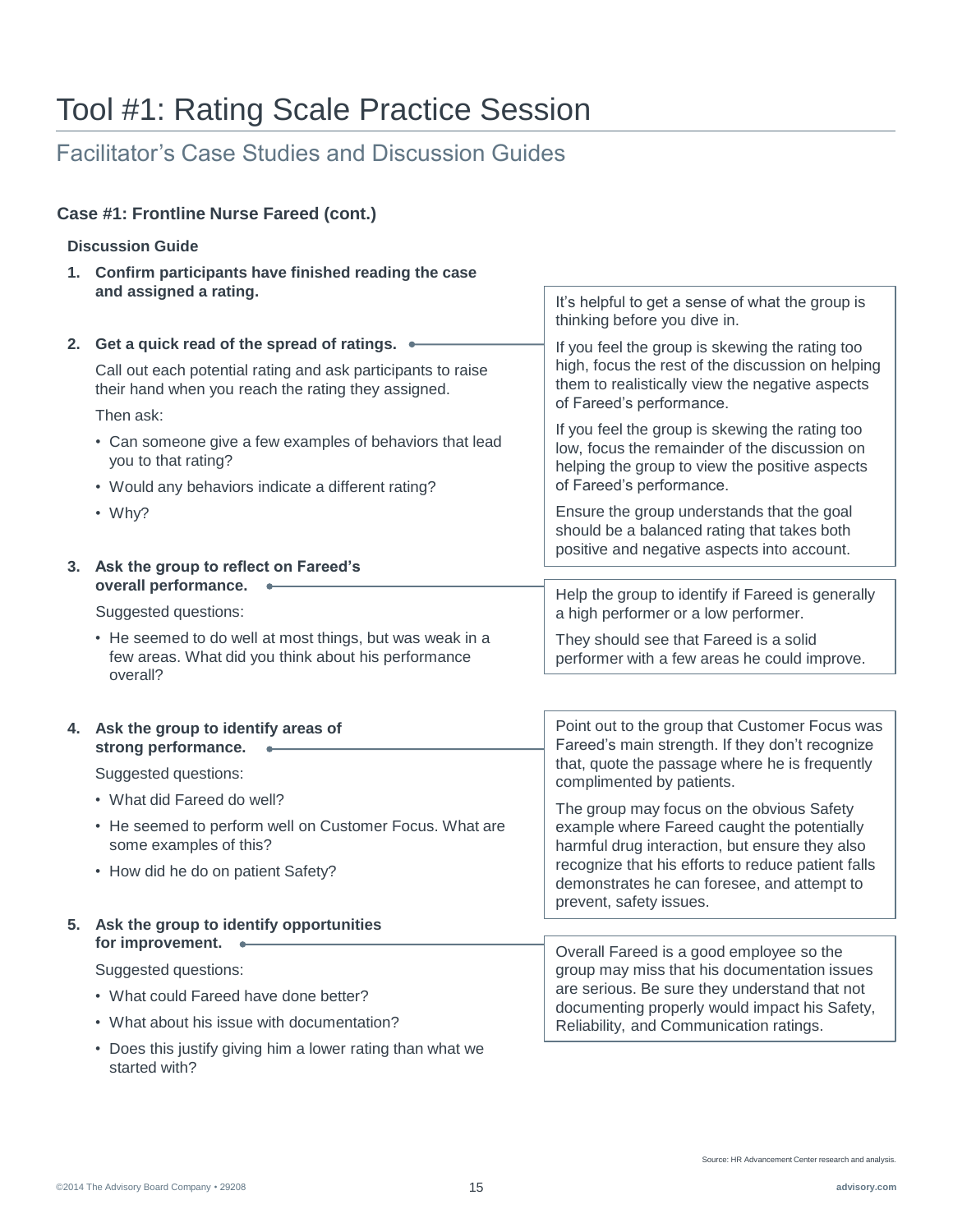# Tool #1: Rating Scale Practice Session

## Facilitator's Case Studies and Discussion Guides

### Case #1: Frontline Nurse Fareed (cont.)

**Discussion Guide**

1. **Confirm participants have finished reading the case and assigned a rating.**

2. **Get a quick read of the spread of ratings.**

   Call out each potential rating and ask participants to raise their hand when you reach the rating they assigned.

   Then ask:

   - Can someone give a few examples of behaviors that lead you to that rating?
   - Would any behaviors indicate a different rating?
   - Why?

   > It's helpful to get a sense of what the group is thinking before you dive in.
   >
   > If you feel the group is skewing the rating too high, focus the rest of the discussion on helping them to realistically view the negative aspects of Fareed's performance.
   >
   > If you feel the group is skewing the rating too low, focus the remainder of the discussion on helping the group to view the positive aspects of Fareed's performance.
   >
   > Ensure the group understands that the goal should be a balanced rating that takes both positive and negative aspects into account.

3. **Ask the group to reflect on Fareed's overall performance.**

   Suggested questions:

   - He seemed to do well at most things, but was weak in a few areas. What did you think about his performance overall?

   > Help the group to identify if Fareed is generally a high performer or a low performer.
   >
   > They should see that Fareed is a solid performer with a few areas he could improve.

4. **Ask the group to identify areas of strong performance.**

   Suggested questions:

   - What did Fareed do well?
   - He seemed to perform well on Customer Focus. What are some examples of this?
   - How did he do on patient Safety?

   > Point out to the group that Customer Focus was Fareed's main strength. If they don't recognize that, quote the passage where he is frequently complimented by patients.
   >
   > The group may focus on the obvious Safety example where Fareed caught the potentially harmful drug interaction, but ensure they also recognize that his efforts to reduce patient falls demonstrates he can foresee, and attempt to prevent, safety issues.

5. **Ask the group to identify opportunities for improvement.**

   Suggested questions:

   - What could Fareed have done better?
   - What about his issue with documentation?
   - Does this justify giving him a lower rating than what we started with?

   > Overall Fareed is a good employee so the group may miss that his documentation issues are serious. Be sure they understand that not documenting properly would impact his Safety, Reliability, and Communication ratings.

Source: HR Advancement Center research and analysis.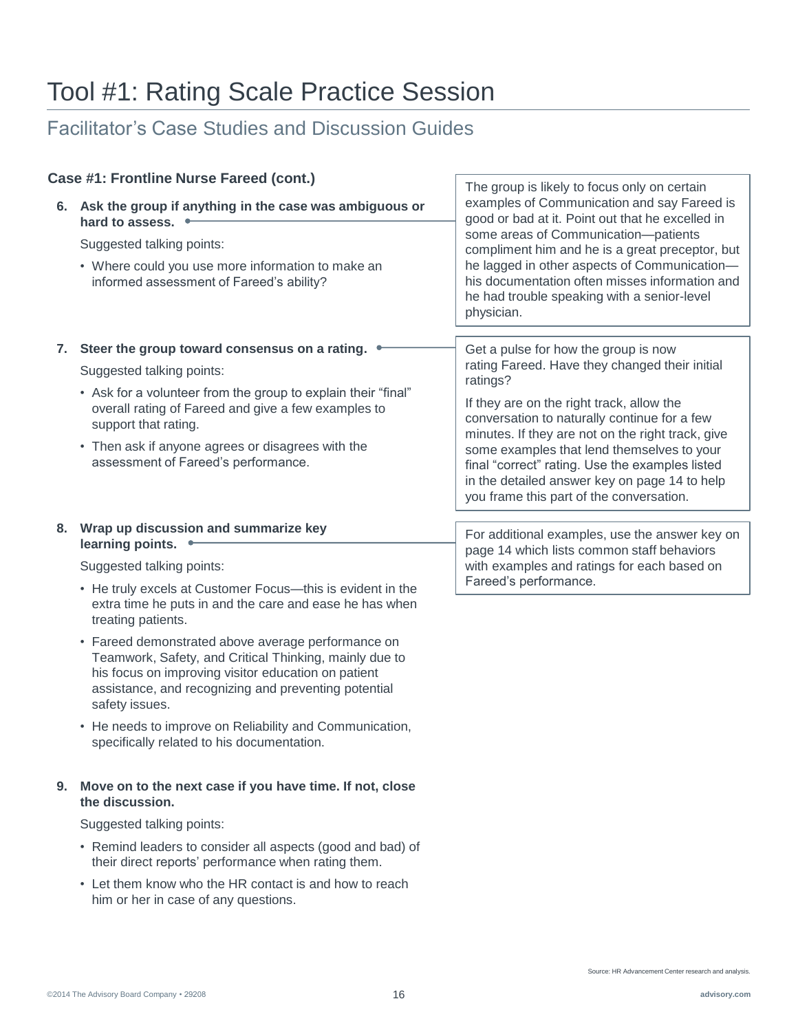# Tool #1: Rating Scale Practice Session

## Facilitator's Case Studies and Discussion Guides

### Case #1: Frontline Nurse Fareed (cont.)

6. **Ask the group if anything in the case was ambiguous or hard to assess.**

   Suggested talking points:

   - Where could you use more information to make an informed assessment of Fareed's ability?

> The group is likely to focus only on certain examples of Communication and say Fareed is good or bad at it. Point out that he excelled in some areas of Communication—patients compliment him and he is a great preceptor, but he lagged in other aspects of Communication—his documentation often misses information and he had trouble speaking with a senior-level physician.

7. **Steer the group toward consensus on a rating.**

   Suggested talking points:

   - Ask for a volunteer from the group to explain their "final" overall rating of Fareed and give a few examples to support that rating.
   - Then ask if anyone agrees or disagrees with the assessment of Fareed's performance.

> Get a pulse for how the group is now rating Fareed. Have they changed their initial ratings?
>
> If they are on the right track, allow the conversation to naturally continue for a few minutes. If they are not on the right track, give some examples that lend themselves to your final "correct" rating. Use the examples listed in the detailed answer key on page 14 to help you frame this part of the conversation.

8. **Wrap up discussion and summarize key learning points.**

   Suggested talking points:

   - He truly excels at Customer Focus—this is evident in the extra time he puts in and the care and ease he has when treating patients.
   - Fareed demonstrated above average performance on Teamwork, Safety, and Critical Thinking, mainly due to his focus on improving visitor education on patient assistance, and recognizing and preventing potential safety issues.
   - He needs to improve on Reliability and Communication, specifically related to his documentation.

> For additional examples, use the answer key on page 14 which lists common staff behaviors with examples and ratings for each based on Fareed's performance.

9. **Move on to the next case if you have time. If not, close the discussion.**

   Suggested talking points:

   - Remind leaders to consider all aspects (good and bad) of their direct reports' performance when rating them.
   - Let them know who the HR contact is and how to reach him or her in case of any questions.

Source: HR Advancement Center research and analysis.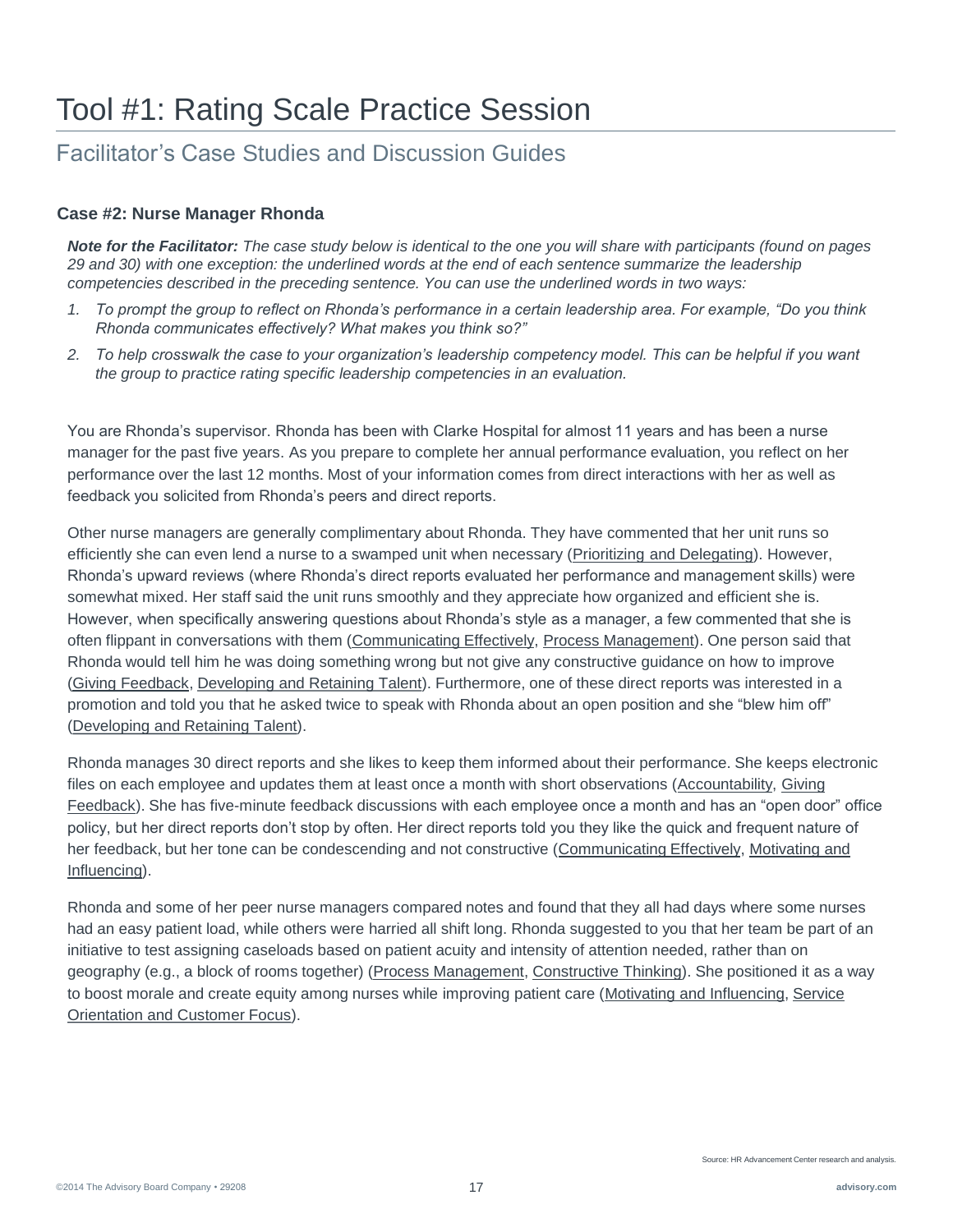# Tool #1: Rating Scale Practice Session

## Facilitator's Case Studies and Discussion Guides

### Case #2: Nurse Manager Rhonda

***Note for the Facilitator:*** *The case study below is identical to the one you will share with participants (found on pages 29 and 30) with one exception: the underlined words at the end of each sentence summarize the leadership competencies described in the preceding sentence. You can use the underlined words in two ways:*

1. *To prompt the group to reflect on Rhonda's performance in a certain leadership area. For example, "Do you think Rhonda communicates effectively? What makes you think so?"*
2. *To help crosswalk the case to your organization's leadership competency model. This can be helpful if you want the group to practice rating specific leadership competencies in an evaluation.*

You are Rhonda's supervisor. Rhonda has been with Clarke Hospital for almost 11 years and has been a nurse manager for the past five years. As you prepare to complete her annual performance evaluation, you reflect on her performance over the last 12 months. Most of your information comes from direct interactions with her as well as feedback you solicited from Rhonda's peers and direct reports.

Other nurse managers are generally complimentary about Rhonda. They have commented that her unit runs so efficiently she can even lend a nurse to a swamped unit when necessary (<u>Prioritizing and Delegating</u>). However, Rhonda's upward reviews (where Rhonda's direct reports evaluated her performance and management skills) were somewhat mixed. Her staff said the unit runs smoothly and they appreciate how organized and efficient she is. However, when specifically answering questions about Rhonda's style as a manager, a few commented that she is often flippant in conversations with them (<u>Communicating Effectively</u>, <u>Process Management</u>). One person said that Rhonda would tell him he was doing something wrong but not give any constructive guidance on how to improve (<u>Giving Feedback</u>, <u>Developing and Retaining Talent</u>). Furthermore, one of these direct reports was interested in a promotion and told you that he asked twice to speak with Rhonda about an open position and she "blew him off" (<u>Developing and Retaining Talent</u>).

Rhonda manages 30 direct reports and she likes to keep them informed about their performance. She keeps electronic files on each employee and updates them at least once a month with short observations (<u>Accountability</u>, <u>Giving Feedback</u>). She has five-minute feedback discussions with each employee once a month and has an "open door" office policy, but her direct reports don't stop by often. Her direct reports told you they like the quick and frequent nature of her feedback, but her tone can be condescending and not constructive (<u>Communicating Effectively</u>, <u>Motivating and Influencing</u>).

Rhonda and some of her peer nurse managers compared notes and found that they all had days where some nurses had an easy patient load, while others were harried all shift long. Rhonda suggested to you that her team be part of an initiative to test assigning caseloads based on patient acuity and intensity of attention needed, rather than on geography (e.g., a block of rooms together) (<u>Process Management</u>, <u>Constructive Thinking</u>). She positioned it as a way to boost morale and create equity among nurses while improving patient care (<u>Motivating and Influencing</u>, <u>Service Orientation and Customer Focus</u>).

Source: HR Advancement Center research and analysis.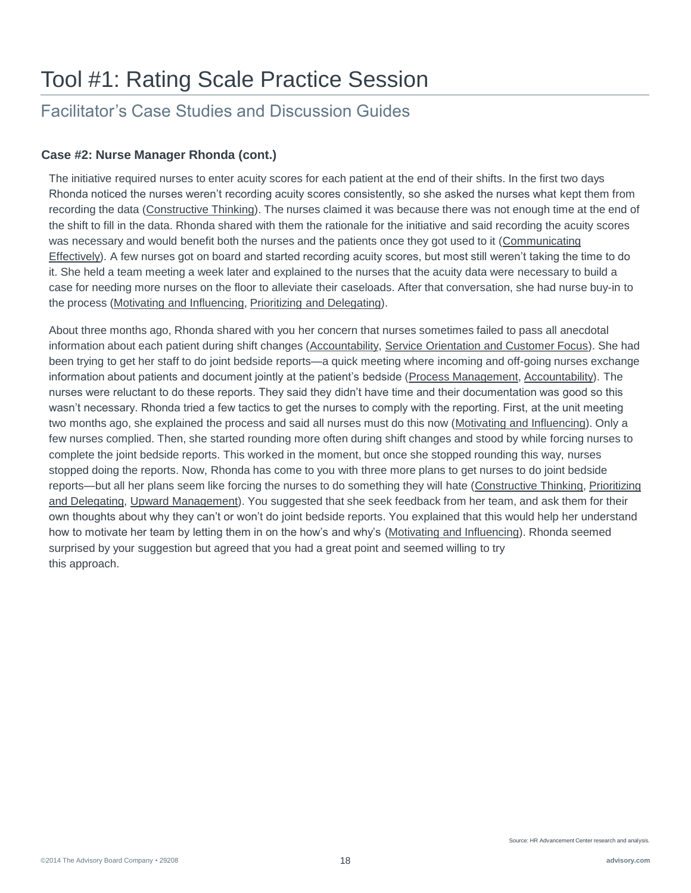# Tool #1: Rating Scale Practice Session

## Facilitator's Case Studies and Discussion Guides

### Case #2: Nurse Manager Rhonda (cont.)

The initiative required nurses to enter acuity scores for each patient at the end of their shifts. In the first two days Rhonda noticed the nurses weren't recording acuity scores consistently, so she asked the nurses what kept them from recording the data (Constructive Thinking). The nurses claimed it was because there was not enough time at the end of the shift to fill in the data. Rhonda shared with them the rationale for the initiative and said recording the acuity scores was necessary and would benefit both the nurses and the patients once they got used to it (Communicating Effectively). A few nurses got on board and started recording acuity scores, but most still weren't taking the time to do it. She held a team meeting a week later and explained to the nurses that the acuity data were necessary to build a case for needing more nurses on the floor to alleviate their caseloads. After that conversation, she had nurse buy-in to the process (Motivating and Influencing, Prioritizing and Delegating).

About three months ago, Rhonda shared with you her concern that nurses sometimes failed to pass all anecdotal information about each patient during shift changes (Accountability, Service Orientation and Customer Focus). She had been trying to get her staff to do joint bedside reports—a quick meeting where incoming and off-going nurses exchange information about patients and document jointly at the patient's bedside (Process Management, Accountability). The nurses were reluctant to do these reports. They said they didn't have time and their documentation was good so this wasn't necessary. Rhonda tried a few tactics to get the nurses to comply with the reporting. First, at the unit meeting two months ago, she explained the process and said all nurses must do this now (Motivating and Influencing). Only a few nurses complied. Then, she started rounding more often during shift changes and stood by while forcing nurses to complete the joint bedside reports. This worked in the moment, but once she stopped rounding this way, nurses stopped doing the reports. Now, Rhonda has come to you with three more plans to get nurses to do joint bedside reports—but all her plans seem like forcing the nurses to do something they will hate (Constructive Thinking, Prioritizing and Delegating, Upward Management). You suggested that she seek feedback from her team, and ask them for their own thoughts about why they can't or won't do joint bedside reports. You explained that this would help her understand how to motivate her team by letting them in on the how's and why's (Motivating and Influencing). Rhonda seemed surprised by your suggestion but agreed that you had a great point and seemed willing to try this approach.

Source: HR Advancement Center research and analysis.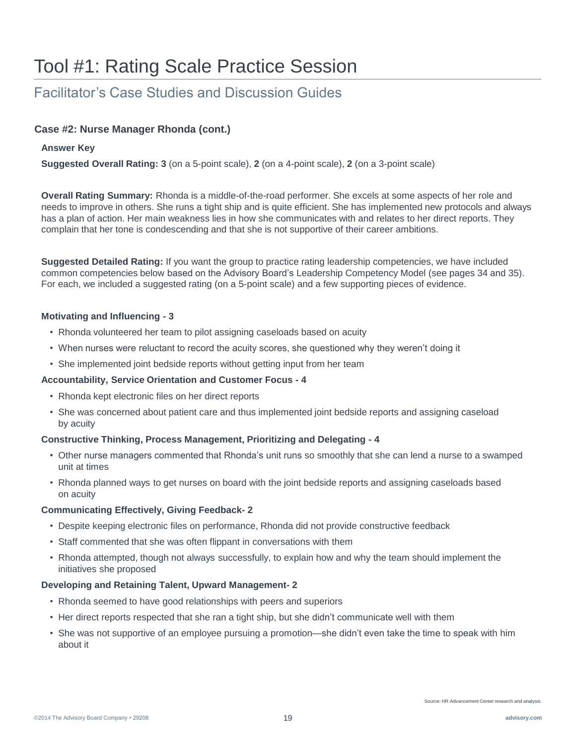# Tool #1: Rating Scale Practice Session

## Facilitator's Case Studies and Discussion Guides

### Case #2: Nurse Manager Rhonda (cont.)

**Answer Key**

**Suggested Overall Rating: 3** (on a 5-point scale), **2** (on a 4-point scale), **2** (on a 3-point scale)

**Overall Rating Summary:** Rhonda is a middle-of-the-road performer. She excels at some aspects of her role and needs to improve in others. She runs a tight ship and is quite efficient. She has implemented new protocols and always has a plan of action. Her main weakness lies in how she communicates with and relates to her direct reports. They complain that her tone is condescending and that she is not supportive of their career ambitions.

**Suggested Detailed Rating:** If you want the group to practice rating leadership competencies, we have included common competencies below based on the Advisory Board's Leadership Competency Model (see pages 34 and 35). For each, we included a suggested rating (on a 5-point scale) and a few supporting pieces of evidence.

**Motivating and Influencing - 3**

- Rhonda volunteered her team to pilot assigning caseloads based on acuity
- When nurses were reluctant to record the acuity scores, she questioned why they weren't doing it
- She implemented joint bedside reports without getting input from her team

**Accountability, Service Orientation and Customer Focus - 4**

- Rhonda kept electronic files on her direct reports
- She was concerned about patient care and thus implemented joint bedside reports and assigning caseload by acuity

**Constructive Thinking, Process Management, Prioritizing and Delegating - 4**

- Other nurse managers commented that Rhonda's unit runs so smoothly that she can lend a nurse to a swamped unit at times
- Rhonda planned ways to get nurses on board with the joint bedside reports and assigning caseloads based on acuity

**Communicating Effectively, Giving Feedback- 2**

- Despite keeping electronic files on performance, Rhonda did not provide constructive feedback
- Staff commented that she was often flippant in conversations with them
- Rhonda attempted, though not always successfully, to explain how and why the team should implement the initiatives she proposed

**Developing and Retaining Talent, Upward Management- 2**

- Rhonda seemed to have good relationships with peers and superiors
- Her direct reports respected that she ran a tight ship, but she didn't communicate well with them
- She was not supportive of an employee pursuing a promotion—she didn't even take the time to speak with him about it

Source: HR Advancement Center research and analysis.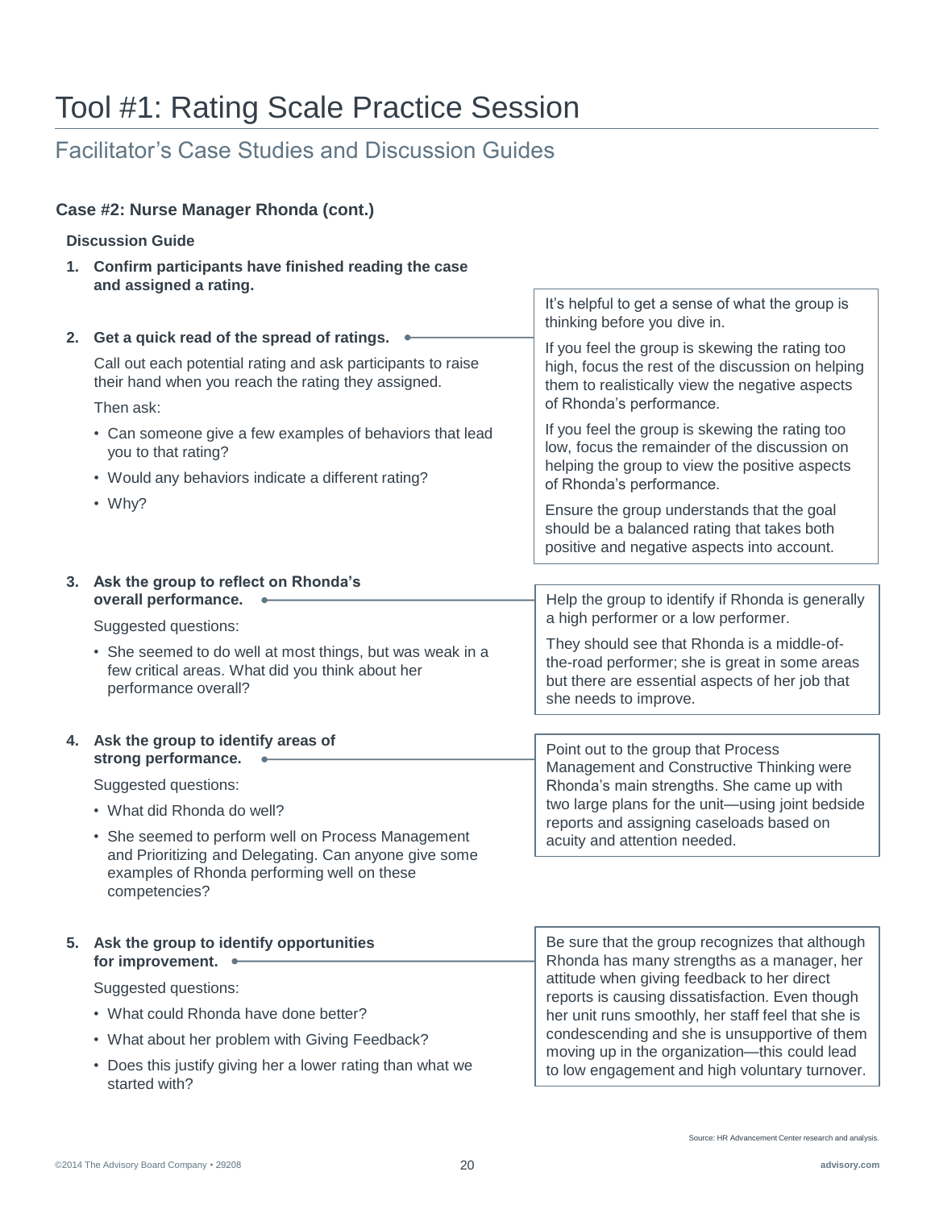# Tool #1: Rating Scale Practice Session

## Facilitator's Case Studies and Discussion Guides

### Case #2: Nurse Manager Rhonda (cont.)

**Discussion Guide**

1. **Confirm participants have finished reading the case and assigned a rating.**

2. **Get a quick read of the spread of ratings.**

   Call out each potential rating and ask participants to raise their hand when you reach the rating they assigned.

   Then ask:

   - Can someone give a few examples of behaviors that lead you to that rating?
   - Would any behaviors indicate a different rating?
   - Why?

   > It's helpful to get a sense of what the group is thinking before you dive in.
   >
   > If you feel the group is skewing the rating too high, focus the rest of the discussion on helping them to realistically view the negative aspects of Rhonda's performance.
   >
   > If you feel the group is skewing the rating too low, focus the remainder of the discussion on helping the group to view the positive aspects of Rhonda's performance.
   >
   > Ensure the group understands that the goal should be a balanced rating that takes both positive and negative aspects into account.

3. **Ask the group to reflect on Rhonda's overall performance.**

   Suggested questions:

   - She seemed to do well at most things, but was weak in a few critical areas. What did you think about her performance overall?

   > Help the group to identify if Rhonda is generally a high performer or a low performer.
   >
   > They should see that Rhonda is a middle-of-the-road performer; she is great in some areas but there are essential aspects of her job that she needs to improve.

4. **Ask the group to identify areas of strong performance.**

   Suggested questions:

   - What did Rhonda do well?
   - She seemed to perform well on Process Management and Prioritizing and Delegating. Can anyone give some examples of Rhonda performing well on these competencies?

   > Point out to the group that Process Management and Constructive Thinking were Rhonda's main strengths. She came up with two large plans for the unit—using joint bedside reports and assigning caseloads based on acuity and attention needed.

5. **Ask the group to identify opportunities for improvement.**

   Suggested questions:

   - What could Rhonda have done better?
   - What about her problem with Giving Feedback?
   - Does this justify giving her a lower rating than what we started with?

   > Be sure that the group recognizes that although Rhonda has many strengths as a manager, her attitude when giving feedback to her direct reports is causing dissatisfaction. Even though her unit runs smoothly, her staff feel that she is condescending and she is unsupportive of them moving up in the organization—this could lead to low engagement and high voluntary turnover.

Source: HR Advancement Center research and analysis.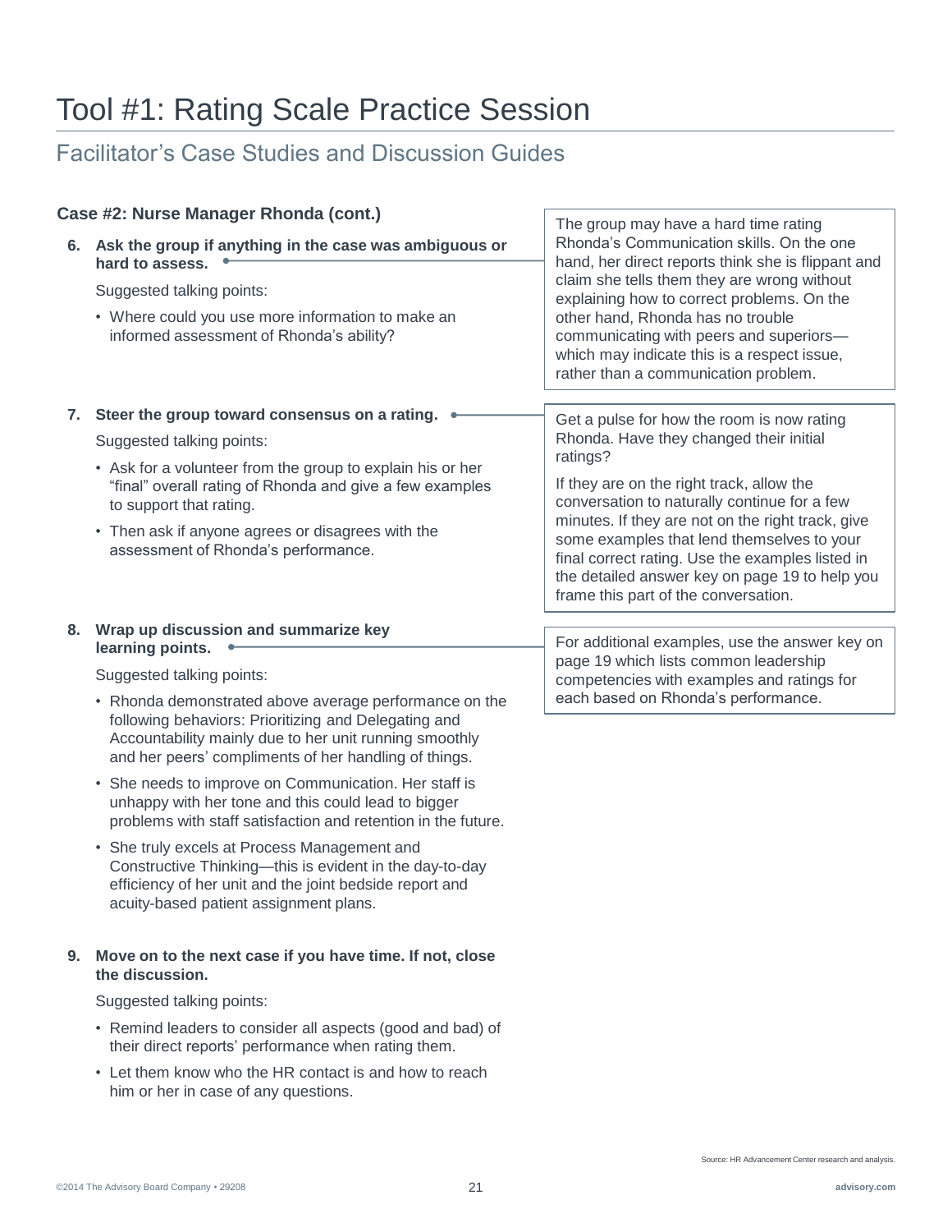# Tool #1: Rating Scale Practice Session

## Facilitator's Case Studies and Discussion Guides

### Case #2: Nurse Manager Rhonda (cont.)

6. **Ask the group if anything in the case was ambiguous or hard to assess.**

   Suggested talking points:

   - Where could you use more information to make an informed assessment of Rhonda's ability?

   > The group may have a hard time rating Rhonda's Communication skills. On the one hand, her direct reports think she is flippant and claim she tells them they are wrong without explaining how to correct problems. On the other hand, Rhonda has no trouble communicating with peers and superiors—which may indicate this is a respect issue, rather than a communication problem.

7. **Steer the group toward consensus on a rating.**

   Suggested talking points:

   - Ask for a volunteer from the group to explain his or her "final" overall rating of Rhonda and give a few examples to support that rating.
   - Then ask if anyone agrees or disagrees with the assessment of Rhonda's performance.

   > Get a pulse for how the room is now rating Rhonda. Have they changed their initial ratings?
   >
   > If they are on the right track, allow the conversation to naturally continue for a few minutes. If they are not on the right track, give some examples that lend themselves to your final correct rating. Use the examples listed in the detailed answer key on page 19 to help you frame this part of the conversation.

8. **Wrap up discussion and summarize key learning points.**

   Suggested talking points:

   - Rhonda demonstrated above average performance on the following behaviors: Prioritizing and Delegating and Accountability mainly due to her unit running smoothly and her peers' compliments of her handling of things.
   - She needs to improve on Communication. Her staff is unhappy with her tone and this could lead to bigger problems with staff satisfaction and retention in the future.
   - She truly excels at Process Management and Constructive Thinking—this is evident in the day-to-day efficiency of her unit and the joint bedside report and acuity-based patient assignment plans.

   > For additional examples, use the answer key on page 19 which lists common leadership competencies with examples and ratings for each based on Rhonda's performance.

9. **Move on to the next case if you have time. If not, close the discussion.**

   Suggested talking points:

   - Remind leaders to consider all aspects (good and bad) of their direct reports' performance when rating them.
   - Let them know who the HR contact is and how to reach him or her in case of any questions.

Source: HR Advancement Center research and analysis.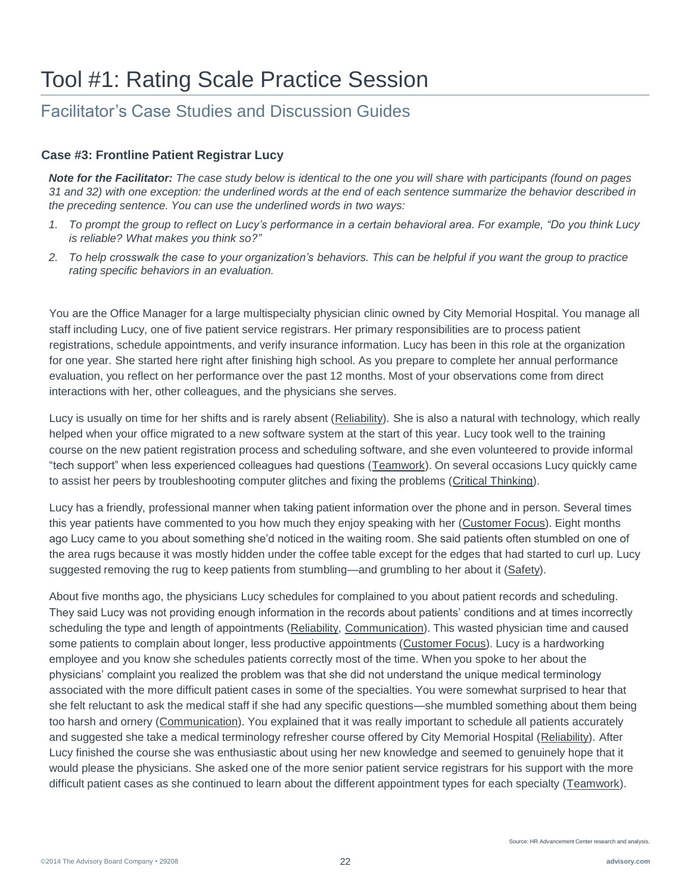# Tool #1: Rating Scale Practice Session

## Facilitator's Case Studies and Discussion Guides

### Case #3: Frontline Patient Registrar Lucy

***Note for the Facilitator:*** *The case study below is identical to the one you will share with participants (found on pages 31 and 32) with one exception: the underlined words at the end of each sentence summarize the behavior described in the preceding sentence. You can use the underlined words in two ways:*

1. *To prompt the group to reflect on Lucy's performance in a certain behavioral area. For example, "Do you think Lucy is reliable? What makes you think so?"*
2. *To help crosswalk the case to your organization's behaviors. This can be helpful if you want the group to practice rating specific behaviors in an evaluation.*

You are the Office Manager for a large multispecialty physician clinic owned by City Memorial Hospital. You manage all staff including Lucy, one of five patient service registrars. Her primary responsibilities are to process patient registrations, schedule appointments, and verify insurance information. Lucy has been in this role at the organization for one year. She started here right after finishing high school. As you prepare to complete her annual performance evaluation, you reflect on her performance over the past 12 months. Most of your observations come from direct interactions with her, other colleagues, and the physicians she serves.

Lucy is usually on time for her shifts and is rarely absent (<u>Reliability</u>). She is also a natural with technology, which really helped when your office migrated to a new software system at the start of this year. Lucy took well to the training course on the new patient registration process and scheduling software, and she even volunteered to provide informal "tech support" when less experienced colleagues had questions (<u>Teamwork</u>). On several occasions Lucy quickly came to assist her peers by troubleshooting computer glitches and fixing the problems (<u>Critical Thinking</u>).

Lucy has a friendly, professional manner when taking patient information over the phone and in person. Several times this year patients have commented to you how much they enjoy speaking with her (<u>Customer Focus</u>). Eight months ago Lucy came to you about something she'd noticed in the waiting room. She said patients often stumbled on one of the area rugs because it was mostly hidden under the coffee table except for the edges that had started to curl up. Lucy suggested removing the rug to keep patients from stumbling—and grumbling to her about it (<u>Safety</u>).

About five months ago, the physicians Lucy schedules for complained to you about patient records and scheduling. They said Lucy was not providing enough information in the records about patients' conditions and at times incorrectly scheduling the type and length of appointments (<u>Reliability</u>, <u>Communication</u>). This wasted physician time and caused some patients to complain about longer, less productive appointments (<u>Customer Focus</u>). Lucy is a hardworking employee and you know she schedules patients correctly most of the time. When you spoke to her about the physicians' complaint you realized the problem was that she did not understand the unique medical terminology associated with the more difficult patient cases in some of the specialties. You were somewhat surprised to hear that she felt reluctant to ask the medical staff if she had any specific questions—she mumbled something about them being too harsh and ornery (<u>Communication</u>). You explained that it was really important to schedule all patients accurately and suggested she take a medical terminology refresher course offered by City Memorial Hospital (<u>Reliability</u>). After Lucy finished the course she was enthusiastic about using her new knowledge and seemed to genuinely hope that it would please the physicians. She asked one of the more senior patient service registrars for his support with the more difficult patient cases as she continued to learn about the different appointment types for each specialty (<u>Teamwork</u>).

Source: HR Advancement Center research and analysis.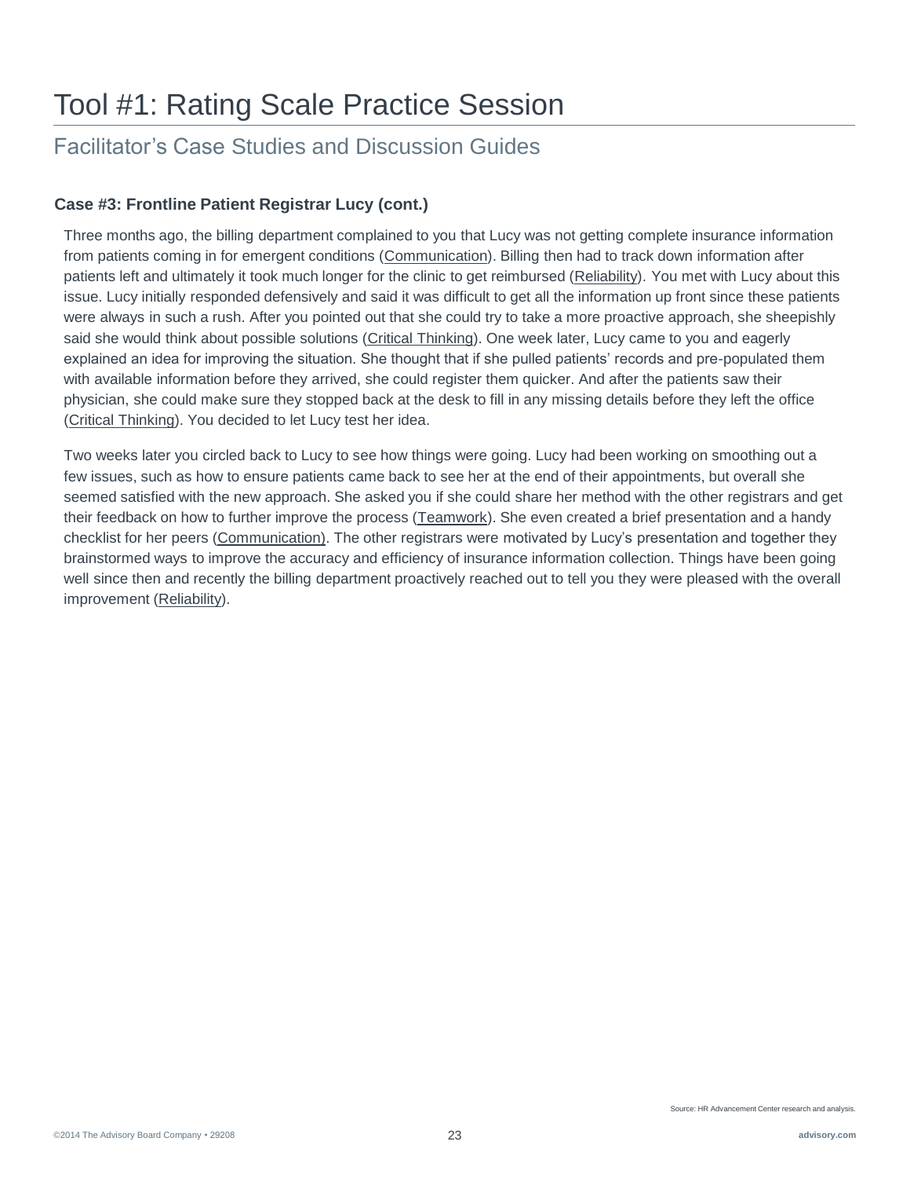# Tool #1: Rating Scale Practice Session

## Facilitator's Case Studies and Discussion Guides

### Case #3: Frontline Patient Registrar Lucy (cont.)

Three months ago, the billing department complained to you that Lucy was not getting complete insurance information from patients coming in for emergent conditions (Communication). Billing then had to track down information after patients left and ultimately it took much longer for the clinic to get reimbursed (Reliability). You met with Lucy about this issue. Lucy initially responded defensively and said it was difficult to get all the information up front since these patients were always in such a rush. After you pointed out that she could try to take a more proactive approach, she sheepishly said she would think about possible solutions (Critical Thinking). One week later, Lucy came to you and eagerly explained an idea for improving the situation. She thought that if she pulled patients' records and pre-populated them with available information before they arrived, she could register them quicker. And after the patients saw their physician, she could make sure they stopped back at the desk to fill in any missing details before they left the office (Critical Thinking). You decided to let Lucy test her idea.

Two weeks later you circled back to Lucy to see how things were going. Lucy had been working on smoothing out a few issues, such as how to ensure patients came back to see her at the end of their appointments, but overall she seemed satisfied with the new approach. She asked you if she could share her method with the other registrars and get their feedback on how to further improve the process (Teamwork). She even created a brief presentation and a handy checklist for her peers (Communication). The other registrars were motivated by Lucy's presentation and together they brainstormed ways to improve the accuracy and efficiency of insurance information collection. Things have been going well since then and recently the billing department proactively reached out to tell you they were pleased with the overall improvement (Reliability).

Source: HR Advancement Center research and analysis.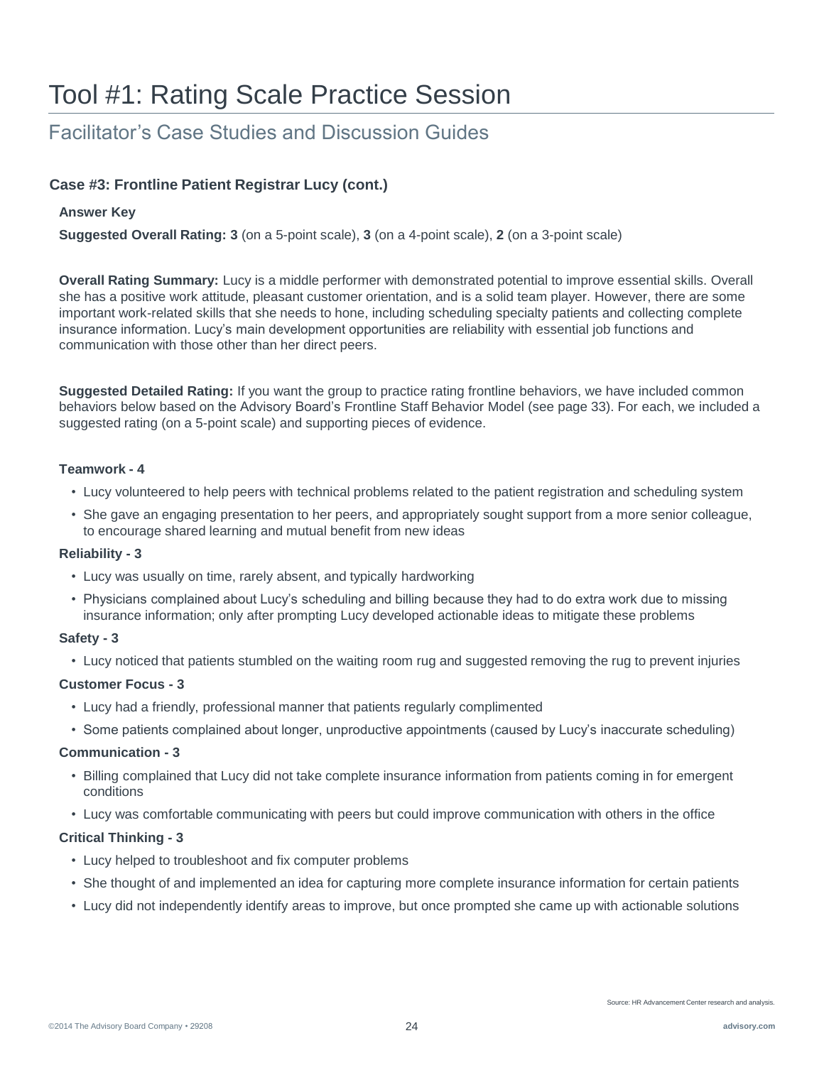# Tool #1: Rating Scale Practice Session

## Facilitator's Case Studies and Discussion Guides

### Case #3: Frontline Patient Registrar Lucy (cont.)

**Answer Key**

**Suggested Overall Rating: 3** (on a 5-point scale), **3** (on a 4-point scale), **2** (on a 3-point scale)

**Overall Rating Summary:** Lucy is a middle performer with demonstrated potential to improve essential skills. Overall she has a positive work attitude, pleasant customer orientation, and is a solid team player. However, there are some important work-related skills that she needs to hone, including scheduling specialty patients and collecting complete insurance information. Lucy's main development opportunities are reliability with essential job functions and communication with those other than her direct peers.

**Suggested Detailed Rating:** If you want the group to practice rating frontline behaviors, we have included common behaviors below based on the Advisory Board's Frontline Staff Behavior Model (see page 33). For each, we included a suggested rating (on a 5-point scale) and supporting pieces of evidence.

**Teamwork - 4**

- Lucy volunteered to help peers with technical problems related to the patient registration and scheduling system
- She gave an engaging presentation to her peers, and appropriately sought support from a more senior colleague, to encourage shared learning and mutual benefit from new ideas

**Reliability - 3**

- Lucy was usually on time, rarely absent, and typically hardworking
- Physicians complained about Lucy's scheduling and billing because they had to do extra work due to missing insurance information; only after prompting Lucy developed actionable ideas to mitigate these problems

**Safety - 3**

- Lucy noticed that patients stumbled on the waiting room rug and suggested removing the rug to prevent injuries

**Customer Focus - 3**

- Lucy had a friendly, professional manner that patients regularly complimented
- Some patients complained about longer, unproductive appointments (caused by Lucy's inaccurate scheduling)

**Communication - 3**

- Billing complained that Lucy did not take complete insurance information from patients coming in for emergent conditions
- Lucy was comfortable communicating with peers but could improve communication with others in the office

**Critical Thinking - 3**

- Lucy helped to troubleshoot and fix computer problems
- She thought of and implemented an idea for capturing more complete insurance information for certain patients
- Lucy did not independently identify areas to improve, but once prompted she came up with actionable solutions

Source: HR Advancement Center research and analysis.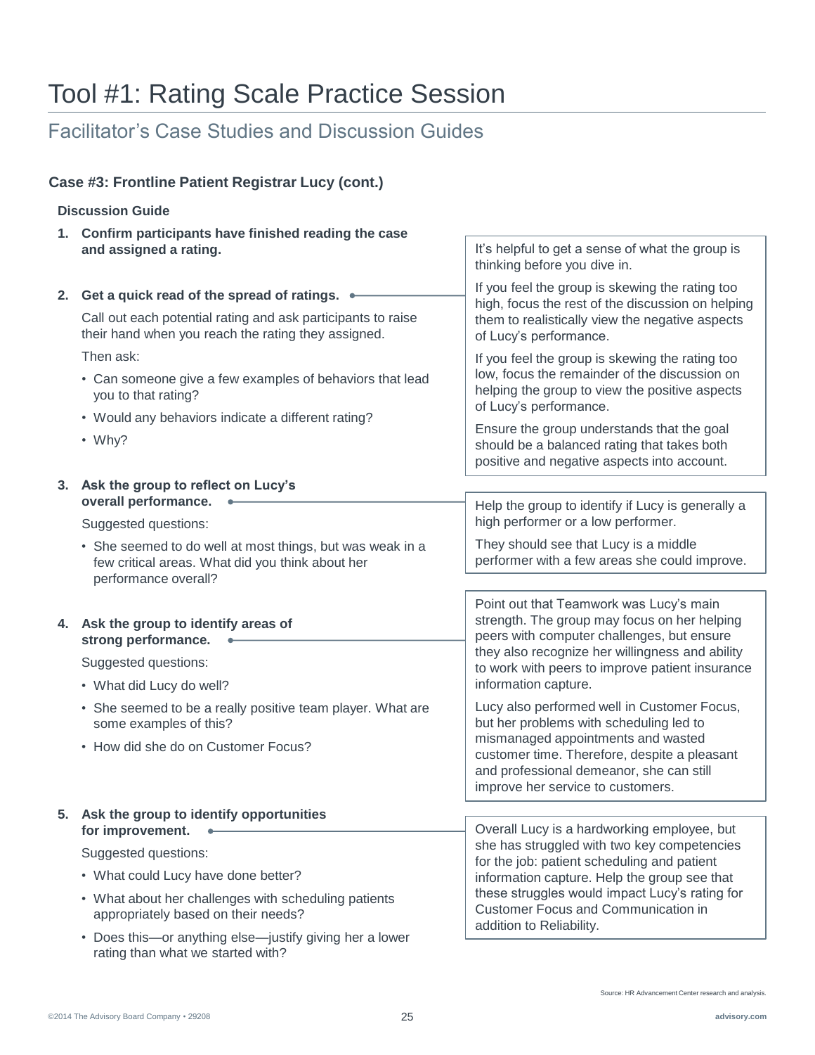# Tool #1: Rating Scale Practice Session

## Facilitator's Case Studies and Discussion Guides

### Case #3: Frontline Patient Registrar Lucy (cont.)

**Discussion Guide**

1. **Confirm participants have finished reading the case and assigned a rating.**

2. **Get a quick read of the spread of ratings.**

   Call out each potential rating and ask participants to raise their hand when you reach the rating they assigned.

   Then ask:

   - Can someone give a few examples of behaviors that lead you to that rating?
   - Would any behaviors indicate a different rating?
   - Why?

> It's helpful to get a sense of what the group is thinking before you dive in.
>
> If you feel the group is skewing the rating too high, focus the rest of the discussion on helping them to realistically view the negative aspects of Lucy's performance.
>
> If you feel the group is skewing the rating too low, focus the remainder of the discussion on helping the group to view the positive aspects of Lucy's performance.
>
> Ensure the group understands that the goal should be a balanced rating that takes both positive and negative aspects into account.

3. **Ask the group to reflect on Lucy's overall performance.**

   Suggested questions:

   - She seemed to do well at most things, but was weak in a few critical areas. What did you think about her performance overall?

> Help the group to identify if Lucy is generally a high performer or a low performer.
>
> They should see that Lucy is a middle performer with a few areas she could improve.

4. **Ask the group to identify areas of strong performance.**

   Suggested questions:

   - What did Lucy do well?
   - She seemed to be a really positive team player. What are some examples of this?
   - How did she do on Customer Focus?

> Point out that Teamwork was Lucy's main strength. The group may focus on her helping peers with computer challenges, but ensure they also recognize her willingness and ability to work with peers to improve patient insurance information capture.
>
> Lucy also performed well in Customer Focus, but her problems with scheduling led to mismanaged appointments and wasted customer time. Therefore, despite a pleasant and professional demeanor, she can still improve her service to customers.

5. **Ask the group to identify opportunities for improvement.**

   Suggested questions:

   - What could Lucy have done better?
   - What about her challenges with scheduling patients appropriately based on their needs?
   - Does this—or anything else—justify giving her a lower rating than what we started with?

> Overall Lucy is a hardworking employee, but she has struggled with two key competencies for the job: patient scheduling and patient information capture. Help the group see that these struggles would impact Lucy's rating for Customer Focus and Communication in addition to Reliability.

Source: HR Advancement Center research and analysis.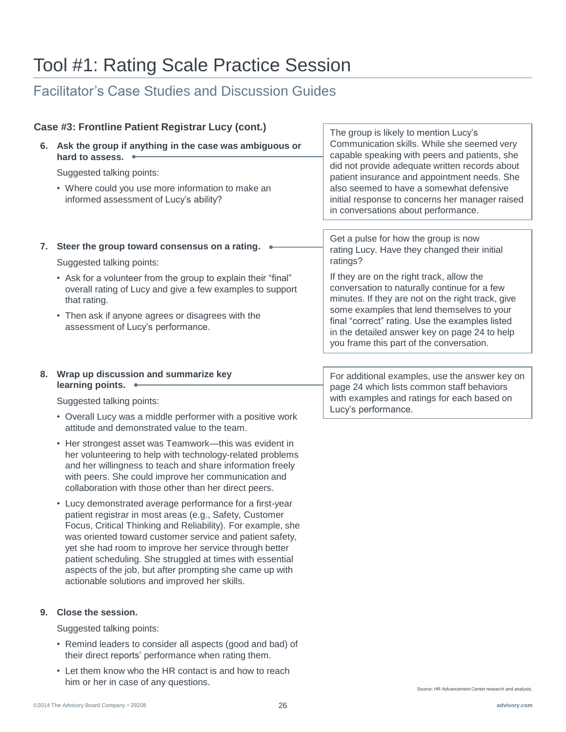# Tool #1: Rating Scale Practice Session

## Facilitator's Case Studies and Discussion Guides

### Case #3: Frontline Patient Registrar Lucy (cont.)

6. **Ask the group if anything in the case was ambiguous or hard to assess.**

   Suggested talking points:

   - Where could you use more information to make an informed assessment of Lucy's ability?

> The group is likely to mention Lucy's Communication skills. While she seemed very capable speaking with peers and patients, she did not provide adequate written records about patient insurance and appointment needs. She also seemed to have a somewhat defensive initial response to concerns her manager raised in conversations about performance.

7. **Steer the group toward consensus on a rating.**

   Suggested talking points:

   - Ask for a volunteer from the group to explain their "final" overall rating of Lucy and give a few examples to support that rating.
   - Then ask if anyone agrees or disagrees with the assessment of Lucy's performance.

> Get a pulse for how the group is now rating Lucy. Have they changed their initial ratings?
>
> If they are on the right track, allow the conversation to naturally continue for a few minutes. If they are not on the right track, give some examples that lend themselves to your final "correct" rating. Use the examples listed in the detailed answer key on page 24 to help you frame this part of the conversation.

8. **Wrap up discussion and summarize key learning points.**

   Suggested talking points:

   - Overall Lucy was a middle performer with a positive work attitude and demonstrated value to the team.
   - Her strongest asset was Teamwork—this was evident in her volunteering to help with technology-related problems and her willingness to teach and share information freely with peers. She could improve her communication and collaboration with those other than her direct peers.
   - Lucy demonstrated average performance for a first-year patient registrar in most areas (e.g., Safety, Customer Focus, Critical Thinking and Reliability). For example, she was oriented toward customer service and patient safety, yet she had room to improve her service through better patient scheduling. She struggled at times with essential aspects of the job, but after prompting she came up with actionable solutions and improved her skills.

> For additional examples, use the answer key on page 24 which lists common staff behaviors with examples and ratings for each based on Lucy's performance.

9. **Close the session.**

   Suggested talking points:

   - Remind leaders to consider all aspects (good and bad) of their direct reports' performance when rating them.
   - Let them know who the HR contact is and how to reach him or her in case of any questions.

Source: HR Advancement Center research and analysis.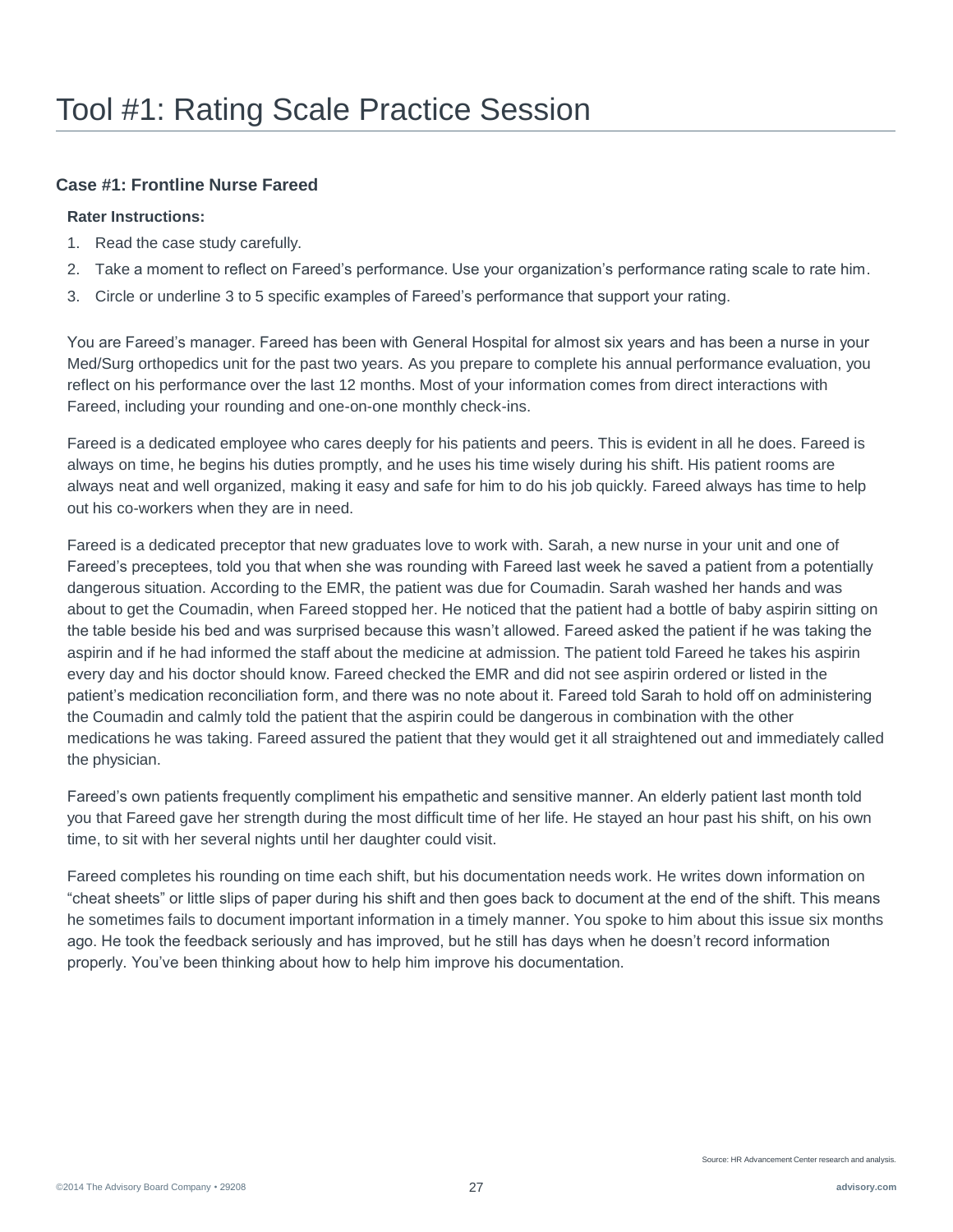# Tool #1: Rating Scale Practice Session

## Case #1: Frontline Nurse Fareed

**Rater Instructions:**

1. Read the case study carefully.
2. Take a moment to reflect on Fareed's performance. Use your organization's performance rating scale to rate him.
3. Circle or underline 3 to 5 specific examples of Fareed's performance that support your rating.

You are Fareed's manager. Fareed has been with General Hospital for almost six years and has been a nurse in your Med/Surg orthopedics unit for the past two years. As you prepare to complete his annual performance evaluation, you reflect on his performance over the last 12 months. Most of your information comes from direct interactions with Fareed, including your rounding and one-on-one monthly check-ins.

Fareed is a dedicated employee who cares deeply for his patients and peers. This is evident in all he does. Fareed is always on time, he begins his duties promptly, and he uses his time wisely during his shift. His patient rooms are always neat and well organized, making it easy and safe for him to do his job quickly. Fareed always has time to help out his co-workers when they are in need.

Fareed is a dedicated preceptor that new graduates love to work with. Sarah, a new nurse in your unit and one of Fareed's preceptees, told you that when she was rounding with Fareed last week he saved a patient from a potentially dangerous situation. According to the EMR, the patient was due for Coumadin. Sarah washed her hands and was about to get the Coumadin, when Fareed stopped her. He noticed that the patient had a bottle of baby aspirin sitting on the table beside his bed and was surprised because this wasn't allowed. Fareed asked the patient if he was taking the aspirin and if he had informed the staff about the medicine at admission. The patient told Fareed he takes his aspirin every day and his doctor should know. Fareed checked the EMR and did not see aspirin ordered or listed in the patient's medication reconciliation form, and there was no note about it. Fareed told Sarah to hold off on administering the Coumadin and calmly told the patient that the aspirin could be dangerous in combination with the other medications he was taking. Fareed assured the patient that they would get it all straightened out and immediately called the physician.

Fareed's own patients frequently compliment his empathetic and sensitive manner. An elderly patient last month told you that Fareed gave her strength during the most difficult time of her life. He stayed an hour past his shift, on his own time, to sit with her several nights until her daughter could visit.

Fareed completes his rounding on time each shift, but his documentation needs work. He writes down information on "cheat sheets" or little slips of paper during his shift and then goes back to document at the end of the shift. This means he sometimes fails to document important information in a timely manner. You spoke to him about this issue six months ago. He took the feedback seriously and has improved, but he still has days when he doesn't record information properly. You've been thinking about how to help him improve his documentation.

Source: HR Advancement Center research and analysis.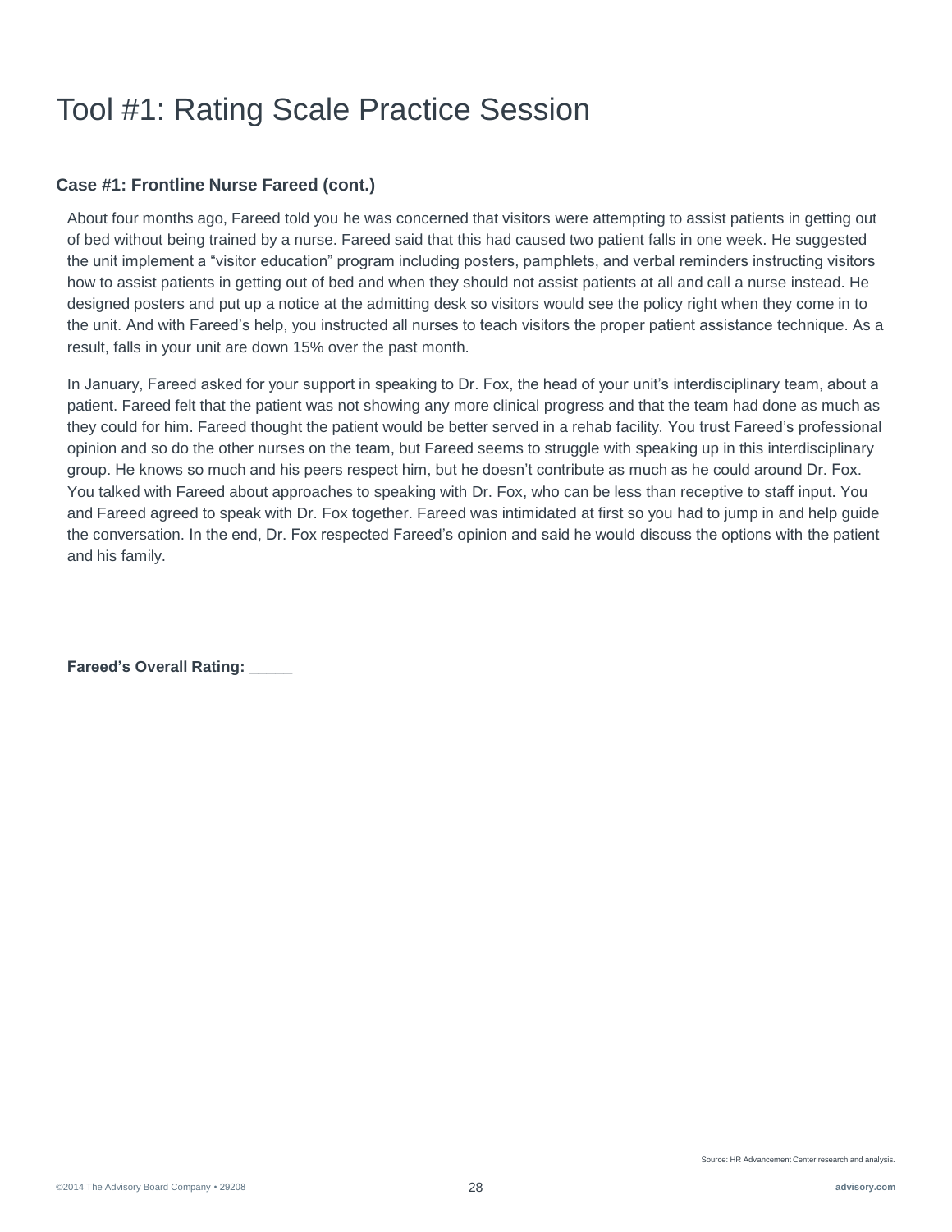# Tool #1: Rating Scale Practice Session

### Case #1: Frontline Nurse Fareed (cont.)

About four months ago, Fareed told you he was concerned that visitors were attempting to assist patients in getting out of bed without being trained by a nurse. Fareed said that this had caused two patient falls in one week. He suggested the unit implement a "visitor education" program including posters, pamphlets, and verbal reminders instructing visitors how to assist patients in getting out of bed and when they should not assist patients at all and call a nurse instead. He designed posters and put up a notice at the admitting desk so visitors would see the policy right when they come in to the unit. And with Fareed's help, you instructed all nurses to teach visitors the proper patient assistance technique. As a result, falls in your unit are down 15% over the past month.

In January, Fareed asked for your support in speaking to Dr. Fox, the head of your unit's interdisciplinary team, about a patient. Fareed felt that the patient was not showing any more clinical progress and that the team had done as much as they could for him. Fareed thought the patient would be better served in a rehab facility. You trust Fareed's professional opinion and so do the other nurses on the team, but Fareed seems to struggle with speaking up in this interdisciplinary group. He knows so much and his peers respect him, but he doesn't contribute as much as he could around Dr. Fox. You talked with Fareed about approaches to speaking with Dr. Fox, who can be less than receptive to staff input. You and Fareed agreed to speak with Dr. Fox together. Fareed was intimidated at first so you had to jump in and help guide the conversation. In the end, Dr. Fox respected Fareed's opinion and said he would discuss the options with the patient and his family.

**Fareed's Overall Rating: _____**

Source: HR Advancement Center research and analysis.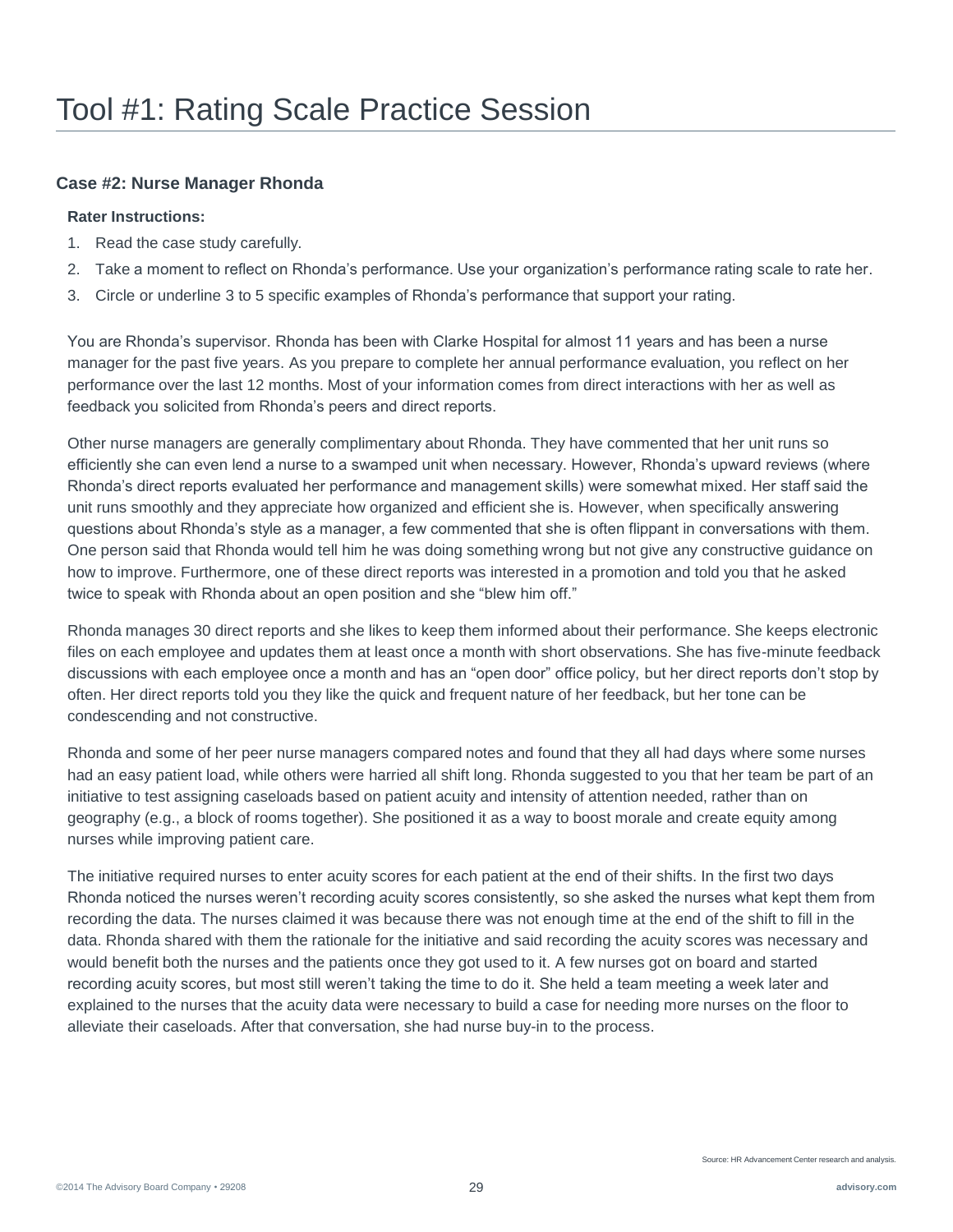# Tool #1: Rating Scale Practice Session

### Case #2: Nurse Manager Rhonda

**Rater Instructions:**

1. Read the case study carefully.
2. Take a moment to reflect on Rhonda's performance. Use your organization's performance rating scale to rate her.
3. Circle or underline 3 to 5 specific examples of Rhonda's performance that support your rating.

You are Rhonda's supervisor. Rhonda has been with Clarke Hospital for almost 11 years and has been a nurse manager for the past five years. As you prepare to complete her annual performance evaluation, you reflect on her performance over the last 12 months. Most of your information comes from direct interactions with her as well as feedback you solicited from Rhonda's peers and direct reports.

Other nurse managers are generally complimentary about Rhonda. They have commented that her unit runs so efficiently she can even lend a nurse to a swamped unit when necessary. However, Rhonda's upward reviews (where Rhonda's direct reports evaluated her performance and management skills) were somewhat mixed. Her staff said the unit runs smoothly and they appreciate how organized and efficient she is. However, when specifically answering questions about Rhonda's style as a manager, a few commented that she is often flippant in conversations with them. One person said that Rhonda would tell him he was doing something wrong but not give any constructive guidance on how to improve. Furthermore, one of these direct reports was interested in a promotion and told you that he asked twice to speak with Rhonda about an open position and she "blew him off."

Rhonda manages 30 direct reports and she likes to keep them informed about their performance. She keeps electronic files on each employee and updates them at least once a month with short observations. She has five-minute feedback discussions with each employee once a month and has an "open door" office policy, but her direct reports don't stop by often. Her direct reports told you they like the quick and frequent nature of her feedback, but her tone can be condescending and not constructive.

Rhonda and some of her peer nurse managers compared notes and found that they all had days where some nurses had an easy patient load, while others were harried all shift long. Rhonda suggested to you that her team be part of an initiative to test assigning caseloads based on patient acuity and intensity of attention needed, rather than on geography (e.g., a block of rooms together). She positioned it as a way to boost morale and create equity among nurses while improving patient care.

The initiative required nurses to enter acuity scores for each patient at the end of their shifts. In the first two days Rhonda noticed the nurses weren't recording acuity scores consistently, so she asked the nurses what kept them from recording the data. The nurses claimed it was because there was not enough time at the end of the shift to fill in the data. Rhonda shared with them the rationale for the initiative and said recording the acuity scores was necessary and would benefit both the nurses and the patients once they got used to it. A few nurses got on board and started recording acuity scores, but most still weren't taking the time to do it. She held a team meeting a week later and explained to the nurses that the acuity data were necessary to build a case for needing more nurses on the floor to alleviate their caseloads. After that conversation, she had nurse buy-in to the process.

Source: HR Advancement Center research and analysis.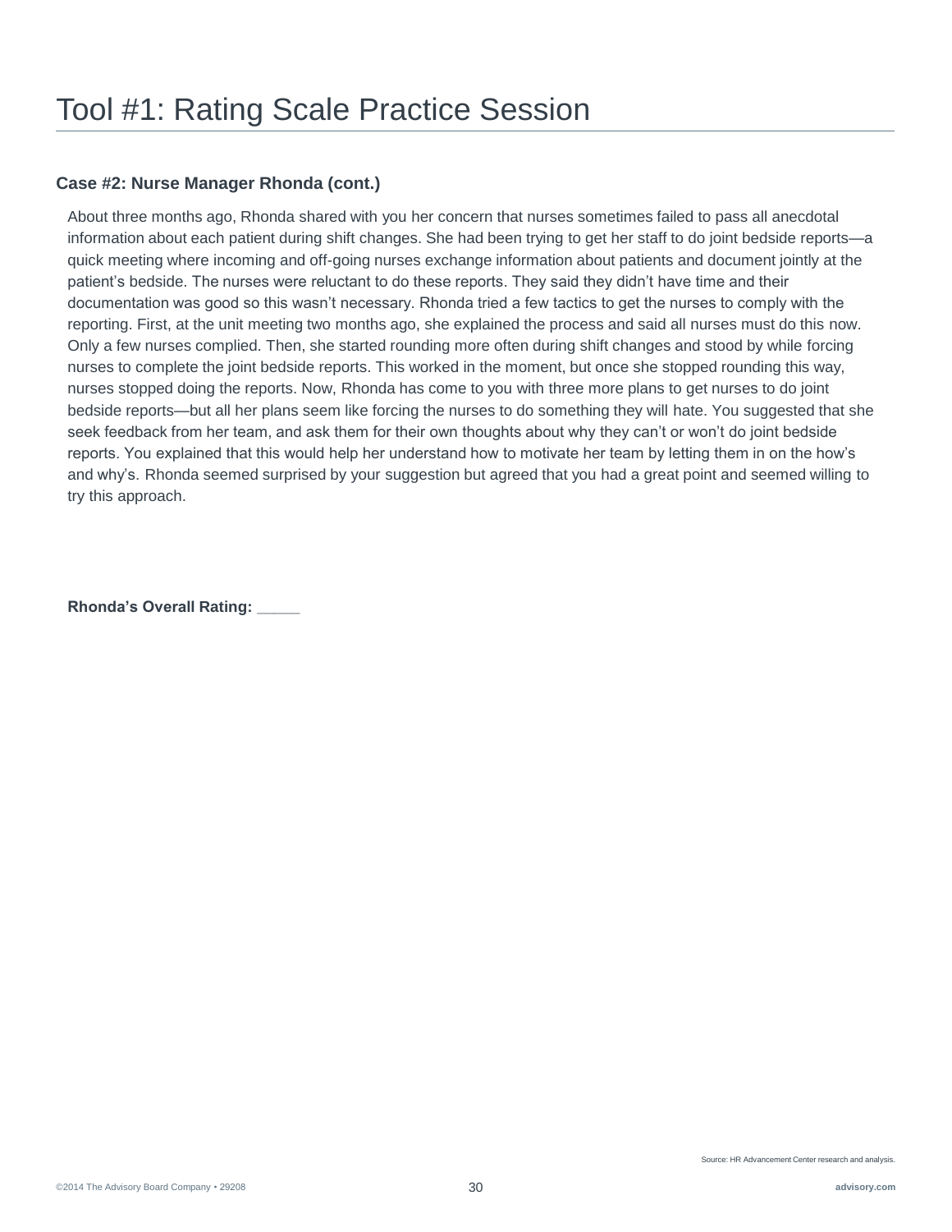# Tool #1: Rating Scale Practice Session

### Case #2: Nurse Manager Rhonda (cont.)

About three months ago, Rhonda shared with you her concern that nurses sometimes failed to pass all anecdotal information about each patient during shift changes. She had been trying to get her staff to do joint bedside reports—a quick meeting where incoming and off-going nurses exchange information about patients and document jointly at the patient's bedside. The nurses were reluctant to do these reports. They said they didn't have time and their documentation was good so this wasn't necessary. Rhonda tried a few tactics to get the nurses to comply with the reporting. First, at the unit meeting two months ago, she explained the process and said all nurses must do this now. Only a few nurses complied. Then, she started rounding more often during shift changes and stood by while forcing nurses to complete the joint bedside reports. This worked in the moment, but once she stopped rounding this way, nurses stopped doing the reports. Now, Rhonda has come to you with three more plans to get nurses to do joint bedside reports—but all her plans seem like forcing the nurses to do something they will hate. You suggested that she seek feedback from her team, and ask them for their own thoughts about why they can't or won't do joint bedside reports. You explained that this would help her understand how to motivate her team by letting them in on the how's and why's. Rhonda seemed surprised by your suggestion but agreed that you had a great point and seemed willing to try this approach.

**Rhonda's Overall Rating: _____**

Source: HR Advancement Center research and analysis.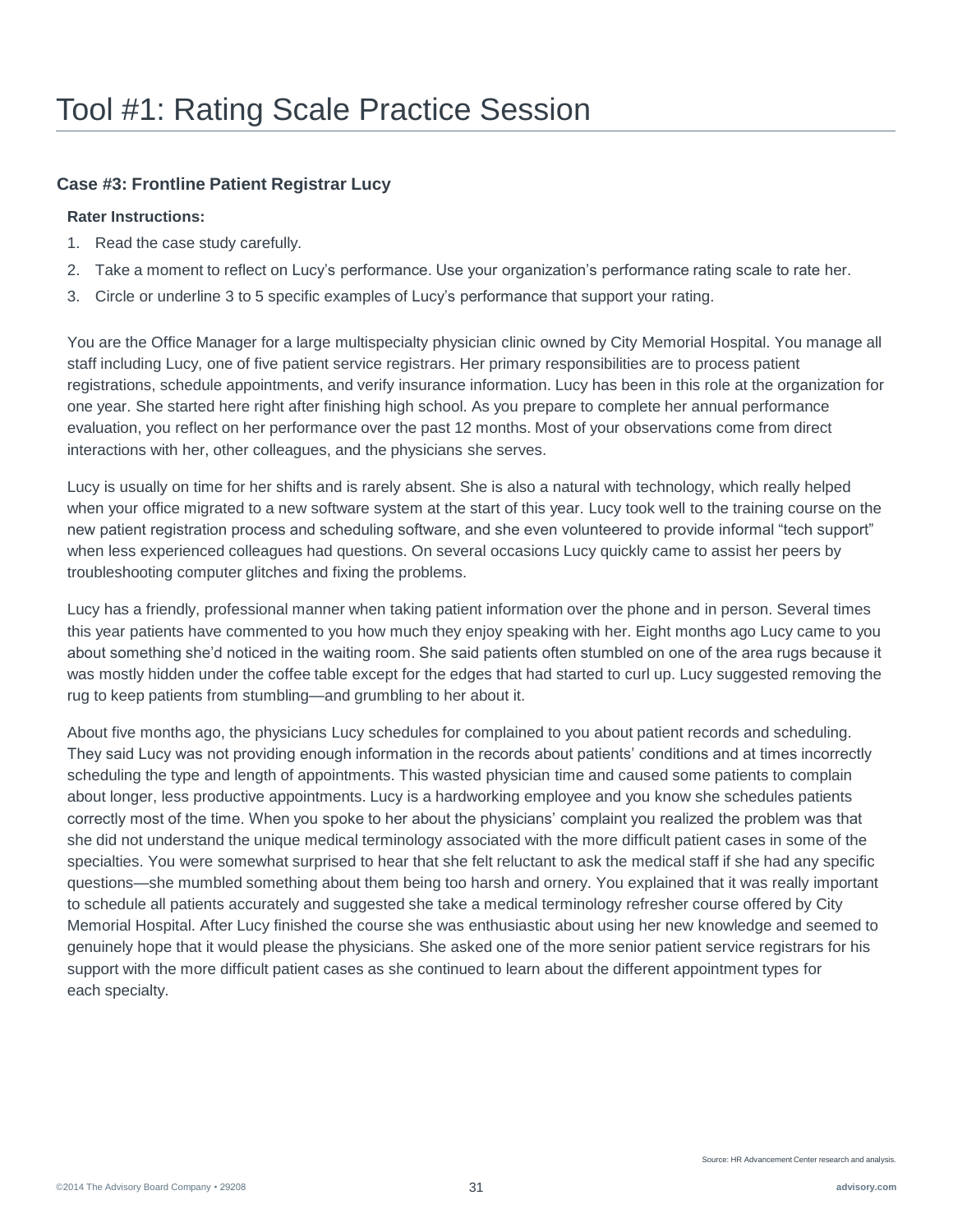# Tool #1: Rating Scale Practice Session

### Case #3: Frontline Patient Registrar Lucy

**Rater Instructions:**

1. Read the case study carefully.
2. Take a moment to reflect on Lucy's performance. Use your organization's performance rating scale to rate her.
3. Circle or underline 3 to 5 specific examples of Lucy's performance that support your rating.

You are the Office Manager for a large multispecialty physician clinic owned by City Memorial Hospital. You manage all staff including Lucy, one of five patient service registrars. Her primary responsibilities are to process patient registrations, schedule appointments, and verify insurance information. Lucy has been in this role at the organization for one year. She started here right after finishing high school. As you prepare to complete her annual performance evaluation, you reflect on her performance over the past 12 months. Most of your observations come from direct interactions with her, other colleagues, and the physicians she serves.

Lucy is usually on time for her shifts and is rarely absent. She is also a natural with technology, which really helped when your office migrated to a new software system at the start of this year. Lucy took well to the training course on the new patient registration process and scheduling software, and she even volunteered to provide informal "tech support" when less experienced colleagues had questions. On several occasions Lucy quickly came to assist her peers by troubleshooting computer glitches and fixing the problems.

Lucy has a friendly, professional manner when taking patient information over the phone and in person. Several times this year patients have commented to you how much they enjoy speaking with her. Eight months ago Lucy came to you about something she'd noticed in the waiting room. She said patients often stumbled on one of the area rugs because it was mostly hidden under the coffee table except for the edges that had started to curl up. Lucy suggested removing the rug to keep patients from stumbling—and grumbling to her about it.

About five months ago, the physicians Lucy schedules for complained to you about patient records and scheduling. They said Lucy was not providing enough information in the records about patients' conditions and at times incorrectly scheduling the type and length of appointments. This wasted physician time and caused some patients to complain about longer, less productive appointments. Lucy is a hardworking employee and you know she schedules patients correctly most of the time. When you spoke to her about the physicians' complaint you realized the problem was that she did not understand the unique medical terminology associated with the more difficult patient cases in some of the specialties. You were somewhat surprised to hear that she felt reluctant to ask the medical staff if she had any specific questions—she mumbled something about them being too harsh and ornery. You explained that it was really important to schedule all patients accurately and suggested she take a medical terminology refresher course offered by City Memorial Hospital. After Lucy finished the course she was enthusiastic about using her new knowledge and seemed to genuinely hope that it would please the physicians. She asked one of the more senior patient service registrars for his support with the more difficult patient cases as she continued to learn about the different appointment types for each specialty.

Source: HR Advancement Center research and analysis.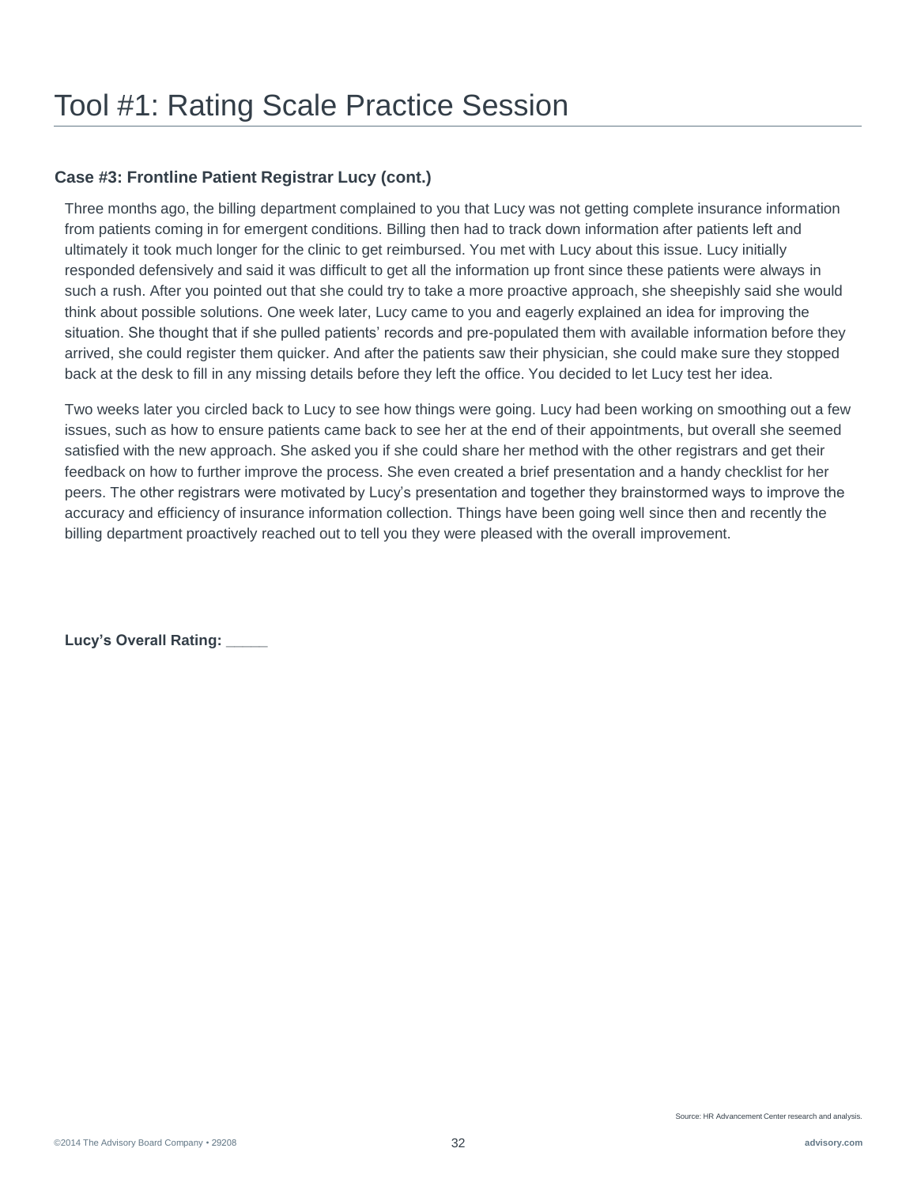# Tool #1: Rating Scale Practice Session

### Case #3: Frontline Patient Registrar Lucy (cont.)

Three months ago, the billing department complained to you that Lucy was not getting complete insurance information from patients coming in for emergent conditions. Billing then had to track down information after patients left and ultimately it took much longer for the clinic to get reimbursed. You met with Lucy about this issue. Lucy initially responded defensively and said it was difficult to get all the information up front since these patients were always in such a rush. After you pointed out that she could try to take a more proactive approach, she sheepishly said she would think about possible solutions. One week later, Lucy came to you and eagerly explained an idea for improving the situation. She thought that if she pulled patients' records and pre-populated them with available information before they arrived, she could register them quicker. And after the patients saw their physician, she could make sure they stopped back at the desk to fill in any missing details before they left the office. You decided to let Lucy test her idea.

Two weeks later you circled back to Lucy to see how things were going. Lucy had been working on smoothing out a few issues, such as how to ensure patients came back to see her at the end of their appointments, but overall she seemed satisfied with the new approach. She asked you if she could share her method with the other registrars and get their feedback on how to further improve the process. She even created a brief presentation and a handy checklist for her peers. The other registrars were motivated by Lucy's presentation and together they brainstormed ways to improve the accuracy and efficiency of insurance information collection. Things have been going well since then and recently the billing department proactively reached out to tell you they were pleased with the overall improvement.

**Lucy's Overall Rating: _____**

Source: HR Advancement Center research and analysis.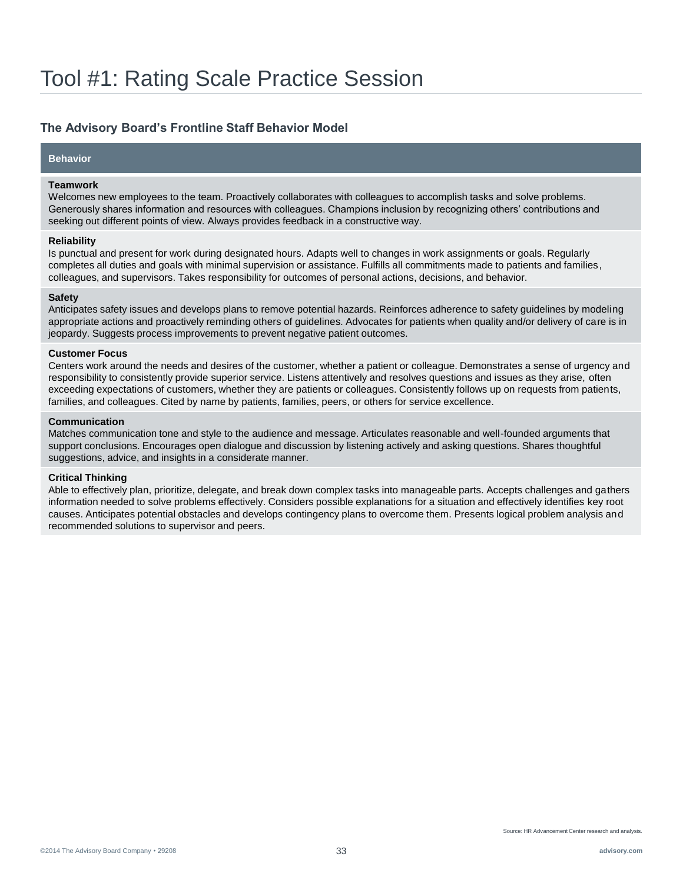# Tool #1: Rating Scale Practice Session

### The Advisory Board's Frontline Staff Behavior Model

| Behavior |
| --- |
| **Teamwork**<br>Welcomes new employees to the team. Proactively collaborates with colleagues to accomplish tasks and solve problems. Generously shares information and resources with colleagues. Champions inclusion by recognizing others' contributions and seeking out different points of view. Always provides feedback in a constructive way. |
| **Reliability**<br>Is punctual and present for work during designated hours. Adapts well to changes in work assignments or goals. Regularly completes all duties and goals with minimal supervision or assistance. Fulfills all commitments made to patients and families, colleagues, and supervisors. Takes responsibility for outcomes of personal actions, decisions, and behavior. |
| **Safety**<br>Anticipates safety issues and develops plans to remove potential hazards. Reinforces adherence to safety guidelines by modeling appropriate actions and proactively reminding others of guidelines. Advocates for patients when quality and/or delivery of care is in jeopardy. Suggests process improvements to prevent negative patient outcomes. |
| **Customer Focus**<br>Centers work around the needs and desires of the customer, whether a patient or colleague. Demonstrates a sense of urgency and responsibility to consistently provide superior service. Listens attentively and resolves questions and issues as they arise, often exceeding expectations of customers, whether they are patients or colleagues. Consistently follows up on requests from patients, families, and colleagues. Cited by name by patients, families, peers, or others for service excellence. |
| **Communication**<br>Matches communication tone and style to the audience and message. Articulates reasonable and well-founded arguments that support conclusions. Encourages open dialogue and discussion by listening actively and asking questions. Shares thoughtful suggestions, advice, and insights in a considerate manner. |
| **Critical Thinking**<br>Able to effectively plan, prioritize, delegate, and break down complex tasks into manageable parts. Accepts challenges and gathers information needed to solve problems effectively. Considers possible explanations for a situation and effectively identifies key root causes. Anticipates potential obstacles and develops contingency plans to overcome them. Presents logical problem analysis and recommended solutions to supervisor and peers. |

Source: HR Advancement Center research and analysis.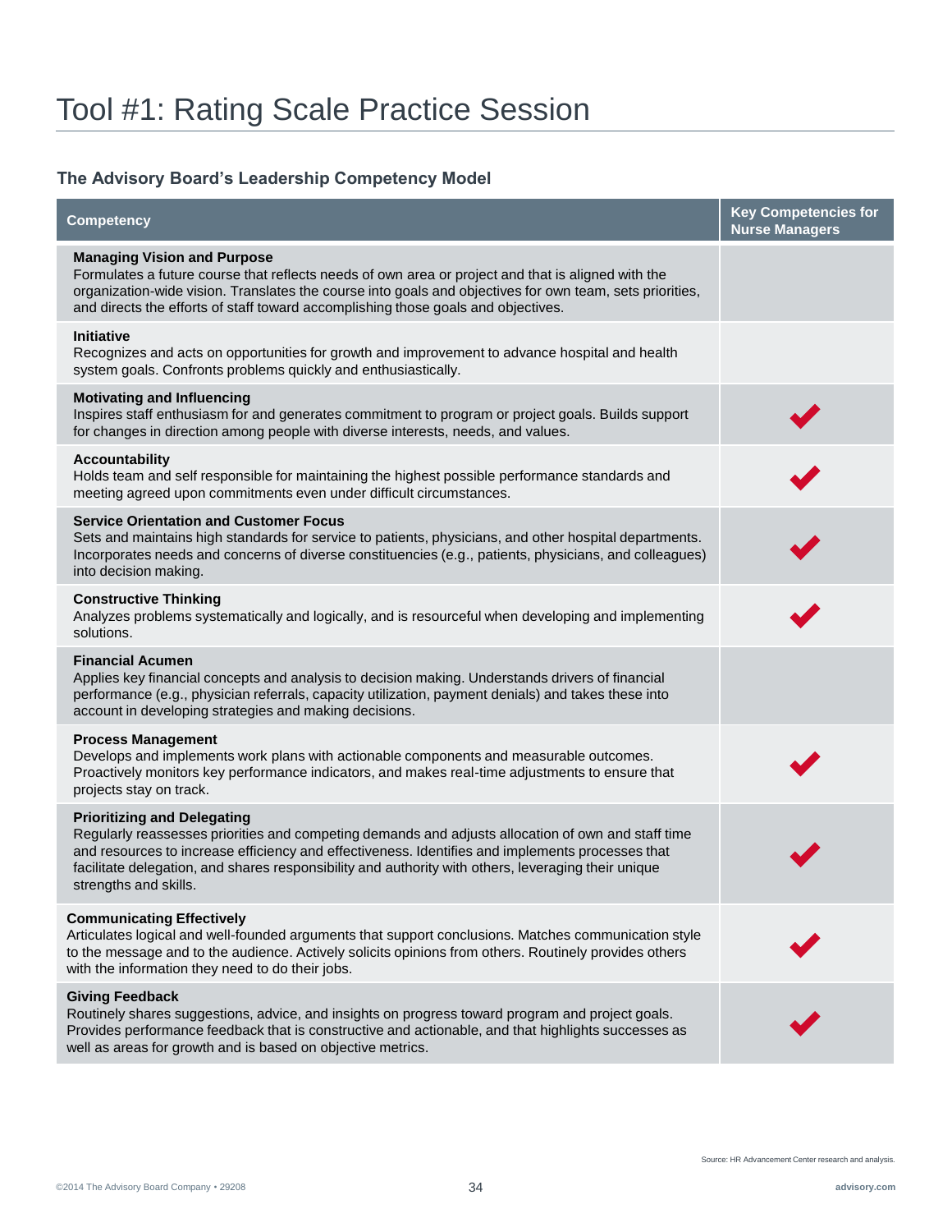# Tool #1: Rating Scale Practice Session

### The Advisory Board's Leadership Competency Model

| Competency | Key Competencies for Nurse Managers |
|---|---|
| **Managing Vision and Purpose**<br>Formulates a future course that reflects needs of own area or project and that is aligned with the organization-wide vision. Translates the course into goals and objectives for own team, sets priorities, and directs the efforts of staff toward accomplishing those goals and objectives. | |
| **Initiative**<br>Recognizes and acts on opportunities for growth and improvement to advance hospital and health system goals. Confronts problems quickly and enthusiastically. | |
| **Motivating and Influencing**<br>Inspires staff enthusiasm for and generates commitment to program or project goals. Builds support for changes in direction among people with diverse interests, needs, and values. | ✔ |
| **Accountability**<br>Holds team and self responsible for maintaining the highest possible performance standards and meeting agreed upon commitments even under difficult circumstances. | ✔ |
| **Service Orientation and Customer Focus**<br>Sets and maintains high standards for service to patients, physicians, and other hospital departments. Incorporates needs and concerns of diverse constituencies (e.g., patients, physicians, and colleagues) into decision making. | ✔ |
| **Constructive Thinking**<br>Analyzes problems systematically and logically, and is resourceful when developing and implementing solutions. | ✔ |
| **Financial Acumen**<br>Applies key financial concepts and analysis to decision making. Understands drivers of financial performance (e.g., physician referrals, capacity utilization, payment denials) and takes these into account in developing strategies and making decisions. | |
| **Process Management**<br>Develops and implements work plans with actionable components and measurable outcomes. Proactively monitors key performance indicators, and makes real-time adjustments to ensure that projects stay on track. | ✔ |
| **Prioritizing and Delegating**<br>Regularly reassesses priorities and competing demands and adjusts allocation of own and staff time and resources to increase efficiency and effectiveness. Identifies and implements processes that facilitate delegation, and shares responsibility and authority with others, leveraging their unique strengths and skills. | ✔ |
| **Communicating Effectively**<br>Articulates logical and well-founded arguments that support conclusions. Matches communication style to the message and to the audience. Actively solicits opinions from others. Routinely provides others with the information they need to do their jobs. | ✔ |
| **Giving Feedback**<br>Routinely shares suggestions, advice, and insights on progress toward program and project goals. Provides performance feedback that is constructive and actionable, and that highlights successes as well as areas for growth and is based on objective metrics. | ✔ |

Source: HR Advancement Center research and analysis.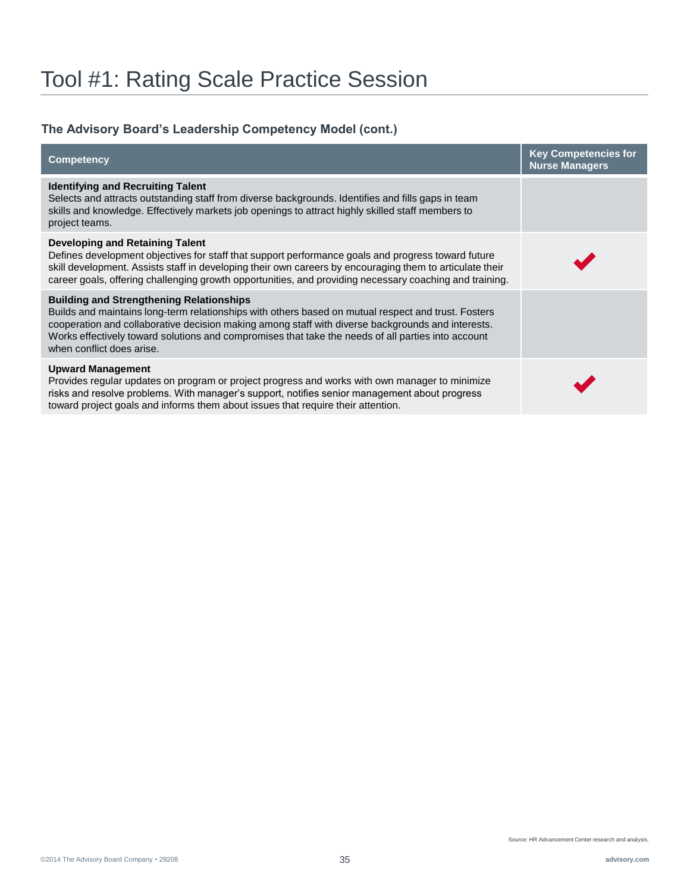# Tool #1: Rating Scale Practice Session

### The Advisory Board's Leadership Competency Model (cont.)

| Competency | Key Competencies for Nurse Managers |
| --- | --- |
| **Identifying and Recruiting Talent**<br>Selects and attracts outstanding staff from diverse backgrounds. Identifies and fills gaps in team skills and knowledge. Effectively markets job openings to attract highly skilled staff members to project teams. | |
| **Developing and Retaining Talent**<br>Defines development objectives for staff that support performance goals and progress toward future skill development. Assists staff in developing their own careers by encouraging them to articulate their career goals, offering challenging growth opportunities, and providing necessary coaching and training. | ✔ |
| **Building and Strengthening Relationships**<br>Builds and maintains long-term relationships with others based on mutual respect and trust. Fosters cooperation and collaborative decision making among staff with diverse backgrounds and interests. Works effectively toward solutions and compromises that take the needs of all parties into account when conflict does arise. | |
| **Upward Management**<br>Provides regular updates on program or project progress and works with own manager to minimize risks and resolve problems. With manager's support, notifies senior management about progress toward project goals and informs them about issues that require their attention. | ✔ |

Source: HR Advancement Center research and analysis.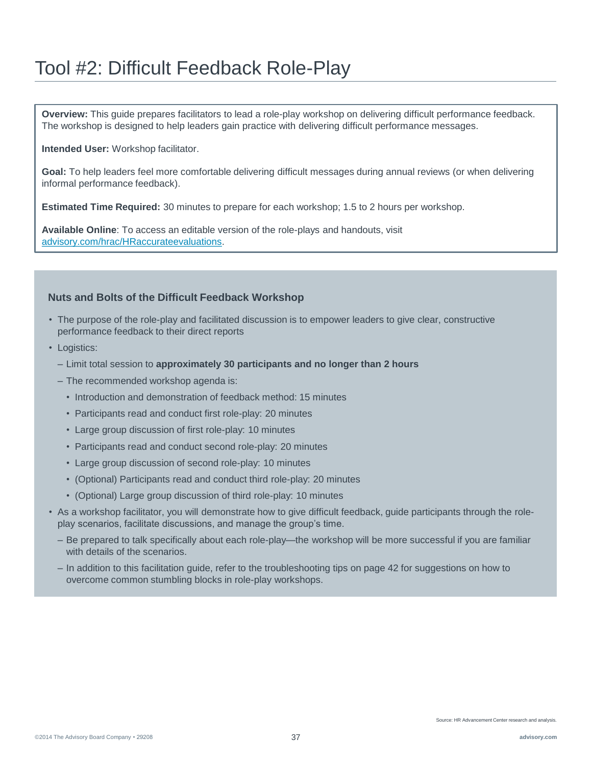# Tool #2: Difficult Feedback Role-Play

**Overview:** This guide prepares facilitators to lead a role-play workshop on delivering difficult performance feedback. The workshop is designed to help leaders gain practice with delivering difficult performance messages.

**Intended User:** Workshop facilitator.

**Goal:** To help leaders feel more comfortable delivering difficult messages during annual reviews (or when delivering informal performance feedback).

**Estimated Time Required:** 30 minutes to prepare for each workshop; 1.5 to 2 hours per workshop.

**Available Online**: To access an editable version of the role-plays and handouts, visit advisory.com/hrac/HRaccurateevaluations.

### Nuts and Bolts of the Difficult Feedback Workshop

- The purpose of the role-play and facilitated discussion is to empower leaders to give clear, constructive performance feedback to their direct reports
- Logistics:
  - Limit total session to **approximately 30 participants and no longer than 2 hours**
  - The recommended workshop agenda is:
    - Introduction and demonstration of feedback method: 15 minutes
    - Participants read and conduct first role-play: 20 minutes
    - Large group discussion of first role-play: 10 minutes
    - Participants read and conduct second role-play: 20 minutes
    - Large group discussion of second role-play: 10 minutes
    - (Optional) Participants read and conduct third role-play: 20 minutes
    - (Optional) Large group discussion of third role-play: 10 minutes
- As a workshop facilitator, you will demonstrate how to give difficult feedback, guide participants through the role-play scenarios, facilitate discussions, and manage the group's time.
  - Be prepared to talk specifically about each role-play—the workshop will be more successful if you are familiar with details of the scenarios.
  - In addition to this facilitation guide, refer to the troubleshooting tips on page 42 for suggestions on how to overcome common stumbling blocks in role-play workshops.

Source: HR Advancement Center research and analysis.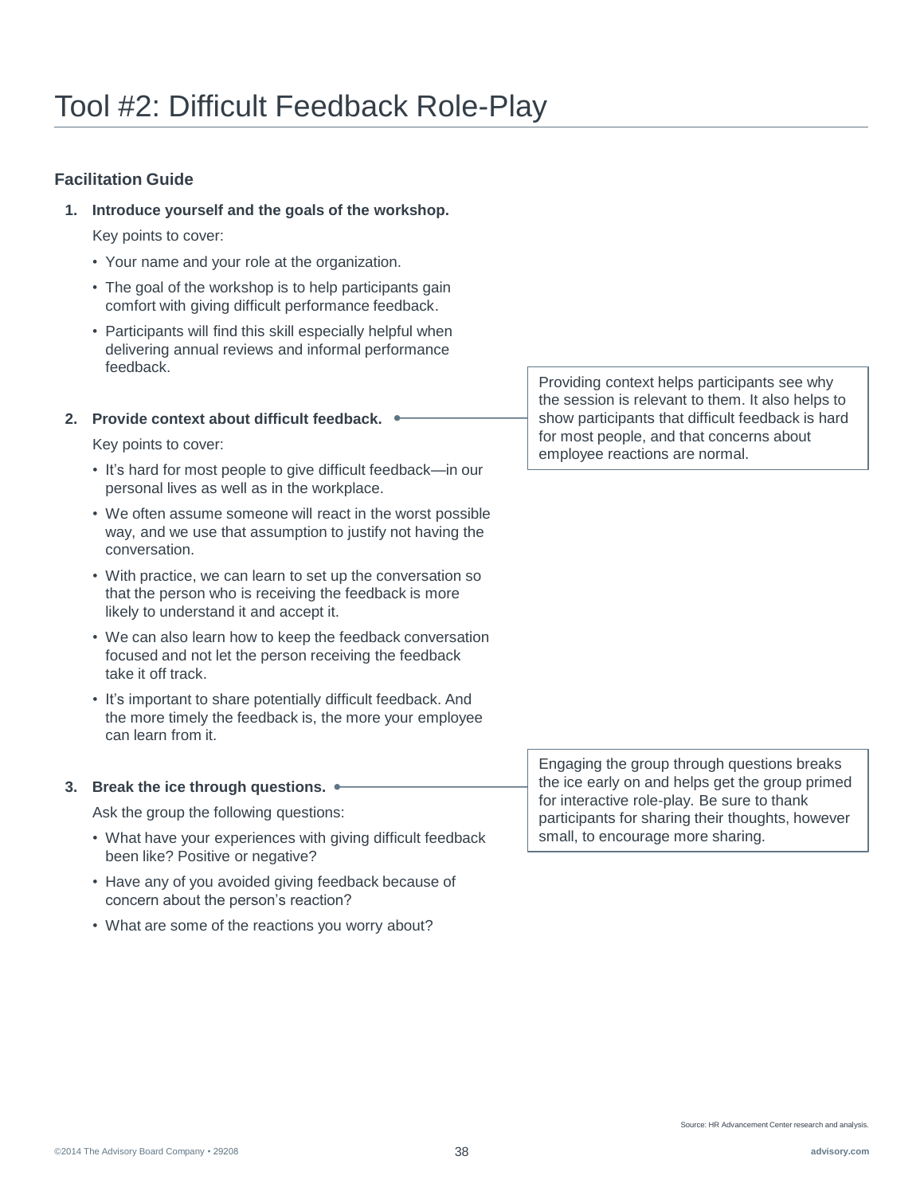# Tool #2: Difficult Feedback Role-Play

### Facilitation Guide

1. **Introduce yourself and the goals of the workshop.**

   Key points to cover:

   - Your name and your role at the organization.
   - The goal of the workshop is to help participants gain comfort with giving difficult performance feedback.
   - Participants will find this skill especially helpful when delivering annual reviews and informal performance feedback.

2. **Provide context about difficult feedback.**

   > Providing context helps participants see why the session is relevant to them. It also helps to show participants that difficult feedback is hard for most people, and that concerns about employee reactions are normal.

   Key points to cover:

   - It's hard for most people to give difficult feedback—in our personal lives as well as in the workplace.
   - We often assume someone will react in the worst possible way, and we use that assumption to justify not having the conversation.
   - With practice, we can learn to set up the conversation so that the person who is receiving the feedback is more likely to understand it and accept it.
   - We can also learn how to keep the feedback conversation focused and not let the person receiving the feedback take it off track.
   - It's important to share potentially difficult feedback. And the more timely the feedback is, the more your employee can learn from it.

3. **Break the ice through questions.**

   > Engaging the group through questions breaks the ice early on and helps get the group primed for interactive role-play. Be sure to thank participants for sharing their thoughts, however small, to encourage more sharing.

   Ask the group the following questions:

   - What have your experiences with giving difficult feedback been like? Positive or negative?
   - Have any of you avoided giving feedback because of concern about the person's reaction?
   - What are some of the reactions you worry about?

Source: HR Advancement Center research and analysis.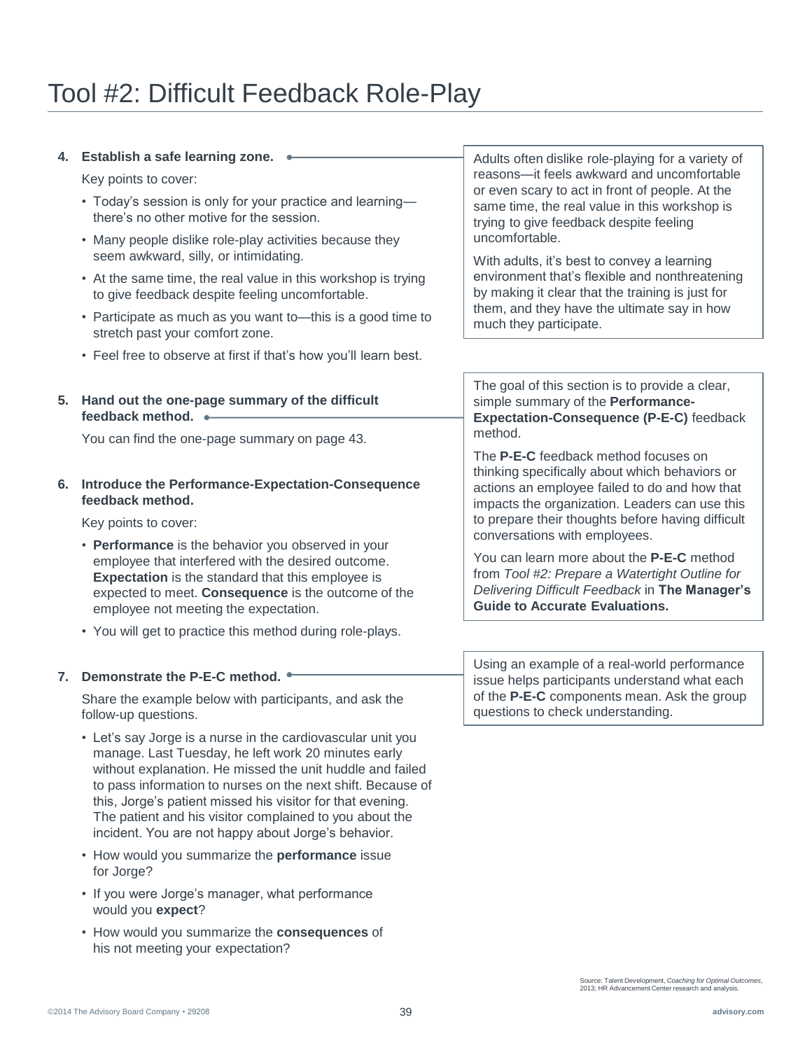# Tool #2: Difficult Feedback Role-Play

**4. Establish a safe learning zone.**

Key points to cover:

- Today's session is only for your practice and learning—there's no other motive for the session.
- Many people dislike role-play activities because they seem awkward, silly, or intimidating.
- At the same time, the real value in this workshop is trying to give feedback despite feeling uncomfortable.
- Participate as much as you want to—this is a good time to stretch past your comfort zone.
- Feel free to observe at first if that's how you'll learn best.

> Adults often dislike role-playing for a variety of reasons—it feels awkward and uncomfortable or even scary to act in front of people. At the same time, the real value in this workshop is trying to give feedback despite feeling uncomfortable.
>
> With adults, it's best to convey a learning environment that's flexible and nonthreatening by making it clear that the training is just for them, and they have the ultimate say in how much they participate.

**5. Hand out the one-page summary of the difficult feedback method.**

You can find the one-page summary on page 43.

> The goal of this section is to provide a clear, simple summary of the **Performance-Expectation-Consequence (P-E-C)** feedback method.
>
> The **P-E-C** feedback method focuses on thinking specifically about which behaviors or actions an employee failed to do and how that impacts the organization. Leaders can use this to prepare their thoughts before having difficult conversations with employees.
>
> You can learn more about the **P-E-C** method from *Tool #2: Prepare a Watertight Outline for Delivering Difficult Feedback* in **The Manager's Guide to Accurate Evaluations.**

**6. Introduce the Performance-Expectation-Consequence feedback method.**

Key points to cover:

- **Performance** is the behavior you observed in your employee that interfered with the desired outcome. **Expectation** is the standard that this employee is expected to meet. **Consequence** is the outcome of the employee not meeting the expectation.
- You will get to practice this method during role-plays.

**7. Demonstrate the P-E-C method.**

Share the example below with participants, and ask the follow-up questions.

- Let's say Jorge is a nurse in the cardiovascular unit you manage. Last Tuesday, he left work 20 minutes early without explanation. He missed the unit huddle and failed to pass information to nurses on the next shift. Because of this, Jorge's patient missed his visitor for that evening. The patient and his visitor complained to you about the incident. You are not happy about Jorge's behavior.
- How would you summarize the **performance** issue for Jorge?
- If you were Jorge's manager, what performance would you **expect**?
- How would you summarize the **consequences** of his not meeting your expectation?

> Using an example of a real-world performance issue helps participants understand what each of the **P-E-C** components mean. Ask the group questions to check understanding.

Source: Talent Development, *Coaching for Optimal Outcomes*, 2013; HR Advancement Center research and analysis.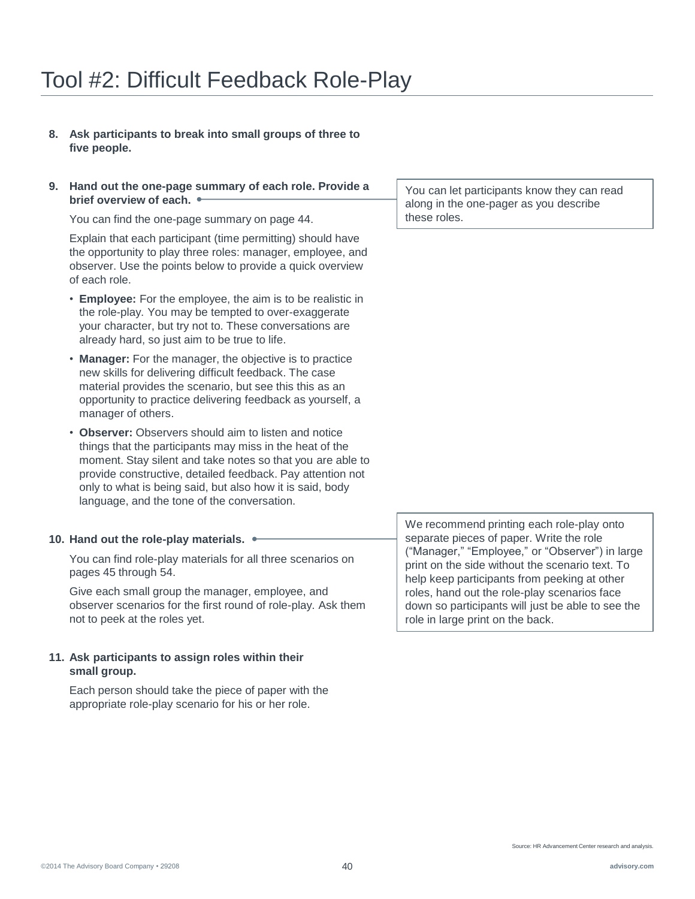# Tool #2: Difficult Feedback Role-Play

8. **Ask participants to break into small groups of three to five people.**

9. **Hand out the one-page summary of each role. Provide a brief overview of each.**

   You can find the one-page summary on page 44.

   Explain that each participant (time permitting) should have the opportunity to play three roles: manager, employee, and observer. Use the points below to provide a quick overview of each role.

   - **Employee:** For the employee, the aim is to be realistic in the role-play. You may be tempted to over-exaggerate your character, but try not to. These conversations are already hard, so just aim to be true to life.
   - **Manager:** For the manager, the objective is to practice new skills for delivering difficult feedback. The case material provides the scenario, but see this this as an opportunity to practice delivering feedback as yourself, a manager of others.
   - **Observer:** Observers should aim to listen and notice things that the participants may miss in the heat of the moment. Stay silent and take notes so that you are able to provide constructive, detailed feedback. Pay attention not only to what is being said, but also how it is said, body language, and the tone of the conversation.

> You can let participants know they can read along in the one-pager as you describe these roles.

10. **Hand out the role-play materials.**

    You can find role-play materials for all three scenarios on pages 45 through 54.

    Give each small group the manager, employee, and observer scenarios for the first round of role-play. Ask them not to peek at the roles yet.

> We recommend printing each role-play onto separate pieces of paper. Write the role ("Manager," "Employee," or "Observer") in large print on the side without the scenario text. To help keep participants from peeking at other roles, hand out the role-play scenarios face down so participants will just be able to see the role in large print on the back.

11. **Ask participants to assign roles within their small group.**

    Each person should take the piece of paper with the appropriate role-play scenario for his or her role.

Source: HR Advancement Center research and analysis.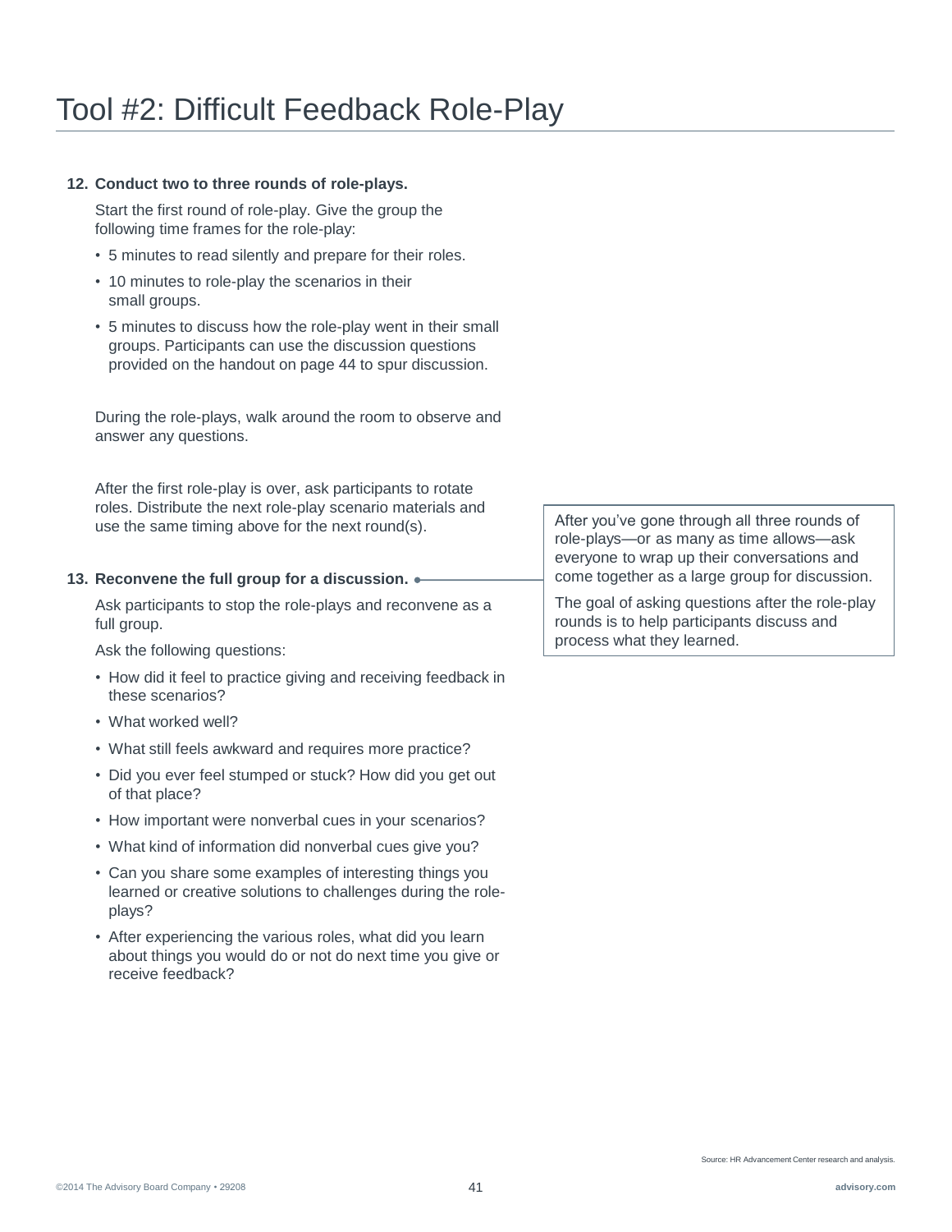# Tool #2: Difficult Feedback Role-Play

12. **Conduct two to three rounds of role-plays.**

    Start the first round of role-play. Give the group the following time frames for the role-play:

    - 5 minutes to read silently and prepare for their roles.
    - 10 minutes to role-play the scenarios in their small groups.
    - 5 minutes to discuss how the role-play went in their small groups. Participants can use the discussion questions provided on the handout on page 44 to spur discussion.

    During the role-plays, walk around the room to observe and answer any questions.

    After the first role-play is over, ask participants to rotate roles. Distribute the next role-play scenario materials and use the same timing above for the next round(s).

13. **Reconvene the full group for a discussion.**

    Ask participants to stop the role-plays and reconvene as a full group.

    Ask the following questions:

    - How did it feel to practice giving and receiving feedback in these scenarios?
    - What worked well?
    - What still feels awkward and requires more practice?
    - Did you ever feel stumped or stuck? How did you get out of that place?
    - How important were nonverbal cues in your scenarios?
    - What kind of information did nonverbal cues give you?
    - Can you share some examples of interesting things you learned or creative solutions to challenges during the role-plays?
    - After experiencing the various roles, what did you learn about things you would do or not do next time you give or receive feedback?

> After you've gone through all three rounds of role-plays—or as many as time allows—ask everyone to wrap up their conversations and come together as a large group for discussion.
>
> The goal of asking questions after the role-play rounds is to help participants discuss and process what they learned.

Source: HR Advancement Center research and analysis.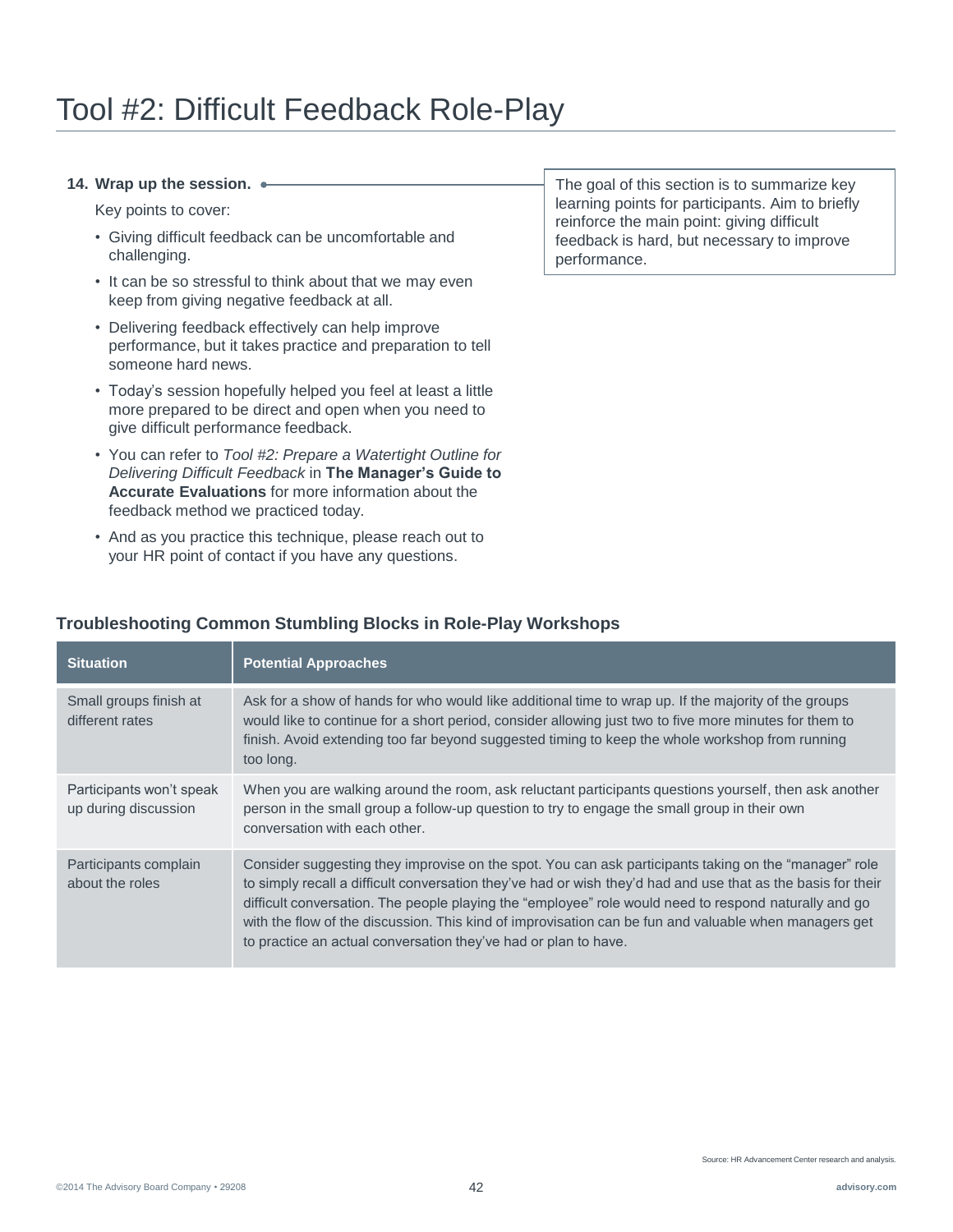# Tool #2: Difficult Feedback Role-Play

**14. Wrap up the session.**

Key points to cover:

- Giving difficult feedback can be uncomfortable and challenging.
- It can be so stressful to think about that we may even keep from giving negative feedback at all.
- Delivering feedback effectively can help improve performance, but it takes practice and preparation to tell someone hard news.
- Today's session hopefully helped you feel at least a little more prepared to be direct and open when you need to give difficult performance feedback.
- You can refer to *Tool #2: Prepare a Watertight Outline for Delivering Difficult Feedback* in **The Manager's Guide to Accurate Evaluations** for more information about the feedback method we practiced today.
- And as you practice this technique, please reach out to your HR point of contact if you have any questions.

The goal of this section is to summarize key learning points for participants. Aim to briefly reinforce the main point: giving difficult feedback is hard, but necessary to improve performance.

### Troubleshooting Common Stumbling Blocks in Role-Play Workshops

| Situation | Potential Approaches |
|---|---|
| Small groups finish at different rates | Ask for a show of hands for who would like additional time to wrap up. If the majority of the groups would like to continue for a short period, consider allowing just two to five more minutes for them to finish. Avoid extending too far beyond suggested timing to keep the whole workshop from running too long. |
| Participants won't speak up during discussion | When you are walking around the room, ask reluctant participants questions yourself, then ask another person in the small group a follow-up question to try to engage the small group in their own conversation with each other. |
| Participants complain about the roles | Consider suggesting they improvise on the spot. You can ask participants taking on the "manager" role to simply recall a difficult conversation they've had or wish they'd had and use that as the basis for their difficult conversation. The people playing the "employee" role would need to respond naturally and go with the flow of the discussion. This kind of improvisation can be fun and valuable when managers get to practice an actual conversation they've had or plan to have. |

Source: HR Advancement Center research and analysis.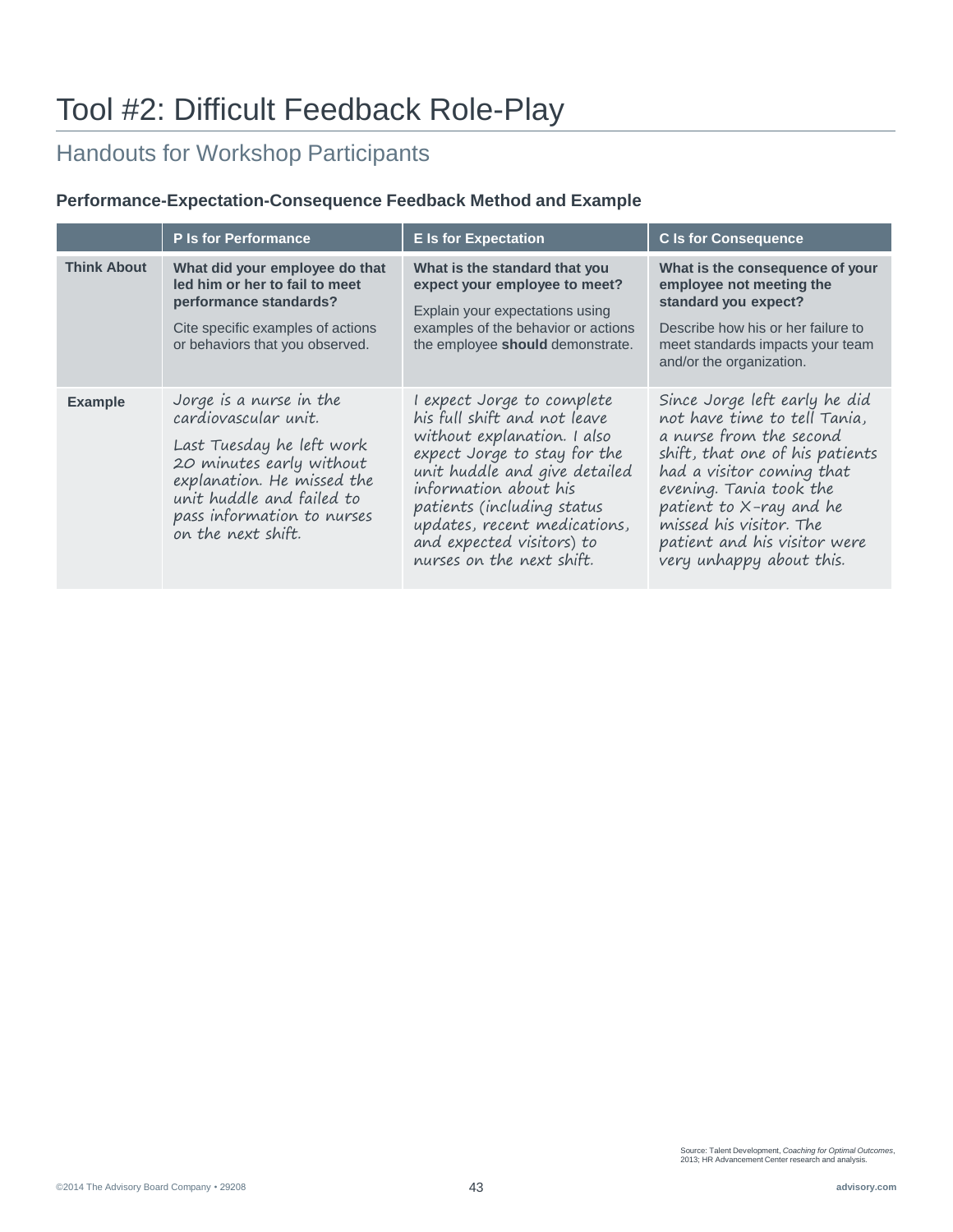# Tool #2: Difficult Feedback Role-Play

## Handouts for Workshop Participants

### Performance-Expectation-Consequence Feedback Method and Example

| | P Is for Performance | E Is for Expectation | C Is for Consequence |
|---|---|---|---|
| **Think About** | **What did your employee do that led him or her to fail to meet performance standards?** Cite specific examples of actions or behaviors that you observed. | **What is the standard that you expect your employee to meet?** Explain your expectations using examples of the behavior or actions the employee **should** demonstrate. | **What is the consequence of your employee not meeting the standard you expect?** Describe how his or her failure to meet standards impacts your team and/or the organization. |
| **Example** | Jorge is a nurse in the cardiovascular unit. Last Tuesday he left work 20 minutes early without explanation. He missed the unit huddle and failed to pass information to nurses on the next shift. | I expect Jorge to complete his full shift and not leave without explanation. I also expect Jorge to stay for the unit huddle and give detailed information about his patients (including status updates, recent medications, and expected visitors) to nurses on the next shift. | Since Jorge left early he did not have time to tell Tania, a nurse from the second shift, that one of his patients had a visitor coming that evening. Tania took the patient to X-ray and he missed his visitor. The patient and his visitor were very unhappy about this. |

Source: Talent Development, *Coaching for Optimal Outcomes*, 2013; HR Advancement Center research and analysis.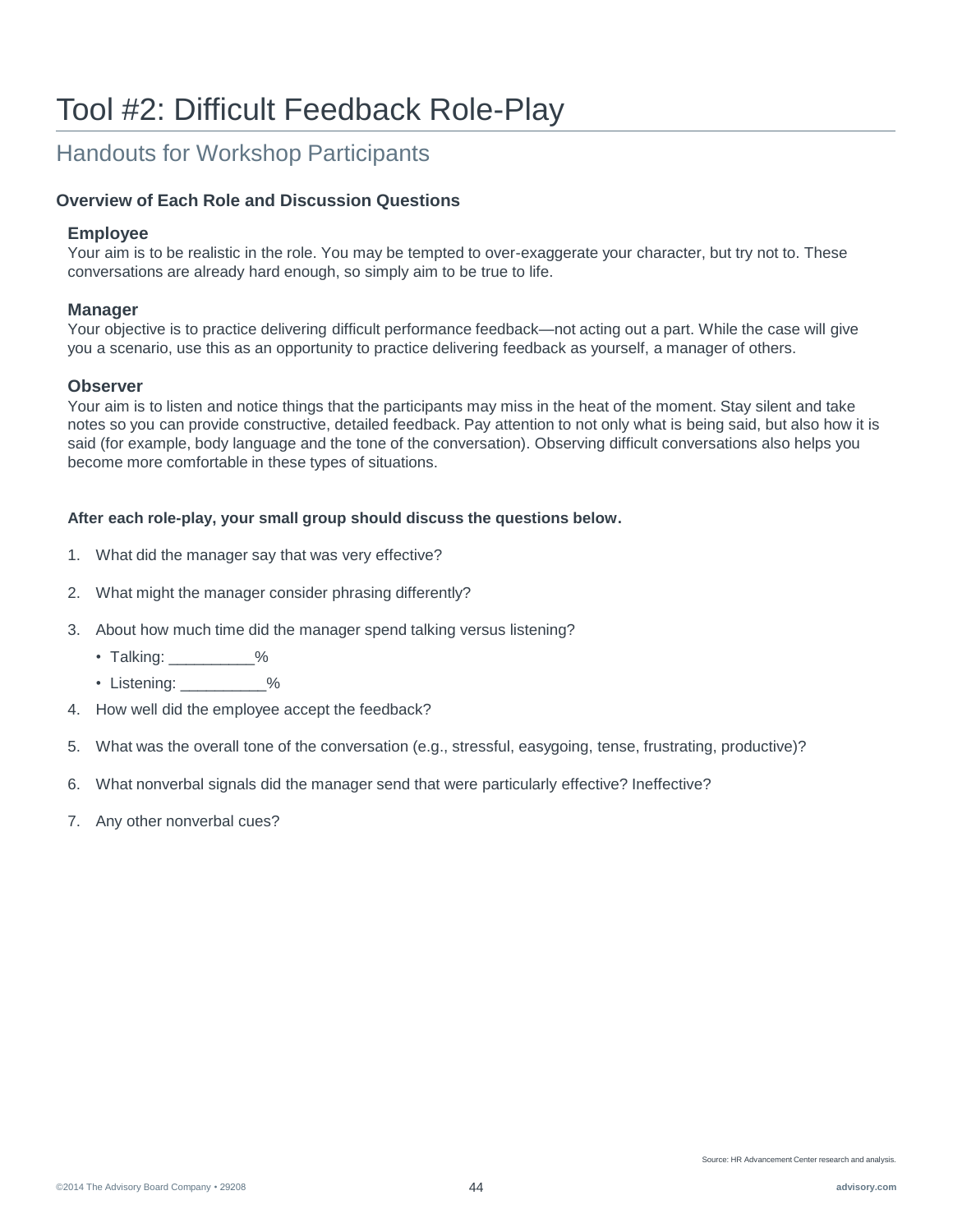# Tool #2: Difficult Feedback Role-Play

## Handouts for Workshop Participants

### Overview of Each Role and Discussion Questions

**Employee**
Your aim is to be realistic in the role. You may be tempted to over-exaggerate your character, but try not to. These conversations are already hard enough, so simply aim to be true to life.

**Manager**
Your objective is to practice delivering difficult performance feedback—not acting out a part. While the case will give you a scenario, use this as an opportunity to practice delivering feedback as yourself, a manager of others.

**Observer**
Your aim is to listen and notice things that the participants may miss in the heat of the moment. Stay silent and take notes so you can provide constructive, detailed feedback. Pay attention to not only what is being said, but also how it is said (for example, body language and the tone of the conversation). Observing difficult conversations also helps you become more comfortable in these types of situations.

**After each role-play, your small group should discuss the questions below.**

1. What did the manager say that was very effective?
2. What might the manager consider phrasing differently?
3. About how much time did the manager spend talking versus listening?
   - Talking: __________%
   - Listening: __________%
4. How well did the employee accept the feedback?
5. What was the overall tone of the conversation (e.g., stressful, easygoing, tense, frustrating, productive)?
6. What nonverbal signals did the manager send that were particularly effective? Ineffective?
7. Any other nonverbal cues?

Source: HR Advancement Center research and analysis.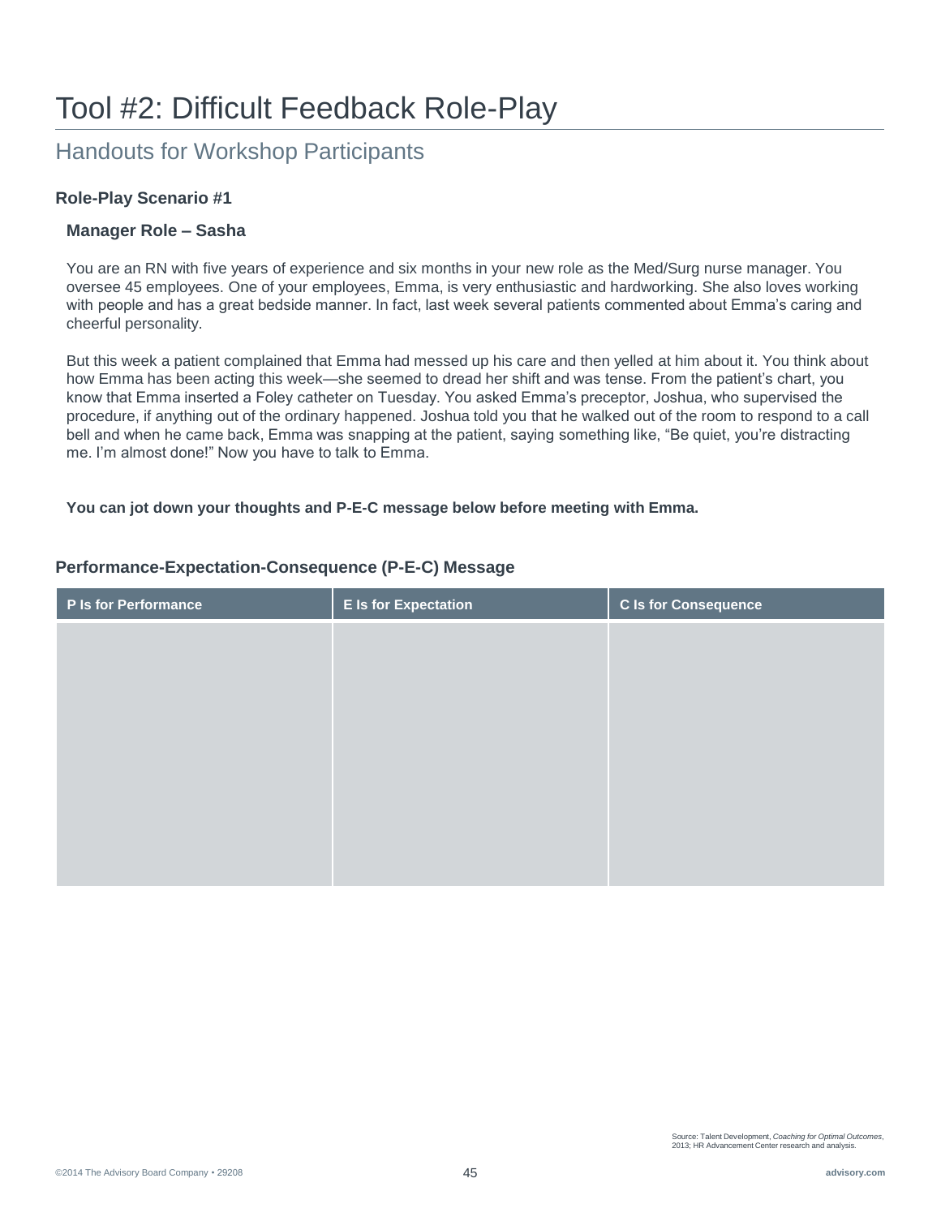# Tool #2: Difficult Feedback Role-Play

## Handouts for Workshop Participants

### Role-Play Scenario #1

#### Manager Role – Sasha

You are an RN with five years of experience and six months in your new role as the Med/Surg nurse manager. You oversee 45 employees. One of your employees, Emma, is very enthusiastic and hardworking. She also loves working with people and has a great bedside manner. In fact, last week several patients commented about Emma's caring and cheerful personality.

But this week a patient complained that Emma had messed up his care and then yelled at him about it. You think about how Emma has been acting this week—she seemed to dread her shift and was tense. From the patient's chart, you know that Emma inserted a Foley catheter on Tuesday. You asked Emma's preceptor, Joshua, who supervised the procedure, if anything out of the ordinary happened. Joshua told you that he walked out of the room to respond to a call bell and when he came back, Emma was snapping at the patient, saying something like, "Be quiet, you're distracting me. I'm almost done!" Now you have to talk to Emma.

**You can jot down your thoughts and P-E-C message below before meeting with Emma.**

### Performance-Expectation-Consequence (P-E-C) Message

| P Is for Performance | E Is for Expectation | C Is for Consequence |
| --- | --- | --- |
| | | |

Source: Talent Development, *Coaching for Optimal Outcomes*, 2013; HR Advancement Center research and analysis.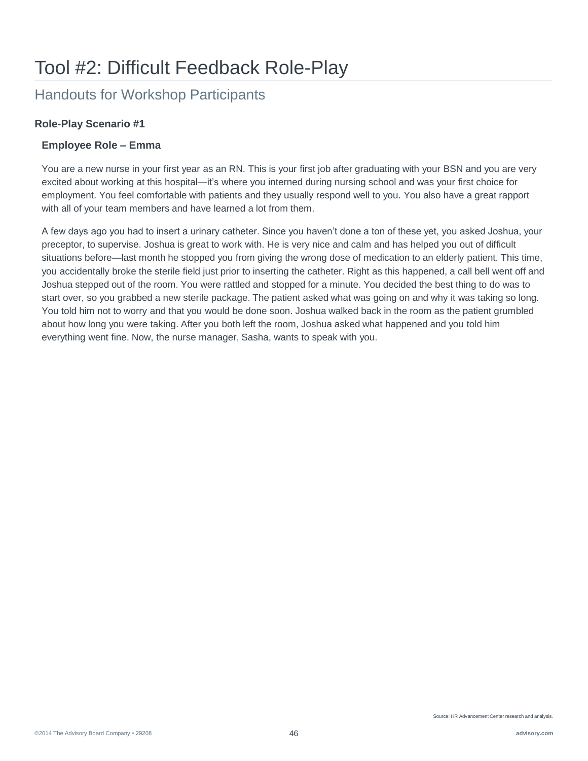# Tool #2: Difficult Feedback Role-Play

## Handouts for Workshop Participants

### Role-Play Scenario #1

#### Employee Role – Emma

You are a new nurse in your first year as an RN. This is your first job after graduating with your BSN and you are very excited about working at this hospital—it's where you interned during nursing school and was your first choice for employment. You feel comfortable with patients and they usually respond well to you. You also have a great rapport with all of your team members and have learned a lot from them.

A few days ago you had to insert a urinary catheter. Since you haven't done a ton of these yet, you asked Joshua, your preceptor, to supervise. Joshua is great to work with. He is very nice and calm and has helped you out of difficult situations before—last month he stopped you from giving the wrong dose of medication to an elderly patient. This time, you accidentally broke the sterile field just prior to inserting the catheter. Right as this happened, a call bell went off and Joshua stepped out of the room. You were rattled and stopped for a minute. You decided the best thing to do was to start over, so you grabbed a new sterile package. The patient asked what was going on and why it was taking so long. You told him not to worry and that you would be done soon. Joshua walked back in the room as the patient grumbled about how long you were taking. After you both left the room, Joshua asked what happened and you told him everything went fine. Now, the nurse manager, Sasha, wants to speak with you.

Source: HR Advancement Center research and analysis.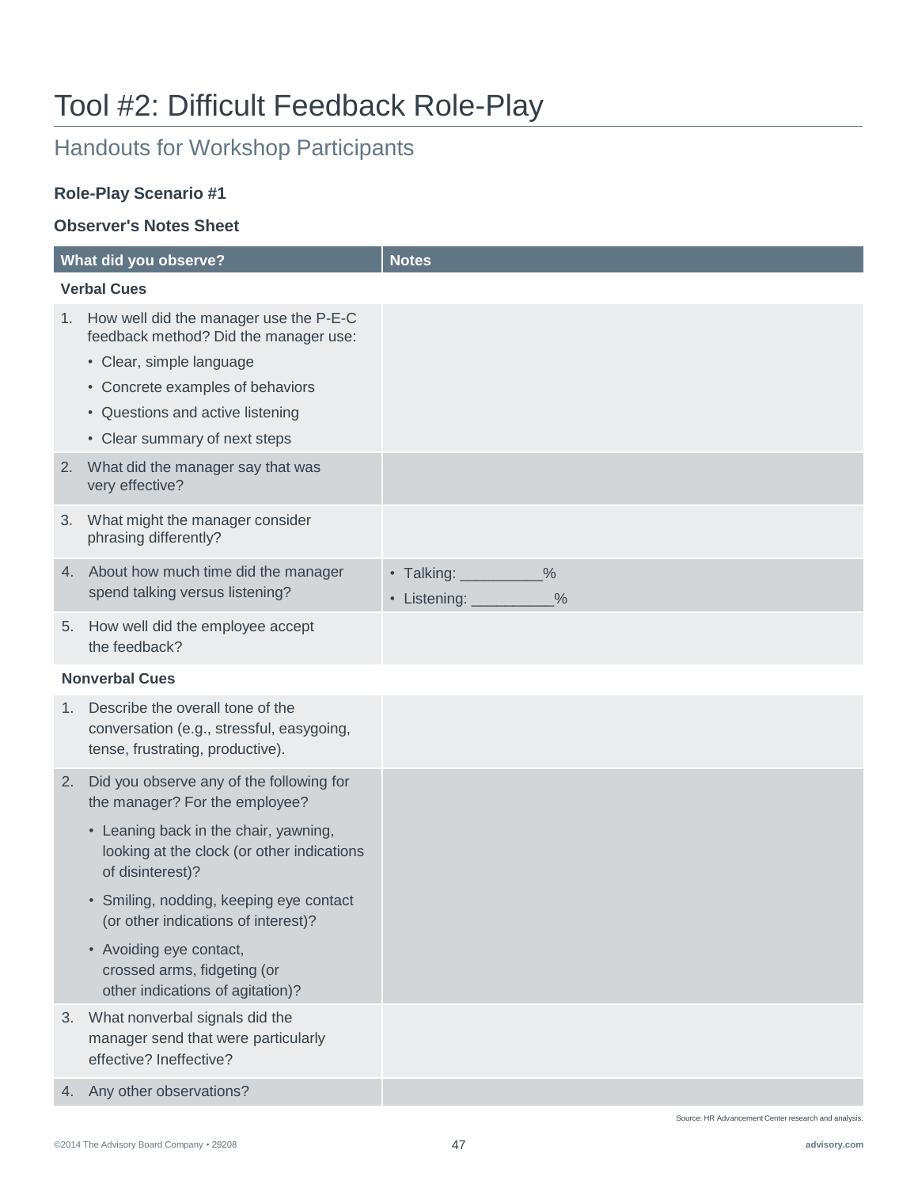# Tool #2: Difficult Feedback Role-Play

## Handouts for Workshop Participants

**Role-Play Scenario #1**

**Observer's Notes Sheet**

| What did you observe? | Notes |
|---|---|
| **Verbal Cues** | |
| 1. How well did the manager use the P-E-C feedback method? Did the manager use:<br>• Clear, simple language<br>• Concrete examples of behaviors<br>• Questions and active listening<br>• Clear summary of next steps | |
| 2. What did the manager say that was very effective? | |
| 3. What might the manager consider phrasing differently? | |
| 4. About how much time did the manager spend talking versus listening? | • Talking: __________%<br>• Listening: __________% |
| 5. How well did the employee accept the feedback? | |
| **Nonverbal Cues** | |
| 1. Describe the overall tone of the conversation (e.g., stressful, easygoing, tense, frustrating, productive). | |
| 2. Did you observe any of the following for the manager? For the employee?<br>• Leaning back in the chair, yawning, looking at the clock (or other indications of disinterest)?<br>• Smiling, nodding, keeping eye contact (or other indications of interest)?<br>• Avoiding eye contact, crossed arms, fidgeting (or other indications of agitation)? | |
| 3. What nonverbal signals did the manager send that were particularly effective? Ineffective? | |
| 4. Any other observations? | |

Source: HR Advancement Center research and analysis.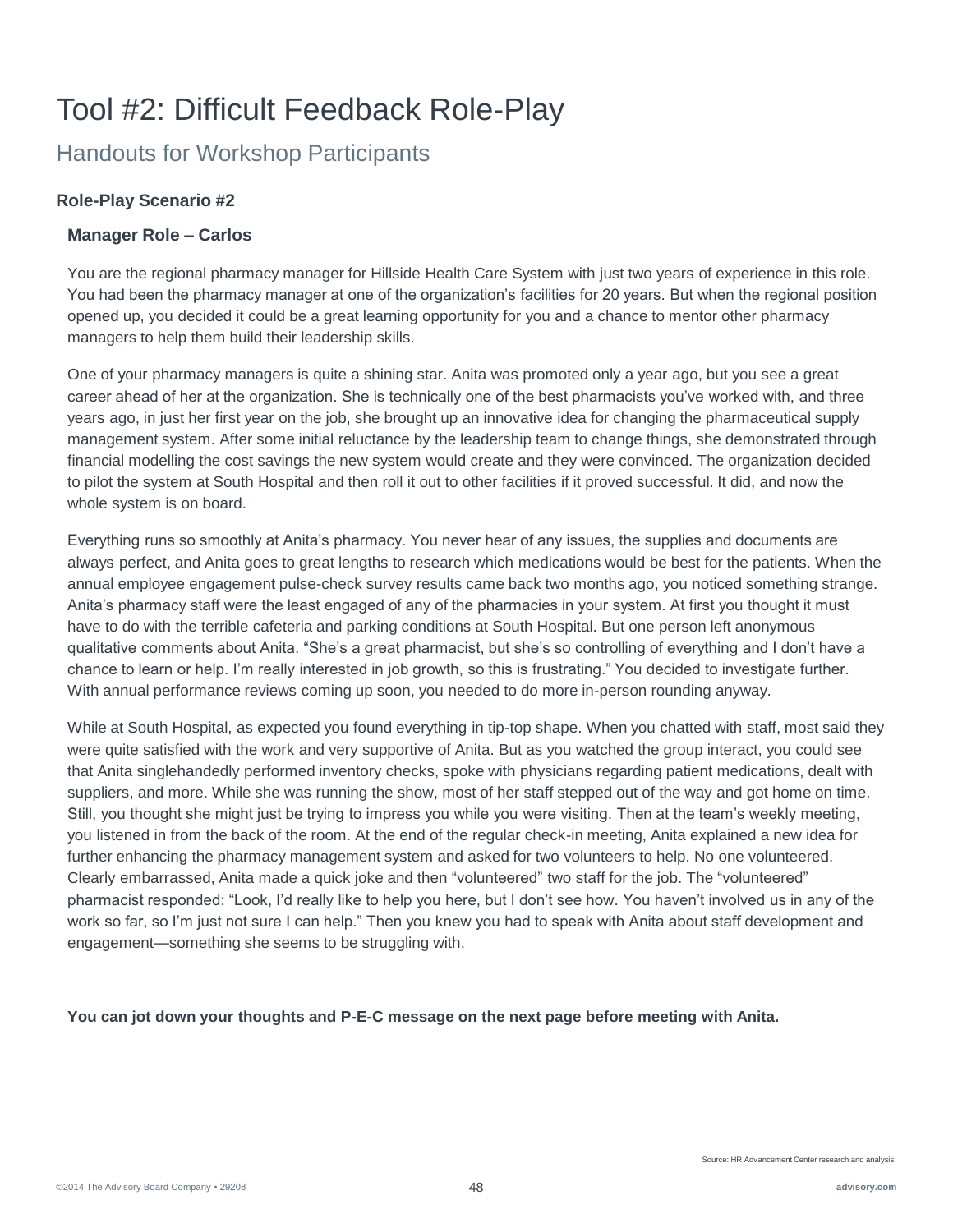# Tool #2: Difficult Feedback Role-Play

## Handouts for Workshop Participants

### Role-Play Scenario #2

#### Manager Role – Carlos

You are the regional pharmacy manager for Hillside Health Care System with just two years of experience in this role. You had been the pharmacy manager at one of the organization's facilities for 20 years. But when the regional position opened up, you decided it could be a great learning opportunity for you and a chance to mentor other pharmacy managers to help them build their leadership skills.

One of your pharmacy managers is quite a shining star. Anita was promoted only a year ago, but you see a great career ahead of her at the organization. She is technically one of the best pharmacists you've worked with, and three years ago, in just her first year on the job, she brought up an innovative idea for changing the pharmaceutical supply management system. After some initial reluctance by the leadership team to change things, she demonstrated through financial modelling the cost savings the new system would create and they were convinced. The organization decided to pilot the system at South Hospital and then roll it out to other facilities if it proved successful. It did, and now the whole system is on board.

Everything runs so smoothly at Anita's pharmacy. You never hear of any issues, the supplies and documents are always perfect, and Anita goes to great lengths to research which medications would be best for the patients. When the annual employee engagement pulse-check survey results came back two months ago, you noticed something strange. Anita's pharmacy staff were the least engaged of any of the pharmacies in your system. At first you thought it must have to do with the terrible cafeteria and parking conditions at South Hospital. But one person left anonymous qualitative comments about Anita. "She's a great pharmacist, but she's so controlling of everything and I don't have a chance to learn or help. I'm really interested in job growth, so this is frustrating." You decided to investigate further. With annual performance reviews coming up soon, you needed to do more in-person rounding anyway.

While at South Hospital, as expected you found everything in tip-top shape. When you chatted with staff, most said they were quite satisfied with the work and very supportive of Anita. But as you watched the group interact, you could see that Anita singlehandedly performed inventory checks, spoke with physicians regarding patient medications, dealt with suppliers, and more. While she was running the show, most of her staff stepped out of the way and got home on time. Still, you thought she might just be trying to impress you while you were visiting. Then at the team's weekly meeting, you listened in from the back of the room. At the end of the regular check-in meeting, Anita explained a new idea for further enhancing the pharmacy management system and asked for two volunteers to help. No one volunteered. Clearly embarrassed, Anita made a quick joke and then "volunteered" two staff for the job. The "volunteered" pharmacist responded: "Look, I'd really like to help you here, but I don't see how. You haven't involved us in any of the work so far, so I'm just not sure I can help." Then you knew you had to speak with Anita about staff development and engagement—something she seems to be struggling with.

**You can jot down your thoughts and P-E-C message on the next page before meeting with Anita.**

Source: HR Advancement Center research and analysis.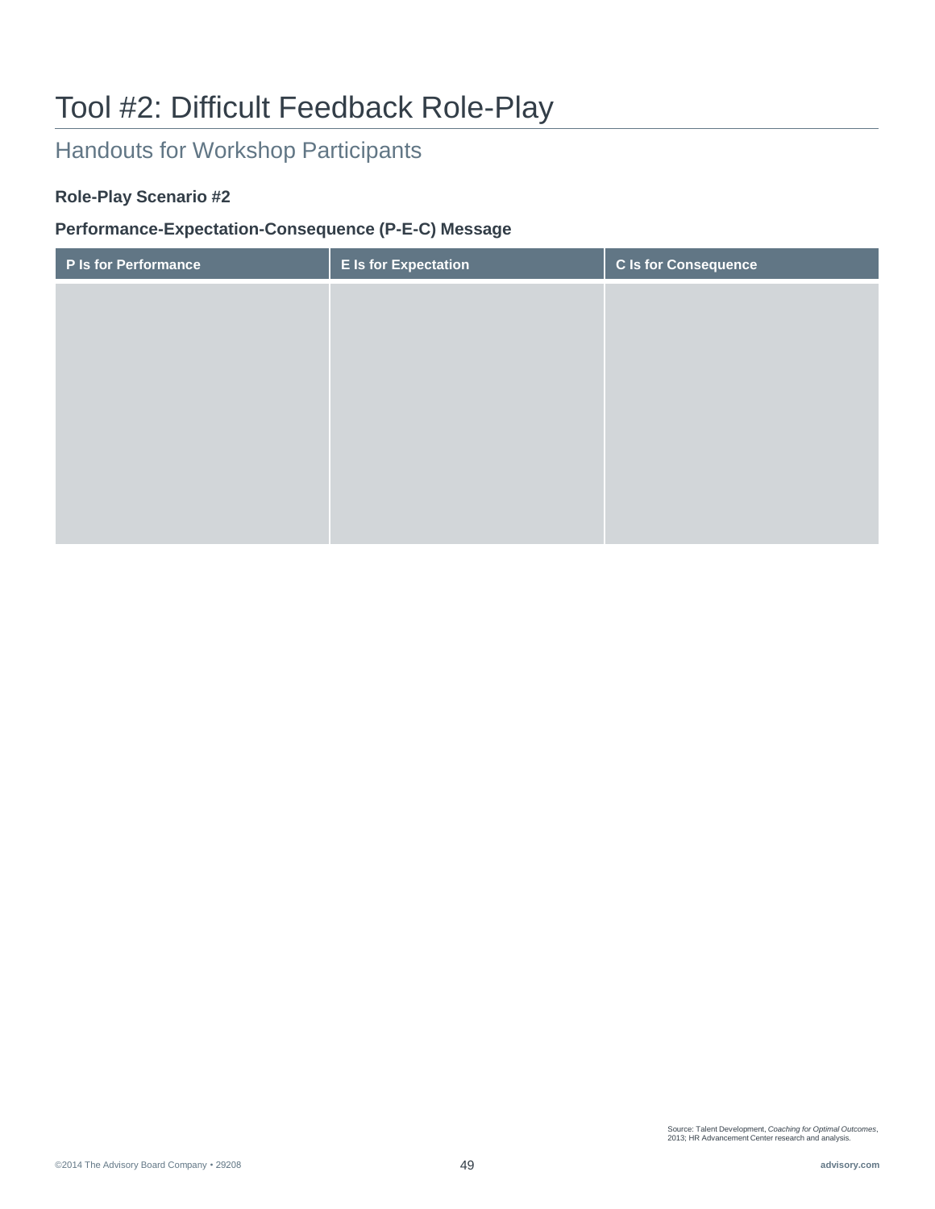# Tool #2: Difficult Feedback Role-Play

## Handouts for Workshop Participants

**Role-Play Scenario #2**

**Performance-Expectation-Consequence (P-E-C) Message**

| P Is for Performance | E Is for Expectation | C Is for Consequence |
| --- | --- | --- |
| | | |

Source: Talent Development, *Coaching for Optimal Outcomes*, 2013; HR Advancement Center research and analysis.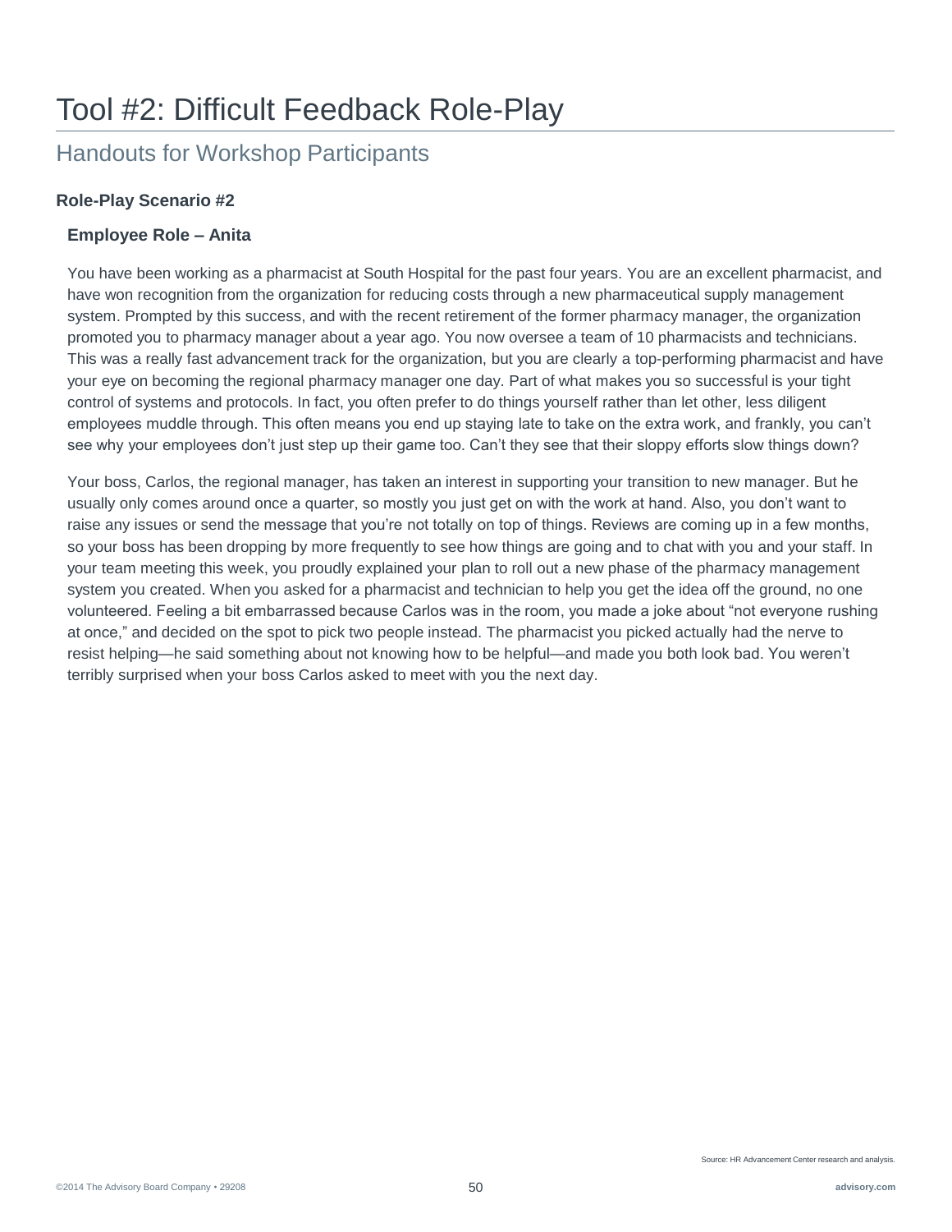# Tool #2: Difficult Feedback Role-Play

## Handouts for Workshop Participants

### Role-Play Scenario #2

#### Employee Role – Anita

You have been working as a pharmacist at South Hospital for the past four years. You are an excellent pharmacist, and have won recognition from the organization for reducing costs through a new pharmaceutical supply management system. Prompted by this success, and with the recent retirement of the former pharmacy manager, the organization promoted you to pharmacy manager about a year ago. You now oversee a team of 10 pharmacists and technicians. This was a really fast advancement track for the organization, but you are clearly a top-performing pharmacist and have your eye on becoming the regional pharmacy manager one day. Part of what makes you so successful is your tight control of systems and protocols. In fact, you often prefer to do things yourself rather than let other, less diligent employees muddle through. This often means you end up staying late to take on the extra work, and frankly, you can't see why your employees don't just step up their game too. Can't they see that their sloppy efforts slow things down?

Your boss, Carlos, the regional manager, has taken an interest in supporting your transition to new manager. But he usually only comes around once a quarter, so mostly you just get on with the work at hand. Also, you don't want to raise any issues or send the message that you're not totally on top of things. Reviews are coming up in a few months, so your boss has been dropping by more frequently to see how things are going and to chat with you and your staff. In your team meeting this week, you proudly explained your plan to roll out a new phase of the pharmacy management system you created. When you asked for a pharmacist and technician to help you get the idea off the ground, no one volunteered. Feeling a bit embarrassed because Carlos was in the room, you made a joke about "not everyone rushing at once," and decided on the spot to pick two people instead. The pharmacist you picked actually had the nerve to resist helping—he said something about not knowing how to be helpful—and made you both look bad. You weren't terribly surprised when your boss Carlos asked to meet with you the next day.

Source: HR Advancement Center research and analysis.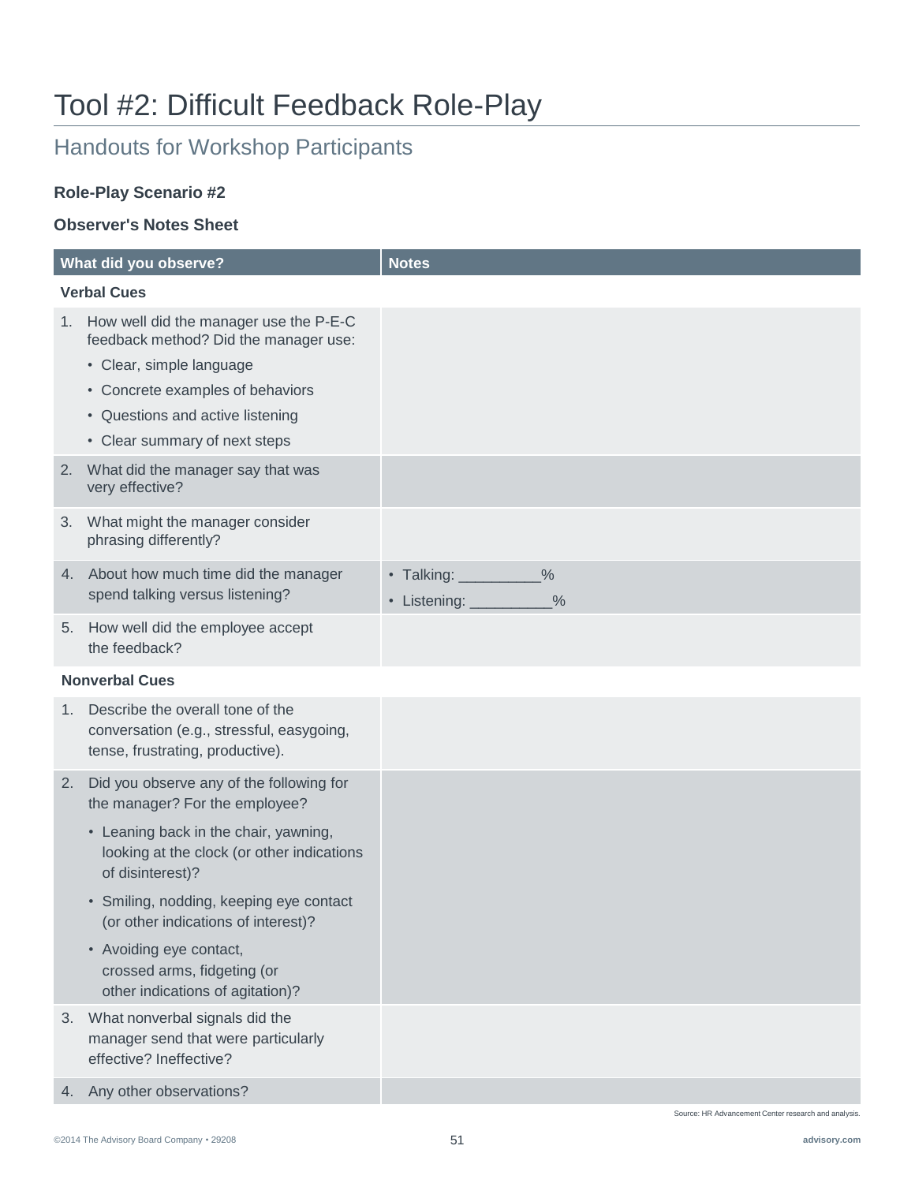# Tool #2: Difficult Feedback Role-Play

## Handouts for Workshop Participants

**Role-Play Scenario #2**

**Observer's Notes Sheet**

| What did you observe? | Notes |
| --- | --- |
| **Verbal Cues** | |
| 1. How well did the manager use the P-E-C feedback method? Did the manager use:<br>• Clear, simple language<br>• Concrete examples of behaviors<br>• Questions and active listening<br>• Clear summary of next steps | |
| 2. What did the manager say that was very effective? | |
| 3. What might the manager consider phrasing differently? | |
| 4. About how much time did the manager spend talking versus listening? | • Talking: __________%<br>• Listening: __________% |
| 5. How well did the employee accept the feedback? | |
| **Nonverbal Cues** | |
| 1. Describe the overall tone of the conversation (e.g., stressful, easygoing, tense, frustrating, productive). | |
| 2. Did you observe any of the following for the manager? For the employee?<br>• Leaning back in the chair, yawning, looking at the clock (or other indications of disinterest)?<br>• Smiling, nodding, keeping eye contact (or other indications of interest)?<br>• Avoiding eye contact, crossed arms, fidgeting (or other indications of agitation)? | |
| 3. What nonverbal signals did the manager send that were particularly effective? Ineffective? | |
| 4. Any other observations? | |

Source: HR Advancement Center research and analysis.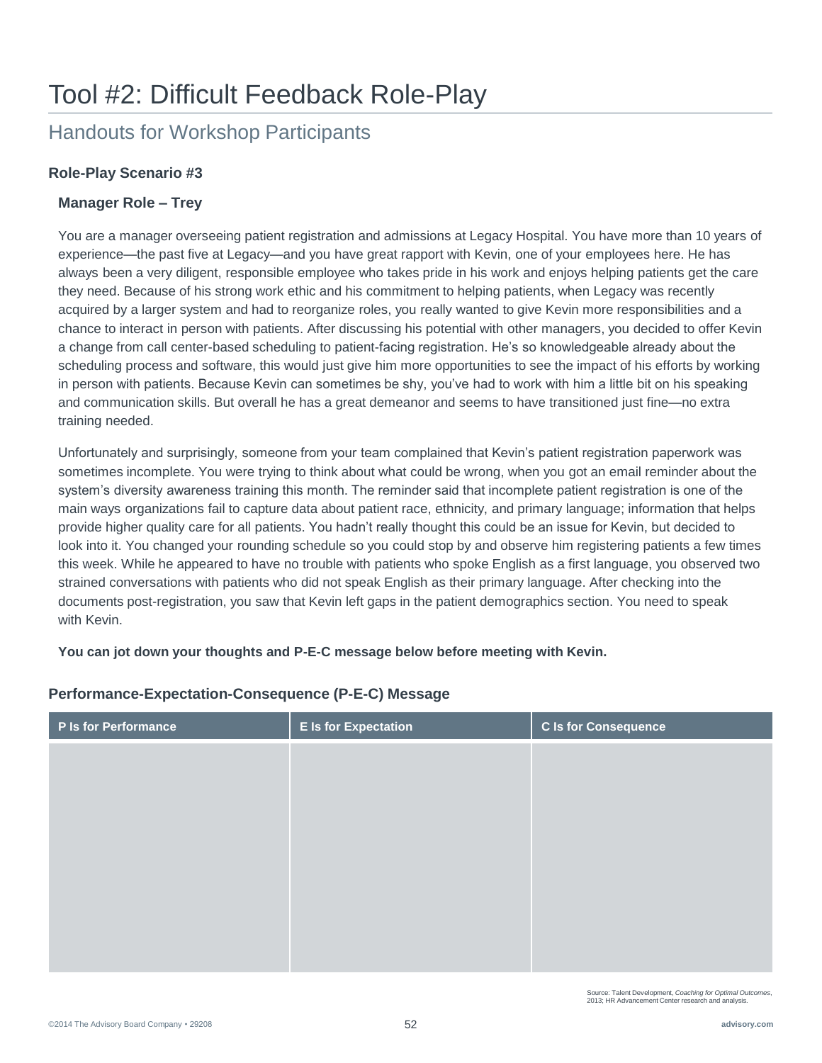# Tool #2: Difficult Feedback Role-Play

## Handouts for Workshop Participants

### Role-Play Scenario #3

#### Manager Role – Trey

You are a manager overseeing patient registration and admissions at Legacy Hospital. You have more than 10 years of experience—the past five at Legacy—and you have great rapport with Kevin, one of your employees here. He has always been a very diligent, responsible employee who takes pride in his work and enjoys helping patients get the care they need. Because of his strong work ethic and his commitment to helping patients, when Legacy was recently acquired by a larger system and had to reorganize roles, you really wanted to give Kevin more responsibilities and a chance to interact in person with patients. After discussing his potential with other managers, you decided to offer Kevin a change from call center-based scheduling to patient-facing registration. He's so knowledgeable already about the scheduling process and software, this would just give him more opportunities to see the impact of his efforts by working in person with patients. Because Kevin can sometimes be shy, you've had to work with him a little bit on his speaking and communication skills. But overall he has a great demeanor and seems to have transitioned just fine—no extra training needed.

Unfortunately and surprisingly, someone from your team complained that Kevin's patient registration paperwork was sometimes incomplete. You were trying to think about what could be wrong, when you got an email reminder about the system's diversity awareness training this month. The reminder said that incomplete patient registration is one of the main ways organizations fail to capture data about patient race, ethnicity, and primary language; information that helps provide higher quality care for all patients. You hadn't really thought this could be an issue for Kevin, but decided to look into it. You changed your rounding schedule so you could stop by and observe him registering patients a few times this week. While he appeared to have no trouble with patients who spoke English as a first language, you observed two strained conversations with patients who did not speak English as their primary language. After checking into the documents post-registration, you saw that Kevin left gaps in the patient demographics section. You need to speak with Kevin.

**You can jot down your thoughts and P-E-C message below before meeting with Kevin.**

### Performance-Expectation-Consequence (P-E-C) Message

| P Is for Performance | E Is for Expectation | C Is for Consequence |
| --- | --- | --- |
| | | |

Source: Talent Development, *Coaching for Optimal Outcomes*, 2013; HR Advancement Center research and analysis.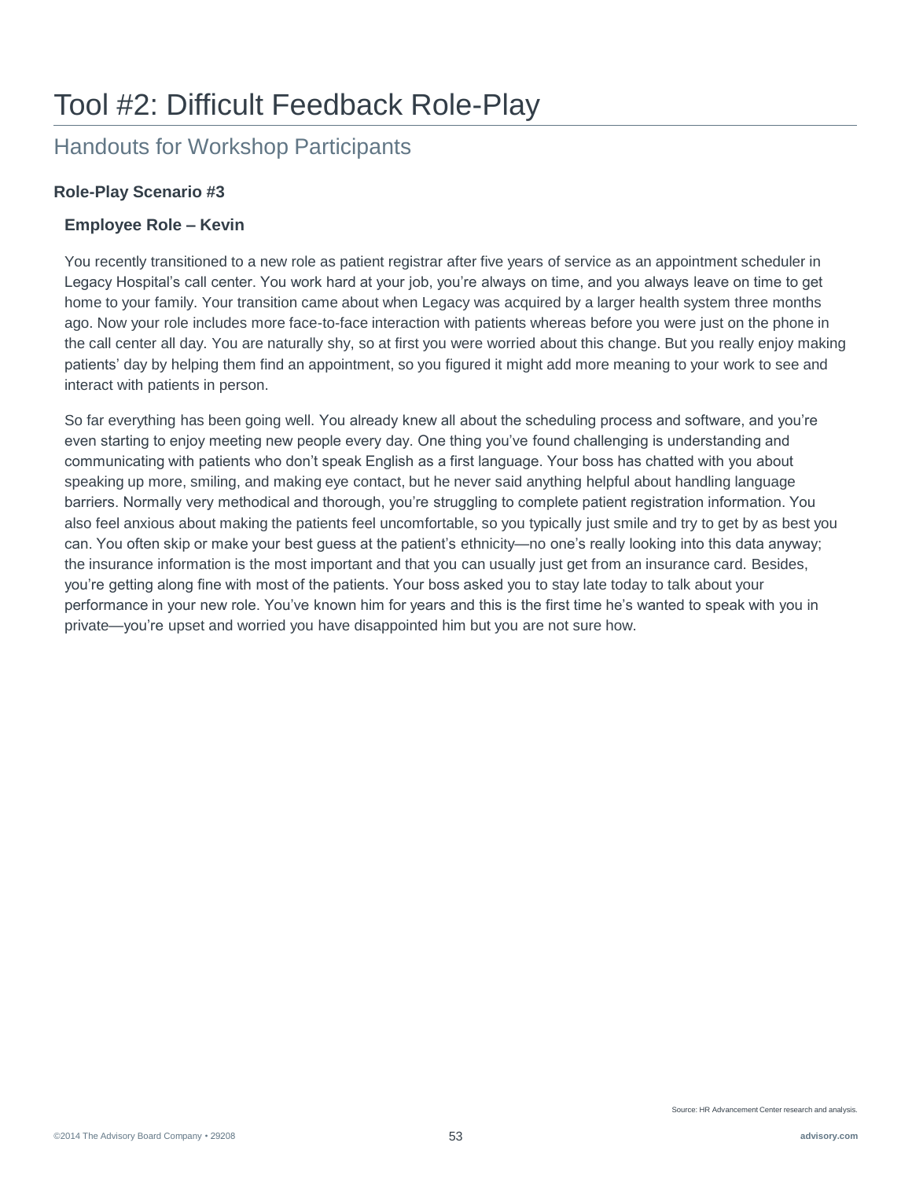# Tool #2: Difficult Feedback Role-Play

## Handouts for Workshop Participants

### Role-Play Scenario #3

#### Employee Role – Kevin

You recently transitioned to a new role as patient registrar after five years of service as an appointment scheduler in Legacy Hospital's call center. You work hard at your job, you're always on time, and you always leave on time to get home to your family. Your transition came about when Legacy was acquired by a larger health system three months ago. Now your role includes more face-to-face interaction with patients whereas before you were just on the phone in the call center all day. You are naturally shy, so at first you were worried about this change. But you really enjoy making patients' day by helping them find an appointment, so you figured it might add more meaning to your work to see and interact with patients in person.

So far everything has been going well. You already knew all about the scheduling process and software, and you're even starting to enjoy meeting new people every day. One thing you've found challenging is understanding and communicating with patients who don't speak English as a first language. Your boss has chatted with you about speaking up more, smiling, and making eye contact, but he never said anything helpful about handling language barriers. Normally very methodical and thorough, you're struggling to complete patient registration information. You also feel anxious about making the patients feel uncomfortable, so you typically just smile and try to get by as best you can. You often skip or make your best guess at the patient's ethnicity—no one's really looking into this data anyway; the insurance information is the most important and that you can usually just get from an insurance card. Besides, you're getting along fine with most of the patients. Your boss asked you to stay late today to talk about your performance in your new role. You've known him for years and this is the first time he's wanted to speak with you in private—you're upset and worried you have disappointed him but you are not sure how.

Source: HR Advancement Center research and analysis.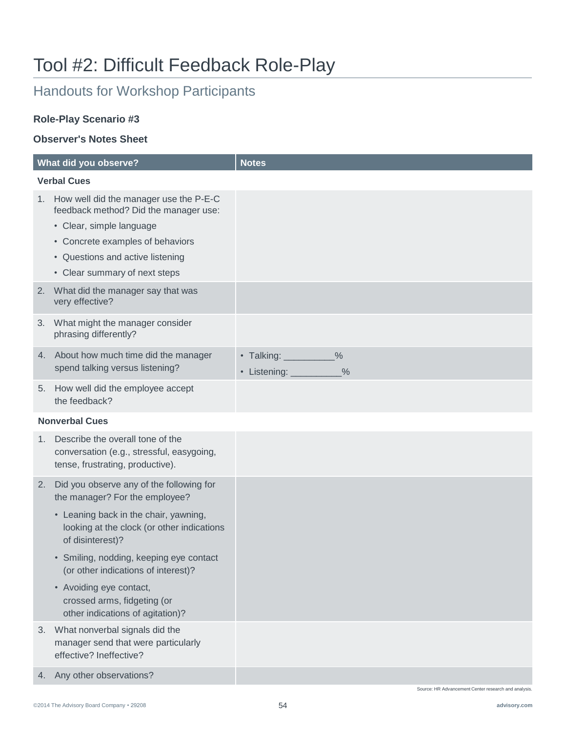# Tool #2: Difficult Feedback Role-Play

## Handouts for Workshop Participants

**Role-Play Scenario #3**

**Observer's Notes Sheet**

| What did you observe? | Notes |
|---|---|
| **Verbal Cues** | |
| 1. How well did the manager use the P-E-C feedback method? Did the manager use:<br>• Clear, simple language<br>• Concrete examples of behaviors<br>• Questions and active listening<br>• Clear summary of next steps | |
| 2. What did the manager say that was very effective? | |
| 3. What might the manager consider phrasing differently? | |
| 4. About how much time did the manager spend talking versus listening? | • Talking: __________%<br>• Listening: __________% |
| 5. How well did the employee accept the feedback? | |
| **Nonverbal Cues** | |
| 1. Describe the overall tone of the conversation (e.g., stressful, easygoing, tense, frustrating, productive). | |
| 2. Did you observe any of the following for the manager? For the employee?<br>• Leaning back in the chair, yawning, looking at the clock (or other indications of disinterest)?<br>• Smiling, nodding, keeping eye contact (or other indications of interest)?<br>• Avoiding eye contact, crossed arms, fidgeting (or other indications of agitation)? | |
| 3. What nonverbal signals did the manager send that were particularly effective? Ineffective? | |
| 4. Any other observations? | |

Source: HR Advancement Center research and analysis.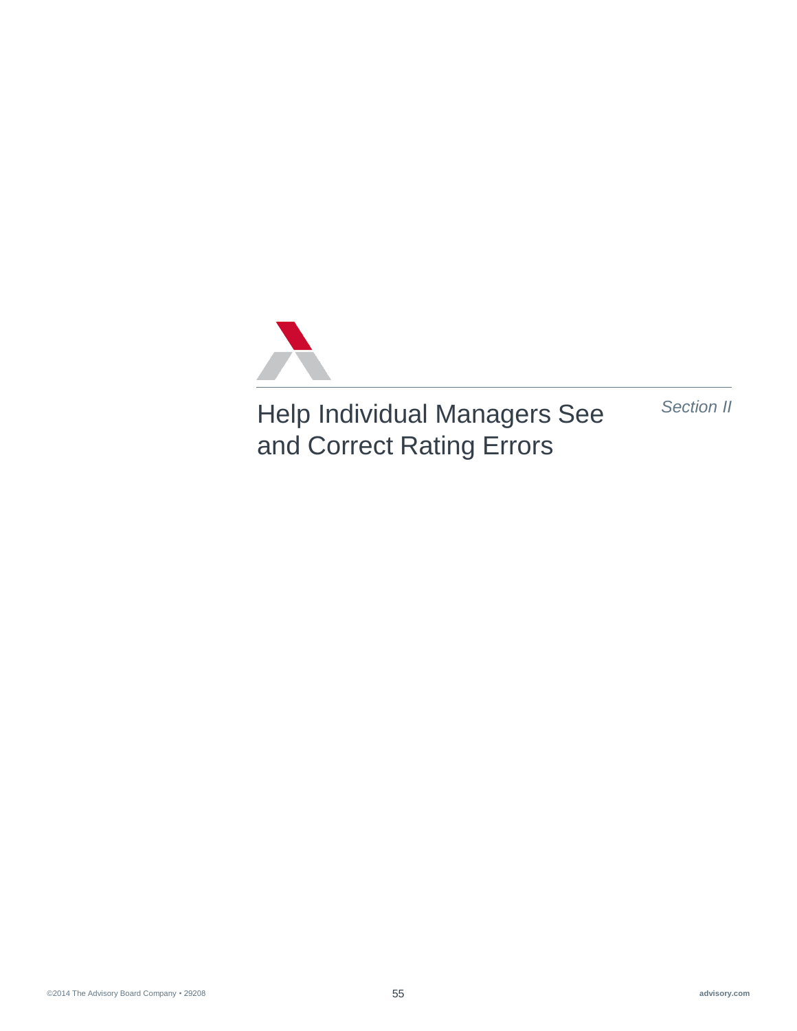# Help Individual Managers See and Correct Rating Errors

*Section II*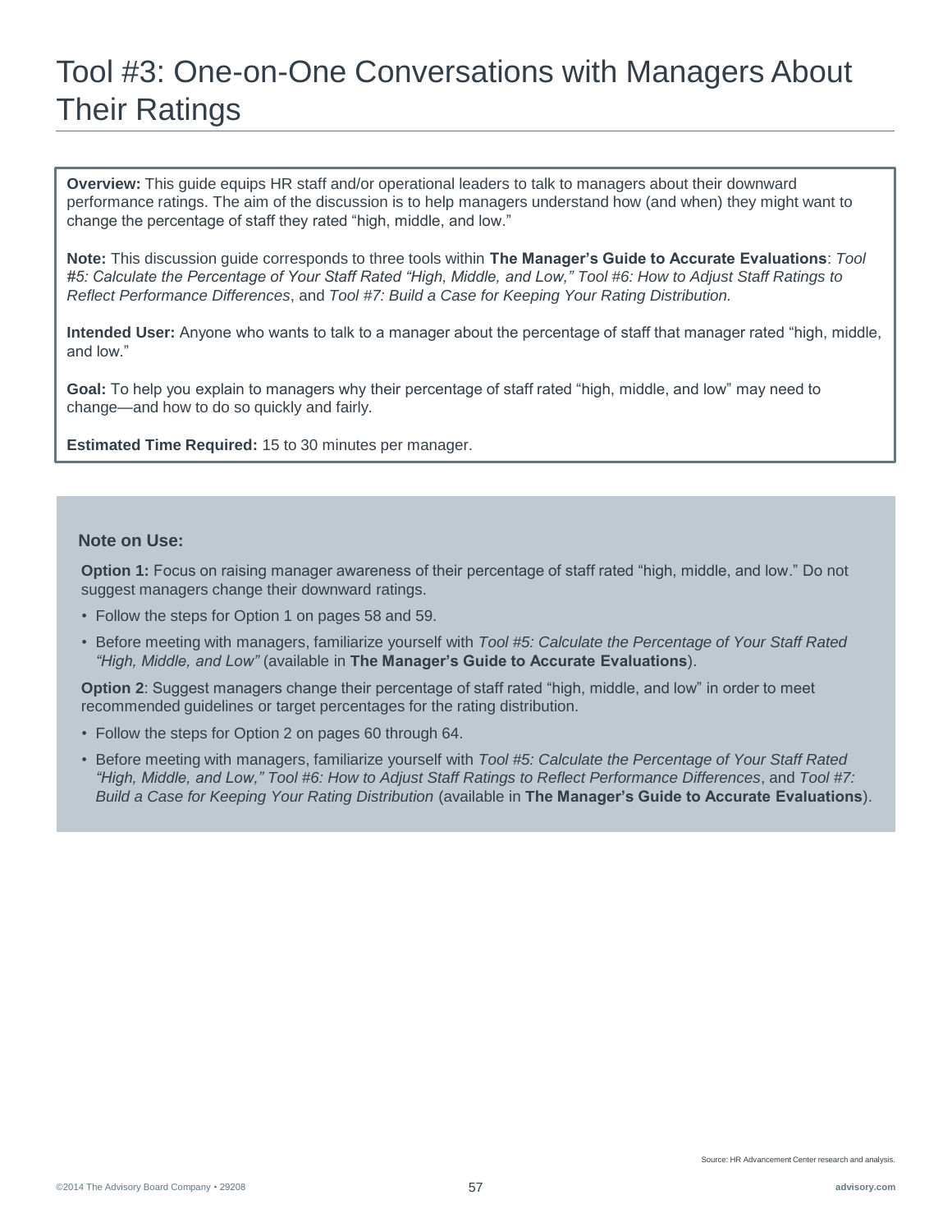# Tool #3: One-on-One Conversations with Managers About Their Ratings

**Overview:** This guide equips HR staff and/or operational leaders to talk to managers about their downward performance ratings. The aim of the discussion is to help managers understand how (and when) they might want to change the percentage of staff they rated "high, middle, and low."

**Note:** This discussion guide corresponds to three tools within **The Manager's Guide to Accurate Evaluations**: *Tool #5: Calculate the Percentage of Your Staff Rated "High, Middle, and Low," Tool #6: How to Adjust Staff Ratings to Reflect Performance Differences*, and *Tool #7: Build a Case for Keeping Your Rating Distribution.*

**Intended User:** Anyone who wants to talk to a manager about the percentage of staff that manager rated "high, middle, and low."

**Goal:** To help you explain to managers why their percentage of staff rated "high, middle, and low" may need to change—and how to do so quickly and fairly.

**Estimated Time Required:** 15 to 30 minutes per manager.

**Note on Use:**

**Option 1:** Focus on raising manager awareness of their percentage of staff rated "high, middle, and low." Do not suggest managers change their downward ratings.

- Follow the steps for Option 1 on pages 58 and 59.
- Before meeting with managers, familiarize yourself with *Tool #5: Calculate the Percentage of Your Staff Rated "High, Middle, and Low"* (available in **The Manager's Guide to Accurate Evaluations**).

**Option 2**: Suggest managers change their percentage of staff rated "high, middle, and low" in order to meet recommended guidelines or target percentages for the rating distribution.

- Follow the steps for Option 2 on pages 60 through 64.
- Before meeting with managers, familiarize yourself with *Tool #5: Calculate the Percentage of Your Staff Rated "High, Middle, and Low," Tool #6: How to Adjust Staff Ratings to Reflect Performance Differences*, and *Tool #7: Build a Case for Keeping Your Rating Distribution* (available in **The Manager's Guide to Accurate Evaluations**).

Source: HR Advancement Center research and analysis.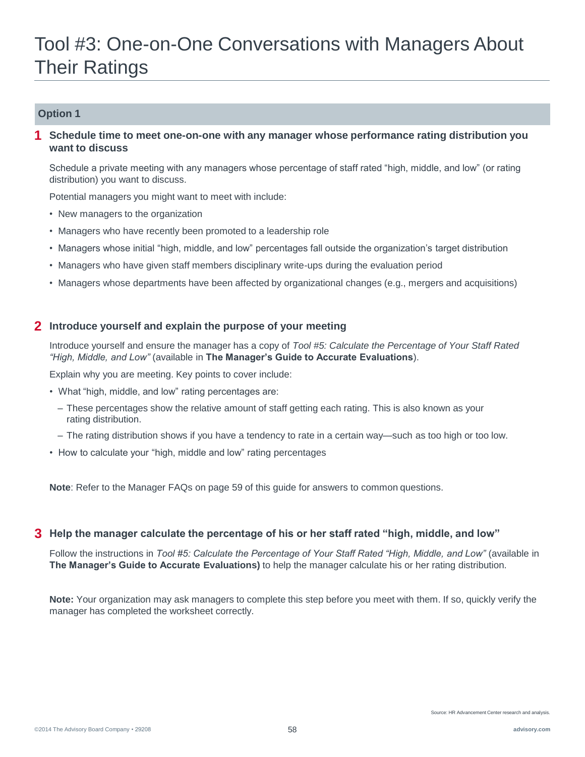# Tool #3: One-on-One Conversations with Managers About Their Ratings

## Option 1

### 1 Schedule time to meet one-on-one with any manager whose performance rating distribution you want to discuss

Schedule a private meeting with any managers whose percentage of staff rated "high, middle, and low" (or rating distribution) you want to discuss.

Potential managers you might want to meet with include:

- New managers to the organization
- Managers who have recently been promoted to a leadership role
- Managers whose initial "high, middle, and low" percentages fall outside the organization's target distribution
- Managers who have given staff members disciplinary write-ups during the evaluation period
- Managers whose departments have been affected by organizational changes (e.g., mergers and acquisitions)

### 2 Introduce yourself and explain the purpose of your meeting

Introduce yourself and ensure the manager has a copy of *Tool #5: Calculate the Percentage of Your Staff Rated "High, Middle, and Low"* (available in **The Manager's Guide to Accurate Evaluations**).

Explain why you are meeting. Key points to cover include:

- What "high, middle, and low" rating percentages are:
  - These percentages show the relative amount of staff getting each rating. This is also known as your rating distribution.
  - The rating distribution shows if you have a tendency to rate in a certain way—such as too high or too low.
- How to calculate your "high, middle and low" rating percentages

**Note**: Refer to the Manager FAQs on page 59 of this guide for answers to common questions.

### 3 Help the manager calculate the percentage of his or her staff rated "high, middle, and low"

Follow the instructions in *Tool #5: Calculate the Percentage of Your Staff Rated "High, Middle, and Low"* (available in **The Manager's Guide to Accurate Evaluations)** to help the manager calculate his or her rating distribution.

**Note:** Your organization may ask managers to complete this step before you meet with them. If so, quickly verify the manager has completed the worksheet correctly.

Source: HR Advancement Center research and analysis.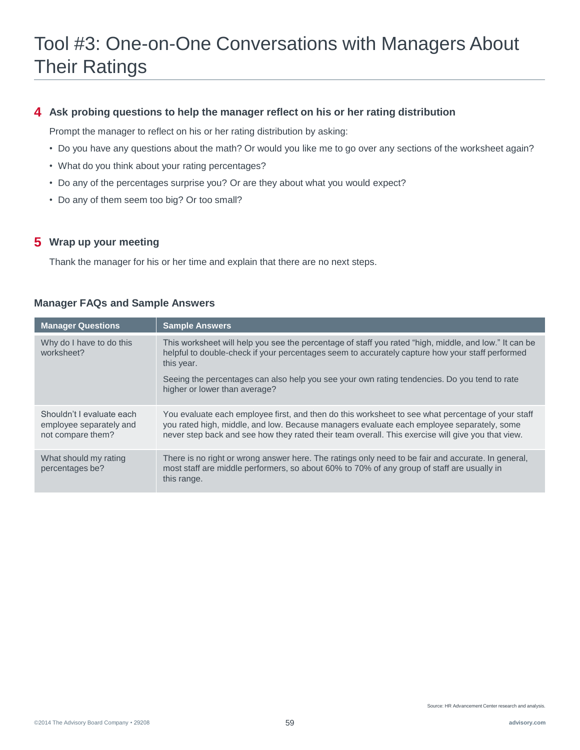# Tool #3: One-on-One Conversations with Managers About Their Ratings

## 4 Ask probing questions to help the manager reflect on his or her rating distribution

Prompt the manager to reflect on his or her rating distribution by asking:

- Do you have any questions about the math? Or would you like me to go over any sections of the worksheet again?
- What do you think about your rating percentages?
- Do any of the percentages surprise you? Or are they about what you would expect?
- Do any of them seem too big? Or too small?

## 5 Wrap up your meeting

Thank the manager for his or her time and explain that there are no next steps.

### Manager FAQs and Sample Answers

| Manager Questions | Sample Answers |
| --- | --- |
| Why do I have to do this worksheet? | This worksheet will help you see the percentage of staff you rated "high, middle, and low." It can be helpful to double-check if your percentages seem to accurately capture how your staff performed this year.<br><br>Seeing the percentages can also help you see your own rating tendencies. Do you tend to rate higher or lower than average? |
| Shouldn't I evaluate each employee separately and not compare them? | You evaluate each employee first, and then do this worksheet to see what percentage of your staff you rated high, middle, and low. Because managers evaluate each employee separately, some never step back and see how they rated their team overall. This exercise will give you that view. |
| What should my rating percentages be? | There is no right or wrong answer here. The ratings only need to be fair and accurate. In general, most staff are middle performers, so about 60% to 70% of any group of staff are usually in this range. |

Source: HR Advancement Center research and analysis.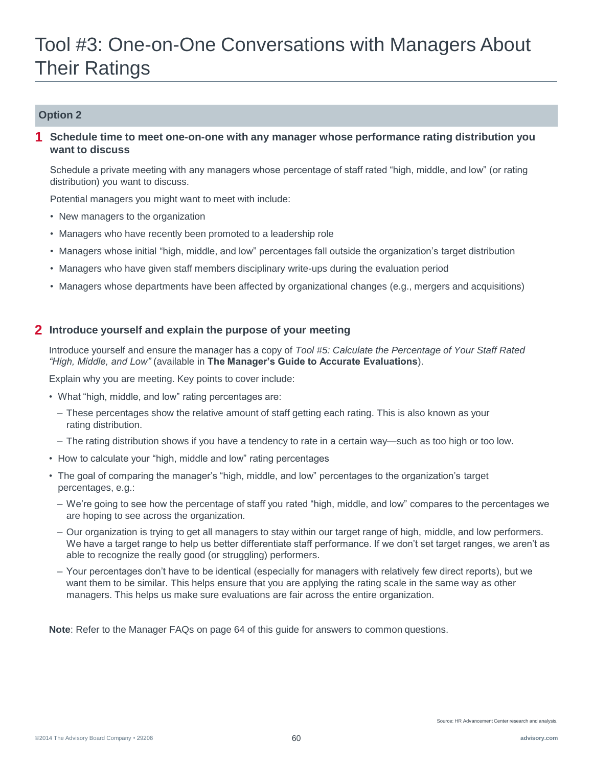# Tool #3: One-on-One Conversations with Managers About Their Ratings

## Option 2

### 1 Schedule time to meet one-on-one with any manager whose performance rating distribution you want to discuss

Schedule a private meeting with any managers whose percentage of staff rated "high, middle, and low" (or rating distribution) you want to discuss.

Potential managers you might want to meet with include:

- New managers to the organization
- Managers who have recently been promoted to a leadership role
- Managers whose initial "high, middle, and low" percentages fall outside the organization's target distribution
- Managers who have given staff members disciplinary write-ups during the evaluation period
- Managers whose departments have been affected by organizational changes (e.g., mergers and acquisitions)

### 2 Introduce yourself and explain the purpose of your meeting

Introduce yourself and ensure the manager has a copy of *Tool #5: Calculate the Percentage of Your Staff Rated "High, Middle, and Low"* (available in **The Manager's Guide to Accurate Evaluations**).

Explain why you are meeting. Key points to cover include:

- What "high, middle, and low" rating percentages are:
  - These percentages show the relative amount of staff getting each rating. This is also known as your rating distribution.
  - The rating distribution shows if you have a tendency to rate in a certain way—such as too high or too low.
- How to calculate your "high, middle and low" rating percentages
- The goal of comparing the manager's "high, middle, and low" percentages to the organization's target percentages, e.g.:
  - We're going to see how the percentage of staff you rated "high, middle, and low" compares to the percentages we are hoping to see across the organization.
  - Our organization is trying to get all managers to stay within our target range of high, middle, and low performers. We have a target range to help us better differentiate staff performance. If we don't set target ranges, we aren't as able to recognize the really good (or struggling) performers.
  - Your percentages don't have to be identical (especially for managers with relatively few direct reports), but we want them to be similar. This helps ensure that you are applying the rating scale in the same way as other managers. This helps us make sure evaluations are fair across the entire organization.

**Note**: Refer to the Manager FAQs on page 64 of this guide for answers to common questions.

Source: HR Advancement Center research and analysis.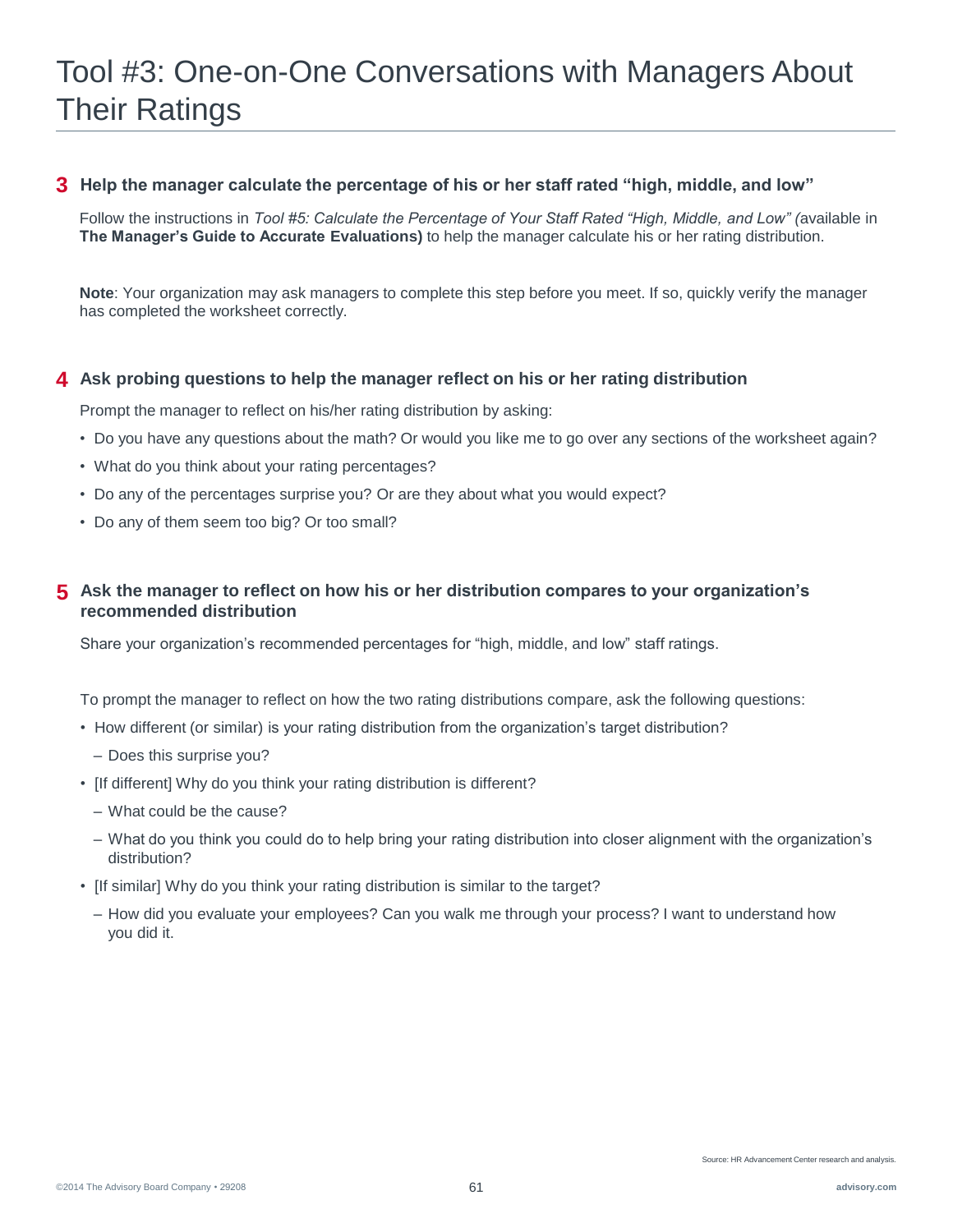# Tool #3: One-on-One Conversations with Managers About Their Ratings

## 3 Help the manager calculate the percentage of his or her staff rated "high, middle, and low"

Follow the instructions in *Tool #5: Calculate the Percentage of Your Staff Rated "High, Middle, and Low" (*available in **The Manager's Guide to Accurate Evaluations)** to help the manager calculate his or her rating distribution.

**Note**: Your organization may ask managers to complete this step before you meet. If so, quickly verify the manager has completed the worksheet correctly.

## 4 Ask probing questions to help the manager reflect on his or her rating distribution

Prompt the manager to reflect on his/her rating distribution by asking:

- Do you have any questions about the math? Or would you like me to go over any sections of the worksheet again?
- What do you think about your rating percentages?
- Do any of the percentages surprise you? Or are they about what you would expect?
- Do any of them seem too big? Or too small?

## 5 Ask the manager to reflect on how his or her distribution compares to your organization's recommended distribution

Share your organization's recommended percentages for "high, middle, and low" staff ratings.

To prompt the manager to reflect on how the two rating distributions compare, ask the following questions:

- How different (or similar) is your rating distribution from the organization's target distribution?
  - Does this surprise you?
- [If different] Why do you think your rating distribution is different?
  - What could be the cause?
  - What do you think you could do to help bring your rating distribution into closer alignment with the organization's distribution?
- [If similar] Why do you think your rating distribution is similar to the target?
  - How did you evaluate your employees? Can you walk me through your process? I want to understand how you did it.

Source: HR Advancement Center research and analysis.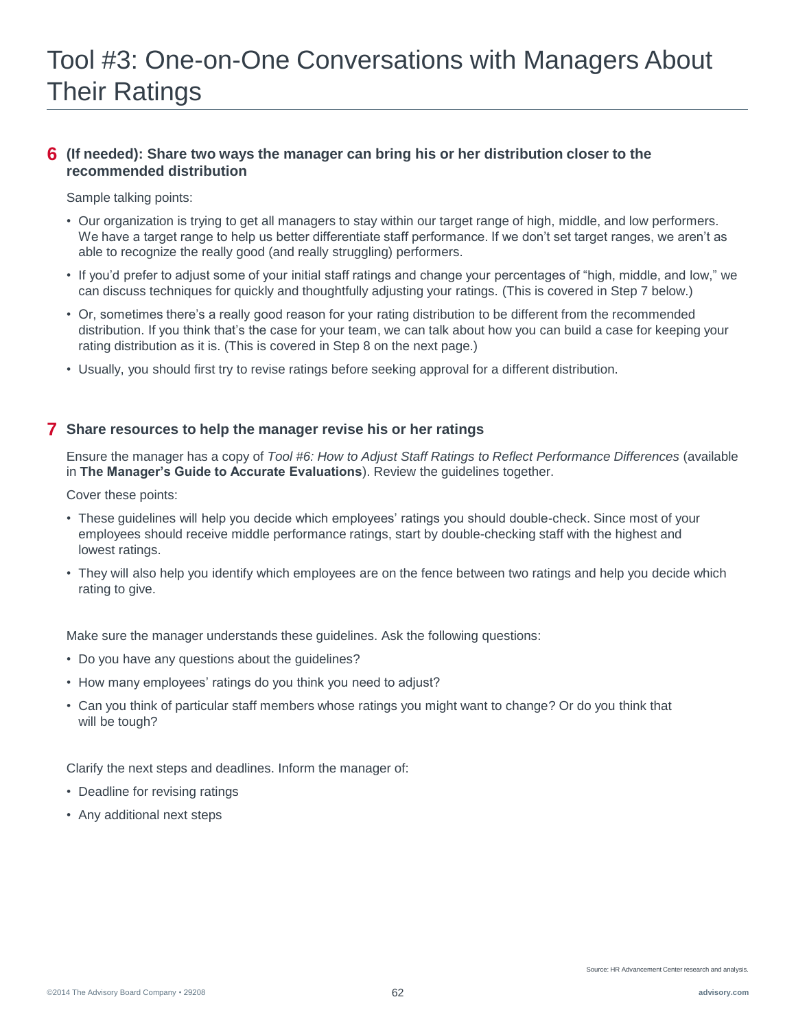# Tool #3: One-on-One Conversations with Managers About Their Ratings

## 6 (If needed): Share two ways the manager can bring his or her distribution closer to the recommended distribution

Sample talking points:

- Our organization is trying to get all managers to stay within our target range of high, middle, and low performers. We have a target range to help us better differentiate staff performance. If we don't set target ranges, we aren't as able to recognize the really good (and really struggling) performers.
- If you'd prefer to adjust some of your initial staff ratings and change your percentages of "high, middle, and low," we can discuss techniques for quickly and thoughtfully adjusting your ratings. (This is covered in Step 7 below.)
- Or, sometimes there's a really good reason for your rating distribution to be different from the recommended distribution. If you think that's the case for your team, we can talk about how you can build a case for keeping your rating distribution as it is. (This is covered in Step 8 on the next page.)
- Usually, you should first try to revise ratings before seeking approval for a different distribution.

## 7 Share resources to help the manager revise his or her ratings

Ensure the manager has a copy of *Tool #6: How to Adjust Staff Ratings to Reflect Performance Differences* (available in **The Manager's Guide to Accurate Evaluations**). Review the guidelines together.

Cover these points:

- These guidelines will help you decide which employees' ratings you should double-check. Since most of your employees should receive middle performance ratings, start by double-checking staff with the highest and lowest ratings.
- They will also help you identify which employees are on the fence between two ratings and help you decide which rating to give.

Make sure the manager understands these guidelines. Ask the following questions:

- Do you have any questions about the guidelines?
- How many employees' ratings do you think you need to adjust?
- Can you think of particular staff members whose ratings you might want to change? Or do you think that will be tough?

Clarify the next steps and deadlines. Inform the manager of:

- Deadline for revising ratings
- Any additional next steps

Source: HR Advancement Center research and analysis.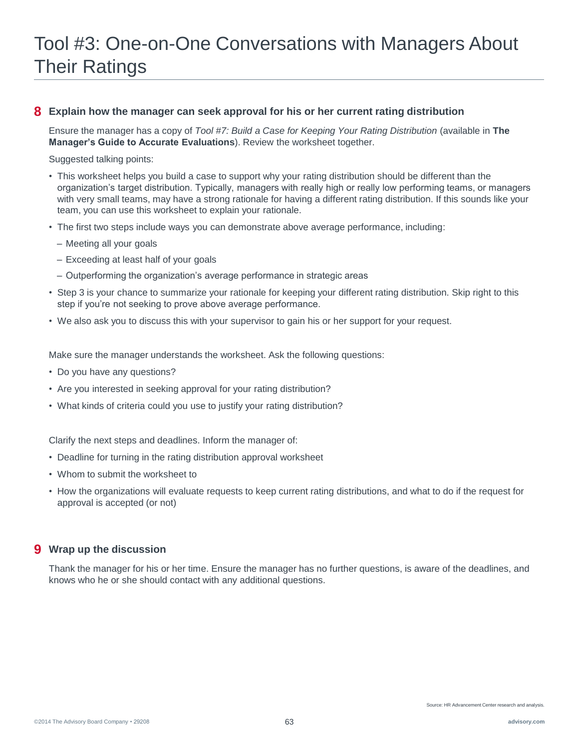# Tool #3: One-on-One Conversations with Managers About Their Ratings

## 8 Explain how the manager can seek approval for his or her current rating distribution

Ensure the manager has a copy of *Tool #7: Build a Case for Keeping Your Rating Distribution* (available in **The Manager's Guide to Accurate Evaluations**). Review the worksheet together.

Suggested talking points:

- This worksheet helps you build a case to support why your rating distribution should be different than the organization's target distribution. Typically, managers with really high or really low performing teams, or managers with very small teams, may have a strong rationale for having a different rating distribution. If this sounds like your team, you can use this worksheet to explain your rationale.
- The first two steps include ways you can demonstrate above average performance, including:
  - Meeting all your goals
  - Exceeding at least half of your goals
  - Outperforming the organization's average performance in strategic areas
- Step 3 is your chance to summarize your rationale for keeping your different rating distribution. Skip right to this step if you're not seeking to prove above average performance.
- We also ask you to discuss this with your supervisor to gain his or her support for your request.

Make sure the manager understands the worksheet. Ask the following questions:

- Do you have any questions?
- Are you interested in seeking approval for your rating distribution?
- What kinds of criteria could you use to justify your rating distribution?

Clarify the next steps and deadlines. Inform the manager of:

- Deadline for turning in the rating distribution approval worksheet
- Whom to submit the worksheet to
- How the organizations will evaluate requests to keep current rating distributions, and what to do if the request for approval is accepted (or not)

## 9 Wrap up the discussion

Thank the manager for his or her time. Ensure the manager has no further questions, is aware of the deadlines, and knows who he or she should contact with any additional questions.

Source: HR Advancement Center research and analysis.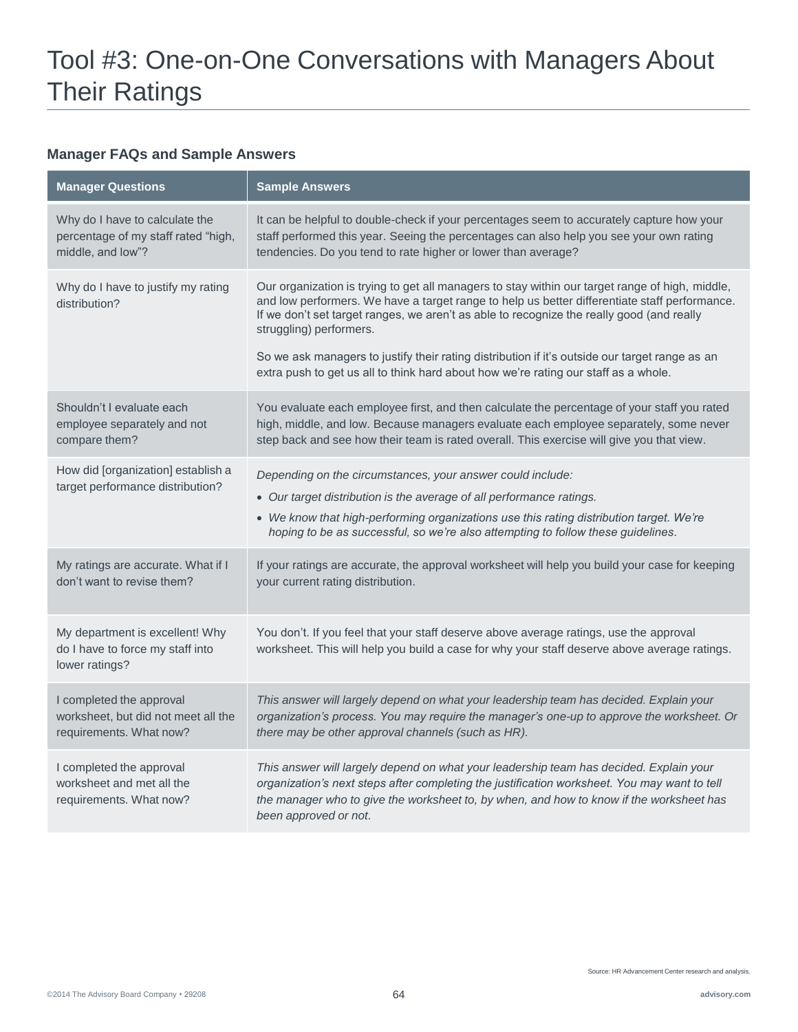# Tool #3: One-on-One Conversations with Managers About Their Ratings

### Manager FAQs and Sample Answers

| Manager Questions | Sample Answers |
|---|---|
| Why do I have to calculate the percentage of my staff rated "high, middle, and low"? | It can be helpful to double-check if your percentages seem to accurately capture how your staff performed this year. Seeing the percentages can also help you see your own rating tendencies. Do you tend to rate higher or lower than average? |
| Why do I have to justify my rating distribution? | Our organization is trying to get all managers to stay within our target range of high, middle, and low performers. We have a target range to help us better differentiate staff performance. If we don't set target ranges, we aren't as able to recognize the really good (and really struggling) performers.<br><br>So we ask managers to justify their rating distribution if it's outside our target range as an extra push to get us all to think hard about how we're rating our staff as a whole. |
| Shouldn't I evaluate each employee separately and not compare them? | You evaluate each employee first, and then calculate the percentage of your staff you rated high, middle, and low. Because managers evaluate each employee separately, some never step back and see how their team is rated overall. This exercise will give you that view. |
| How did [organization] establish a target performance distribution? | *Depending on the circumstances, your answer could include:*<br>• *Our target distribution is the average of all performance ratings.*<br>• *We know that high-performing organizations use this rating distribution target. We're hoping to be as successful, so we're also attempting to follow these guidelines.* |
| My ratings are accurate. What if I don't want to revise them? | If your ratings are accurate, the approval worksheet will help you build your case for keeping your current rating distribution. |
| My department is excellent! Why do I have to force my staff into lower ratings? | You don't. If you feel that your staff deserve above average ratings, use the approval worksheet. This will help you build a case for why your staff deserve above average ratings. |
| I completed the approval worksheet, but did not meet all the requirements. What now? | *This answer will largely depend on what your leadership team has decided. Explain your organization's process. You may require the manager's one-up to approve the worksheet. Or there may be other approval channels (such as HR).* |
| I completed the approval worksheet and met all the requirements. What now? | *This answer will largely depend on what your leadership team has decided. Explain your organization's next steps after completing the justification worksheet. You may want to tell the manager who to give the worksheet to, by when, and how to know if the worksheet has been approved or not.* |

Source: HR Advancement Center research and analysis.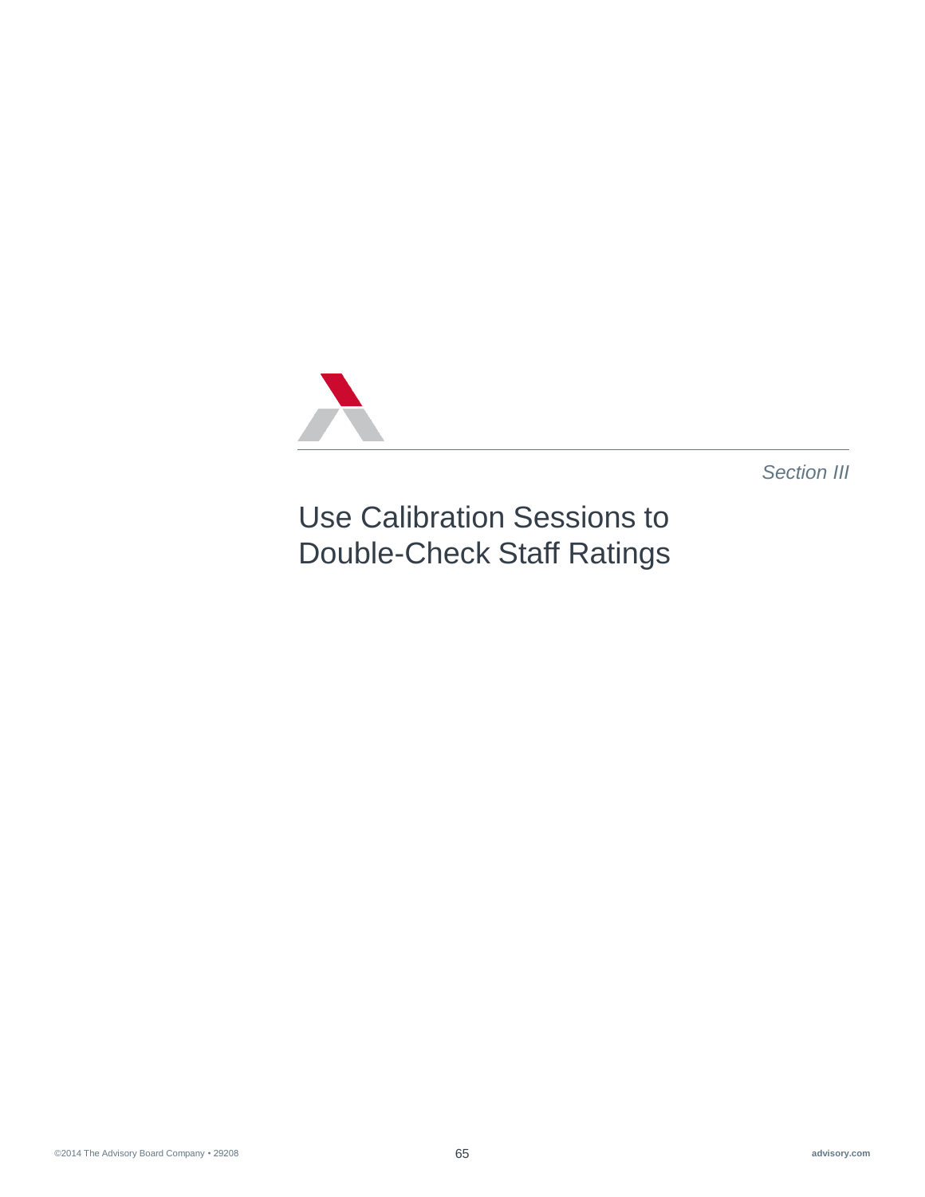*Section III*

# Use Calibration Sessions to Double-Check Staff Ratings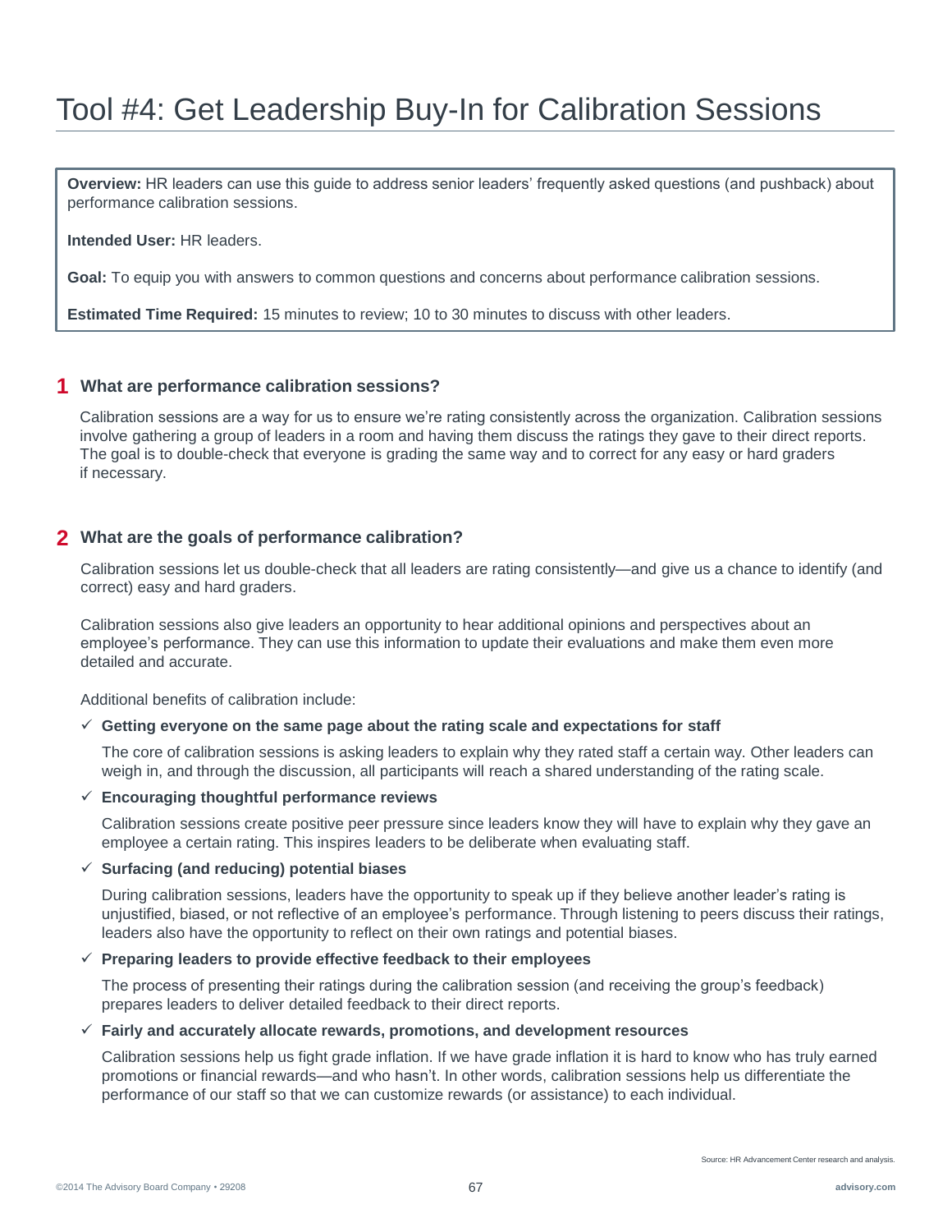# Tool #4: Get Leadership Buy-In for Calibration Sessions

**Overview:** HR leaders can use this guide to address senior leaders' frequently asked questions (and pushback) about performance calibration sessions.

**Intended User:** HR leaders.

**Goal:** To equip you with answers to common questions and concerns about performance calibration sessions.

**Estimated Time Required:** 15 minutes to review; 10 to 30 minutes to discuss with other leaders.

## 1 What are performance calibration sessions?

Calibration sessions are a way for us to ensure we're rating consistently across the organization. Calibration sessions involve gathering a group of leaders in a room and having them discuss the ratings they gave to their direct reports. The goal is to double-check that everyone is grading the same way and to correct for any easy or hard graders if necessary.

## 2 What are the goals of performance calibration?

Calibration sessions let us double-check that all leaders are rating consistently—and give us a chance to identify (and correct) easy and hard graders.

Calibration sessions also give leaders an opportunity to hear additional opinions and perspectives about an employee's performance. They can use this information to update their evaluations and make them even more detailed and accurate.

Additional benefits of calibration include:

- ✓ **Getting everyone on the same page about the rating scale and expectations for staff**

  The core of calibration sessions is asking leaders to explain why they rated staff a certain way. Other leaders can weigh in, and through the discussion, all participants will reach a shared understanding of the rating scale.

- ✓ **Encouraging thoughtful performance reviews**

  Calibration sessions create positive peer pressure since leaders know they will have to explain why they gave an employee a certain rating. This inspires leaders to be deliberate when evaluating staff.

- ✓ **Surfacing (and reducing) potential biases**

  During calibration sessions, leaders have the opportunity to speak up if they believe another leader's rating is unjustified, biased, or not reflective of an employee's performance. Through listening to peers discuss their ratings, leaders also have the opportunity to reflect on their own ratings and potential biases.

- ✓ **Preparing leaders to provide effective feedback to their employees**

  The process of presenting their ratings during the calibration session (and receiving the group's feedback) prepares leaders to deliver detailed feedback to their direct reports.

- ✓ **Fairly and accurately allocate rewards, promotions, and development resources**

  Calibration sessions help us fight grade inflation. If we have grade inflation it is hard to know who has truly earned promotions or financial rewards—and who hasn't. In other words, calibration sessions help us differentiate the performance of our staff so that we can customize rewards (or assistance) to each individual.

Source: HR Advancement Center research and analysis.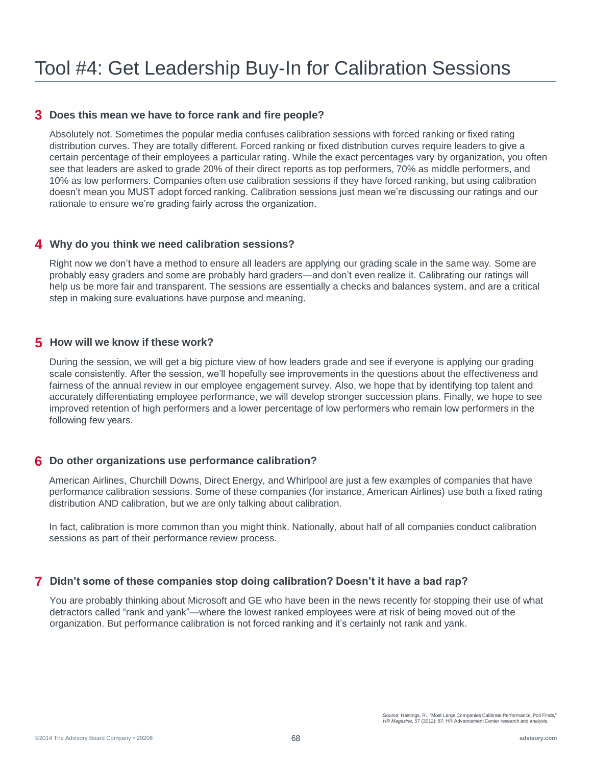# Tool #4: Get Leadership Buy-In for Calibration Sessions

### 3 Does this mean we have to force rank and fire people?

Absolutely not. Sometimes the popular media confuses calibration sessions with forced ranking or fixed rating distribution curves. They are totally different. Forced ranking or fixed distribution curves require leaders to give a certain percentage of their employees a particular rating. While the exact percentages vary by organization, you often see that leaders are asked to grade 20% of their direct reports as top performers, 70% as middle performers, and 10% as low performers. Companies often use calibration sessions if they have forced ranking, but using calibration doesn't mean you MUST adopt forced ranking. Calibration sessions just mean we're discussing our ratings and our rationale to ensure we're grading fairly across the organization.

### 4 Why do you think we need calibration sessions?

Right now we don't have a method to ensure all leaders are applying our grading scale in the same way. Some are probably easy graders and some are probably hard graders—and don't even realize it. Calibrating our ratings will help us be more fair and transparent. The sessions are essentially a checks and balances system, and are a critical step in making sure evaluations have purpose and meaning.

### 5 How will we know if these work?

During the session, we will get a big picture view of how leaders grade and see if everyone is applying our grading scale consistently. After the session, we'll hopefully see improvements in the questions about the effectiveness and fairness of the annual review in our employee engagement survey. Also, we hope that by identifying top talent and accurately differentiating employee performance, we will develop stronger succession plans. Finally, we hope to see improved retention of high performers and a lower percentage of low performers who remain low performers in the following few years.

### 6 Do other organizations use performance calibration?

American Airlines, Churchill Downs, Direct Energy, and Whirlpool are just a few examples of companies that have performance calibration sessions. Some of these companies (for instance, American Airlines) use both a fixed rating distribution AND calibration, but we are only talking about calibration.

In fact, calibration is more common than you might think. Nationally, about half of all companies conduct calibration sessions as part of their performance review process.

### 7 Didn't some of these companies stop doing calibration? Doesn't it have a bad rap?

You are probably thinking about Microsoft and GE who have been in the news recently for stopping their use of what detractors called "rank and yank"—where the lowest ranked employees were at risk of being moved out of the organization. But performance calibration is not forced ranking and it's certainly not rank and yank.

Source: Hastings, R., "Most Large Companies Calibrate Performance, Poll Finds," *HR Magazine*, 57 (2012): 87; HR Advancement Center research and analysis.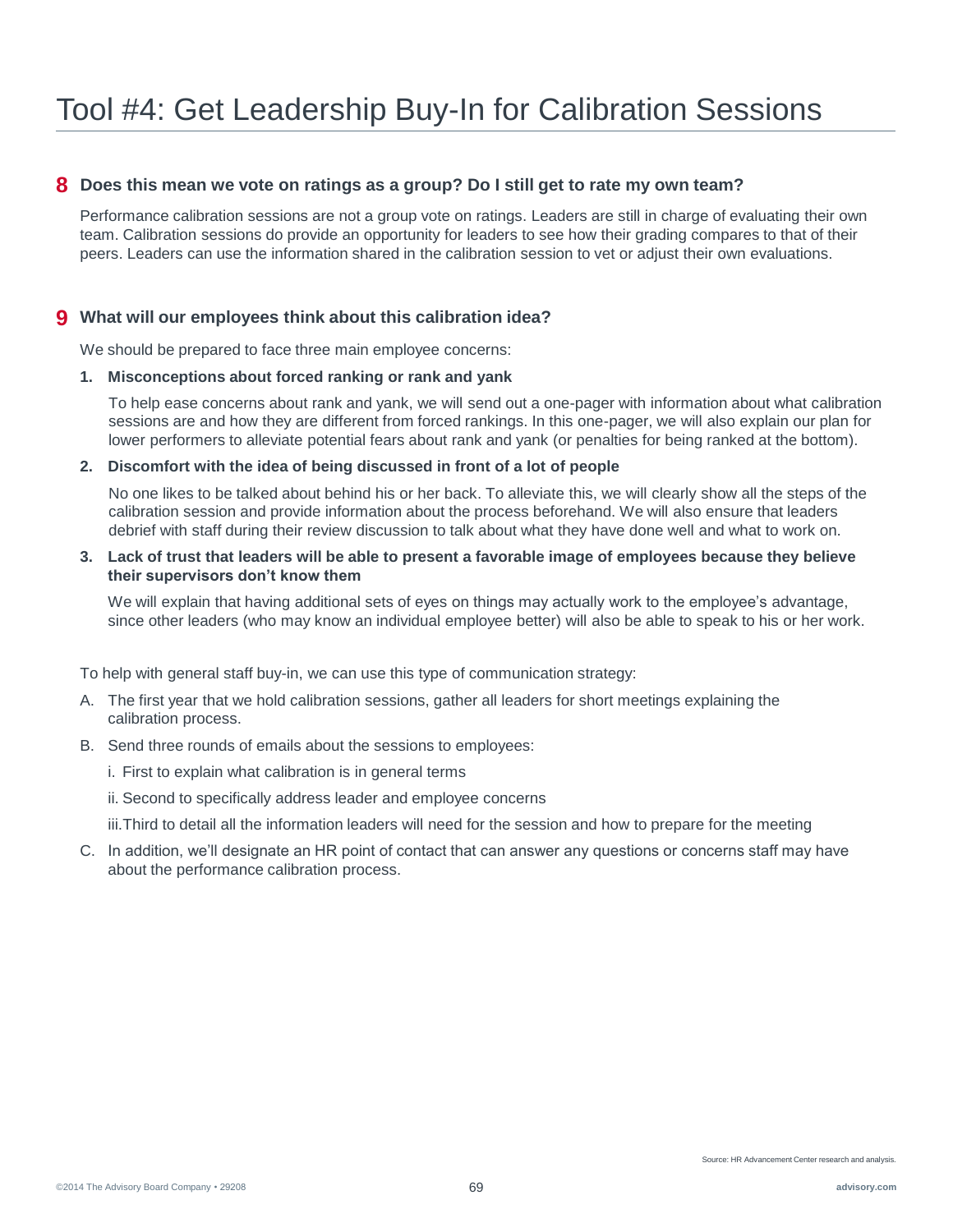# Tool #4: Get Leadership Buy-In for Calibration Sessions

## 8 Does this mean we vote on ratings as a group? Do I still get to rate my own team?

Performance calibration sessions are not a group vote on ratings. Leaders are still in charge of evaluating their own team. Calibration sessions do provide an opportunity for leaders to see how their grading compares to that of their peers. Leaders can use the information shared in the calibration session to vet or adjust their own evaluations.

## 9 What will our employees think about this calibration idea?

We should be prepared to face three main employee concerns:

1. **Misconceptions about forced ranking or rank and yank**

   To help ease concerns about rank and yank, we will send out a one-pager with information about what calibration sessions are and how they are different from forced rankings. In this one-pager, we will also explain our plan for lower performers to alleviate potential fears about rank and yank (or penalties for being ranked at the bottom).

2. **Discomfort with the idea of being discussed in front of a lot of people**

   No one likes to be talked about behind his or her back. To alleviate this, we will clearly show all the steps of the calibration session and provide information about the process beforehand. We will also ensure that leaders debrief with staff during their review discussion to talk about what they have done well and what to work on.

3. **Lack of trust that leaders will be able to present a favorable image of employees because they believe their supervisors don't know them**

   We will explain that having additional sets of eyes on things may actually work to the employee's advantage, since other leaders (who may know an individual employee better) will also be able to speak to his or her work.

To help with general staff buy-in, we can use this type of communication strategy:

A. The first year that we hold calibration sessions, gather all leaders for short meetings explaining the calibration process.

B. Send three rounds of emails about the sessions to employees:

   i. First to explain what calibration is in general terms

   ii. Second to specifically address leader and employee concerns

   iii. Third to detail all the information leaders will need for the session and how to prepare for the meeting

C. In addition, we'll designate an HR point of contact that can answer any questions or concerns staff may have about the performance calibration process.

Source: HR Advancement Center research and analysis.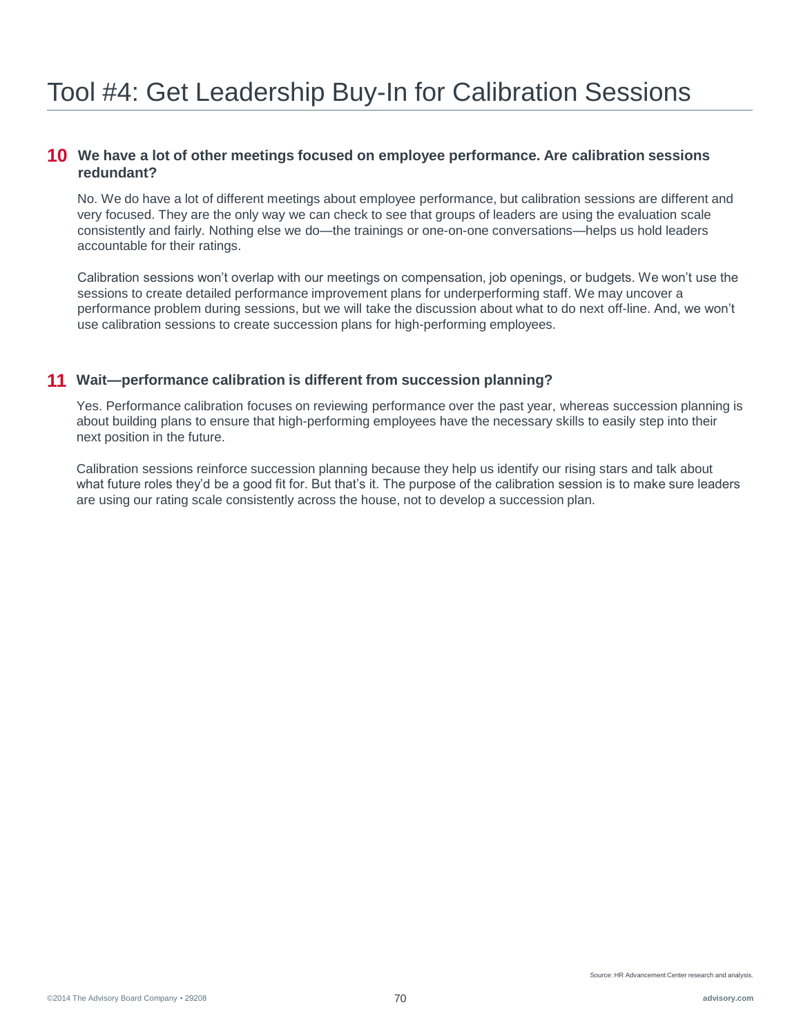# Tool #4: Get Leadership Buy-In for Calibration Sessions

### 10 We have a lot of other meetings focused on employee performance. Are calibration sessions redundant?

No. We do have a lot of different meetings about employee performance, but calibration sessions are different and very focused. They are the only way we can check to see that groups of leaders are using the evaluation scale consistently and fairly. Nothing else we do—the trainings or one-on-one conversations—helps us hold leaders accountable for their ratings.

Calibration sessions won't overlap with our meetings on compensation, job openings, or budgets. We won't use the sessions to create detailed performance improvement plans for underperforming staff. We may uncover a performance problem during sessions, but we will take the discussion about what to do next off-line. And, we won't use calibration sessions to create succession plans for high-performing employees.

### 11 Wait—performance calibration is different from succession planning?

Yes. Performance calibration focuses on reviewing performance over the past year, whereas succession planning is about building plans to ensure that high-performing employees have the necessary skills to easily step into their next position in the future.

Calibration sessions reinforce succession planning because they help us identify our rising stars and talk about what future roles they'd be a good fit for. But that's it. The purpose of the calibration session is to make sure leaders are using our rating scale consistently across the house, not to develop a succession plan.

Source: HR Advancement Center research and analysis.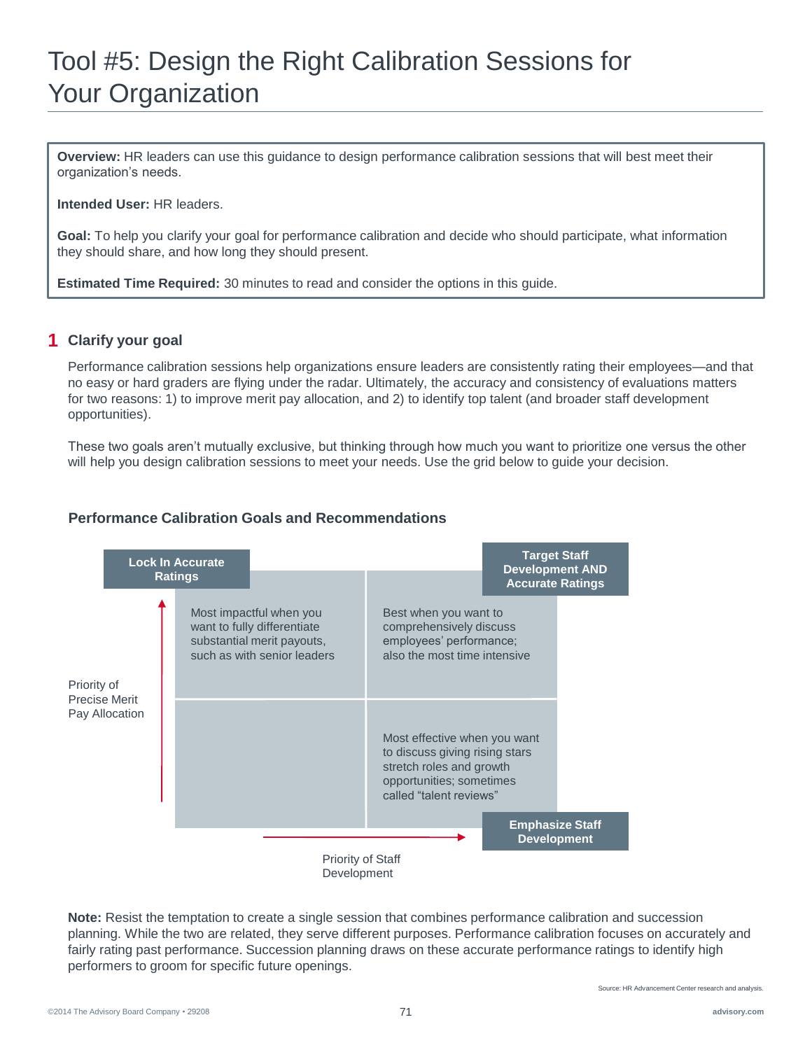# Tool #5: Design the Right Calibration Sessions for Your Organization

**Overview:** HR leaders can use this guidance to design performance calibration sessions that will best meet their organization's needs.

**Intended User:** HR leaders.

**Goal:** To help you clarify your goal for performance calibration and decide who should participate, what information they should share, and how long they should present.

**Estimated Time Required:** 30 minutes to read and consider the options in this guide.

## 1 Clarify your goal

Performance calibration sessions help organizations ensure leaders are consistently rating their employees—and that no easy or hard graders are flying under the radar. Ultimately, the accuracy and consistency of evaluations matters for two reasons: 1) to improve merit pay allocation, and 2) to identify top talent (and broader staff development opportunities).

These two goals aren't mutually exclusive, but thinking through how much you want to prioritize one versus the other will help you design calibration sessions to meet your needs. Use the grid below to guide your decision.

### Performance Calibration Goals and Recommendations

Vertical axis: Priority of Precise Merit Pay Allocation
Horizontal axis: Priority of Staff Development

| | Lower Priority of Staff Development | Higher Priority of Staff Development |
|---|---|---|
| **Higher Priority of Precise Merit Pay Allocation** | **Lock In Accurate Ratings**<br>Most impactful when you want to fully differentiate substantial merit payouts, such as with senior leaders | **Target Staff Development AND Accurate Ratings**<br>Best when you want to comprehensively discuss employees' performance; also the most time intensive |
| **Lower Priority of Precise Merit Pay Allocation** | | **Emphasize Staff Development**<br>Most effective when you want to discuss giving rising stars stretch roles and growth opportunities; sometimes called "talent reviews" |

**Note:** Resist the temptation to create a single session that combines performance calibration and succession planning. While the two are related, they serve different purposes. Performance calibration focuses on accurately and fairly rating past performance. Succession planning draws on these accurate performance ratings to identify high performers to groom for specific future openings.

Source: HR Advancement Center research and analysis.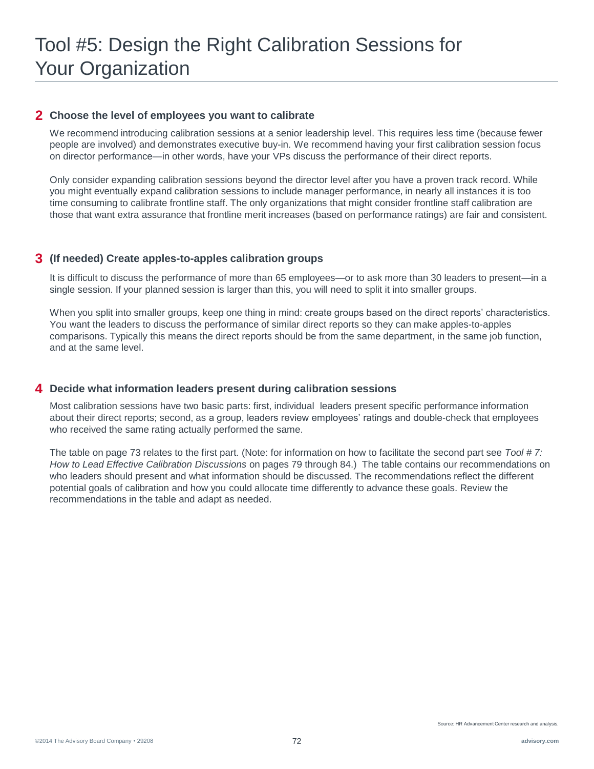# Tool #5: Design the Right Calibration Sessions for Your Organization

## 2 Choose the level of employees you want to calibrate

We recommend introducing calibration sessions at a senior leadership level. This requires less time (because fewer people are involved) and demonstrates executive buy-in. We recommend having your first calibration session focus on director performance—in other words, have your VPs discuss the performance of their direct reports.

Only consider expanding calibration sessions beyond the director level after you have a proven track record. While you might eventually expand calibration sessions to include manager performance, in nearly all instances it is too time consuming to calibrate frontline staff. The only organizations that might consider frontline staff calibration are those that want extra assurance that frontline merit increases (based on performance ratings) are fair and consistent.

## 3 (If needed) Create apples-to-apples calibration groups

It is difficult to discuss the performance of more than 65 employees—or to ask more than 30 leaders to present—in a single session. If your planned session is larger than this, you will need to split it into smaller groups.

When you split into smaller groups, keep one thing in mind: create groups based on the direct reports' characteristics. You want the leaders to discuss the performance of similar direct reports so they can make apples-to-apples comparisons. Typically this means the direct reports should be from the same department, in the same job function, and at the same level.

## 4 Decide what information leaders present during calibration sessions

Most calibration sessions have two basic parts: first, individual leaders present specific performance information about their direct reports; second, as a group, leaders review employees' ratings and double-check that employees who received the same rating actually performed the same.

The table on page 73 relates to the first part. (Note: for information on how to facilitate the second part see *Tool # 7: How to Lead Effective Calibration Discussions* on pages 79 through 84.) The table contains our recommendations on who leaders should present and what information should be discussed. The recommendations reflect the different potential goals of calibration and how you could allocate time differently to advance these goals. Review the recommendations in the table and adapt as needed.

Source: HR Advancement Center research and analysis.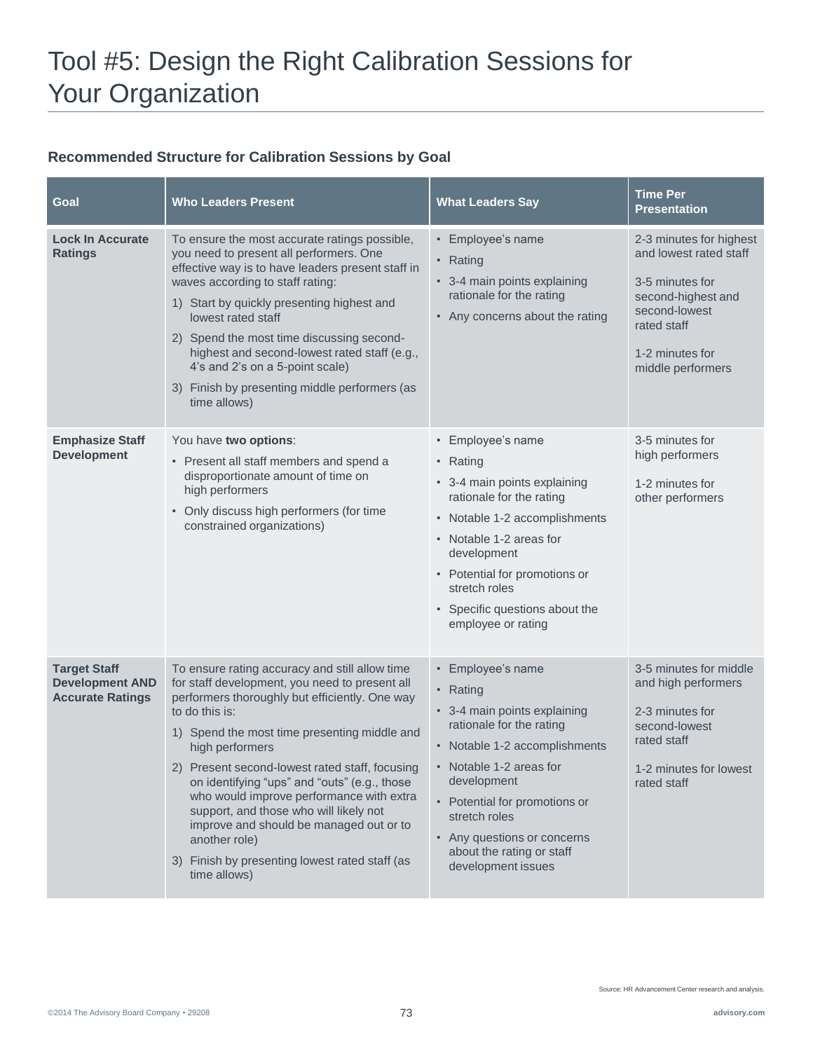# Tool #5: Design the Right Calibration Sessions for Your Organization

### Recommended Structure for Calibration Sessions by Goal

| Goal | Who Leaders Present | What Leaders Say | Time Per Presentation |
|---|---|---|---|
| **Lock In Accurate Ratings** | To ensure the most accurate ratings possible, you need to present all performers. One effective way is to have leaders present staff in waves according to staff rating:<br>1) Start by quickly presenting highest and lowest rated staff<br>2) Spend the most time discussing second-highest and second-lowest rated staff (e.g., 4's and 2's on a 5-point scale)<br>3) Finish by presenting middle performers (as time allows) | • Employee's name<br>• Rating<br>• 3-4 main points explaining rationale for the rating<br>• Any concerns about the rating | 2-3 minutes for highest and lowest rated staff<br><br>3-5 minutes for second-highest and second-lowest rated staff<br><br>1-2 minutes for middle performers |
| **Emphasize Staff Development** | You have **two options**:<br>• Present all staff members and spend a disproportionate amount of time on high performers<br>• Only discuss high performers (for time constrained organizations) | • Employee's name<br>• Rating<br>• 3-4 main points explaining rationale for the rating<br>• Notable 1-2 accomplishments<br>• Notable 1-2 areas for development<br>• Potential for promotions or stretch roles<br>• Specific questions about the employee or rating | 3-5 minutes for high performers<br><br>1-2 minutes for other performers |
| **Target Staff Development AND Accurate Ratings** | To ensure rating accuracy and still allow time for staff development, you need to present all performers thoroughly but efficiently. One way to do this is:<br>1) Spend the most time presenting middle and high performers<br>2) Present second-lowest rated staff, focusing on identifying "ups" and "outs" (e.g., those who would improve performance with extra support, and those who will likely not improve and should be managed out or to another role)<br>3) Finish by presenting lowest rated staff (as time allows) | • Employee's name<br>• Rating<br>• 3-4 main points explaining rationale for the rating<br>• Notable 1-2 accomplishments<br>• Notable 1-2 areas for development<br>• Potential for promotions or stretch roles<br>• Any questions or concerns about the rating or staff development issues | 3-5 minutes for middle and high performers<br><br>2-3 minutes for second-lowest rated staff<br><br>1-2 minutes for lowest rated staff |

Source: HR Advancement Center research and analysis.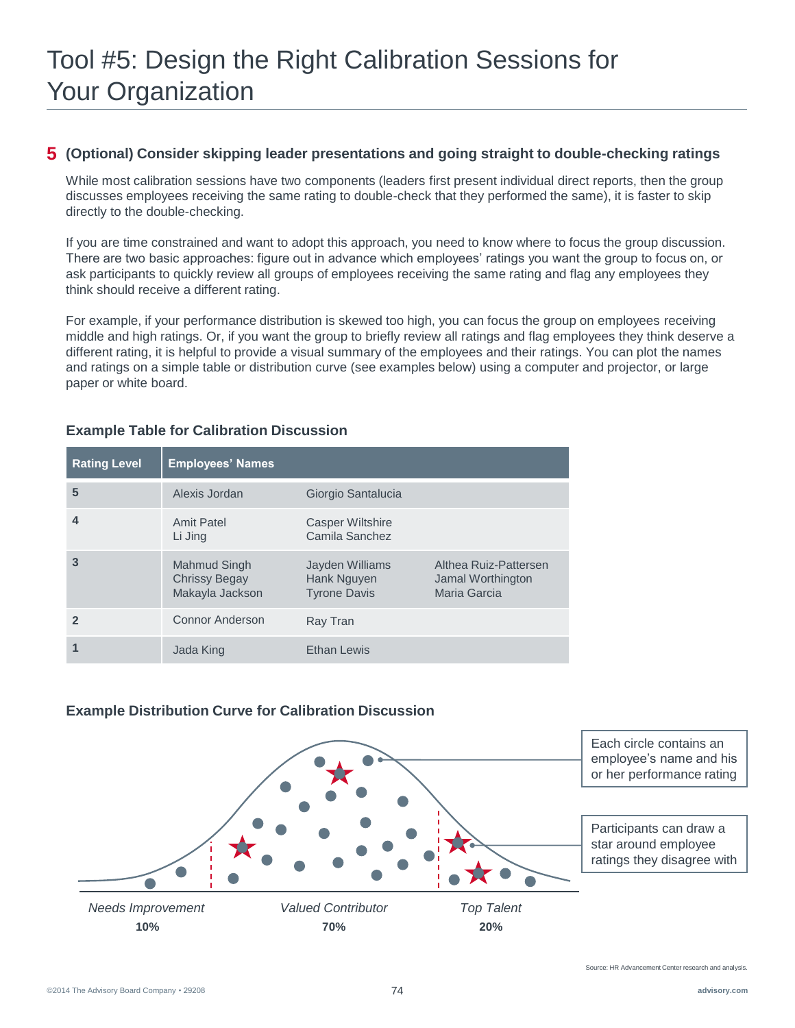# Tool #5: Design the Right Calibration Sessions for Your Organization

## 5 (Optional) Consider skipping leader presentations and going straight to double-checking ratings

While most calibration sessions have two components (leaders first present individual direct reports, then the group discusses employees receiving the same rating to double-check that they performed the same), it is faster to skip directly to the double-checking.

If you are time constrained and want to adopt this approach, you need to know where to focus the group discussion. There are two basic approaches: figure out in advance which employees' ratings you want the group to focus on, or ask participants to quickly review all groups of employees receiving the same rating and flag any employees they think should receive a different rating.

For example, if your performance distribution is skewed too high, you can focus the group on employees receiving middle and high ratings. Or, if you want the group to briefly review all ratings and flag employees they think deserve a different rating, it is helpful to provide a visual summary of the employees and their ratings. You can plot the names and ratings on a simple table or distribution curve (see examples below) using a computer and projector, or large paper or white board.

### Example Table for Calibration Discussion

| Rating Level | Employees' Names | | |
|---|---|---|---|
| 5 | Alexis Jordan | Giorgio Santalucia | |
| 4 | Amit Patel<br>Li Jing | Casper Wiltshire<br>Camila Sanchez | |
| 3 | Mahmud Singh<br>Chrissy Begay<br>Makayla Jackson | Jayden Williams<br>Hank Nguyen<br>Tyrone Davis | Althea Ruiz-Pattersen<br>Jamal Worthington<br>Maria Garcia |
| 2 | Connor Anderson | Ray Tran | |
| 1 | Jada King | Ethan Lewis | |

### Example Distribution Curve for Calibration Discussion

Each circle contains an employee's name and his or her performance rating

Participants can draw a star around employee ratings they disagree with

*Needs Improvement* **10%**

*Valued Contributor* **70%**

*Top Talent* **20%**

Source: HR Advancement Center research and analysis.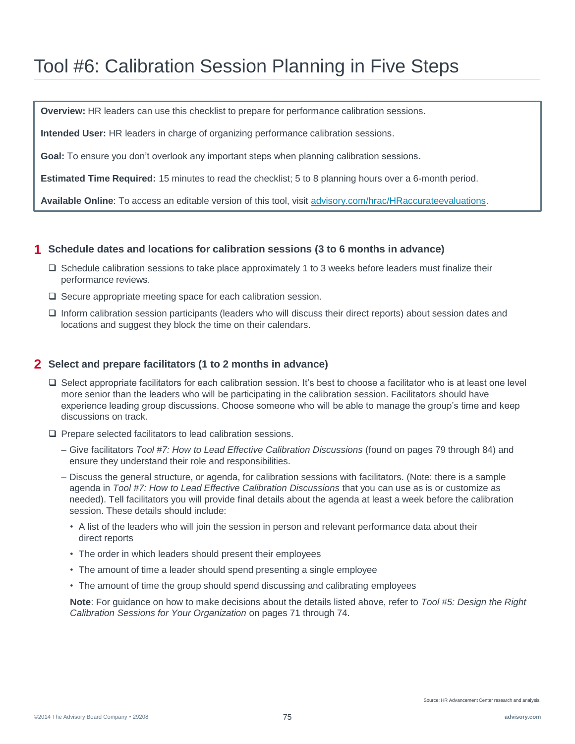# Tool #6: Calibration Session Planning in Five Steps

**Overview:** HR leaders can use this checklist to prepare for performance calibration sessions.

**Intended User:** HR leaders in charge of organizing performance calibration sessions.

**Goal:** To ensure you don't overlook any important steps when planning calibration sessions.

**Estimated Time Required:** 15 minutes to read the checklist; 5 to 8 planning hours over a 6-month period.

**Available Online**: To access an editable version of this tool, visit [advisory.com/hrac/HRaccurateevaluations](advisory.com/hrac/HRaccurateevaluations).

## 1 Schedule dates and locations for calibration sessions (3 to 6 months in advance)

- ❑ Schedule calibration sessions to take place approximately 1 to 3 weeks before leaders must finalize their performance reviews.
- ❑ Secure appropriate meeting space for each calibration session.
- ❑ Inform calibration session participants (leaders who will discuss their direct reports) about session dates and locations and suggest they block the time on their calendars.

## 2 Select and prepare facilitators (1 to 2 months in advance)

- ❑ Select appropriate facilitators for each calibration session. It's best to choose a facilitator who is at least one level more senior than the leaders who will be participating in the calibration session. Facilitators should have experience leading group discussions. Choose someone who will be able to manage the group's time and keep discussions on track.
- ❑ Prepare selected facilitators to lead calibration sessions.
  - – Give facilitators *Tool #7: How to Lead Effective Calibration Discussions* (found on pages 79 through 84) and ensure they understand their role and responsibilities.
  - – Discuss the general structure, or agenda, for calibration sessions with facilitators. (Note: there is a sample agenda in *Tool #7: How to Lead Effective Calibration Discussions* that you can use as is or customize as needed). Tell facilitators you will provide final details about the agenda at least a week before the calibration session. These details should include:
    - A list of the leaders who will join the session in person and relevant performance data about their direct reports
    - The order in which leaders should present their employees
    - The amount of time a leader should spend presenting a single employee
    - The amount of time the group should spend discussing and calibrating employees

    **Note**: For guidance on how to make decisions about the details listed above, refer to *Tool #5: Design the Right Calibration Sessions for Your Organization* on pages 71 through 74.

Source: HR Advancement Center research and analysis.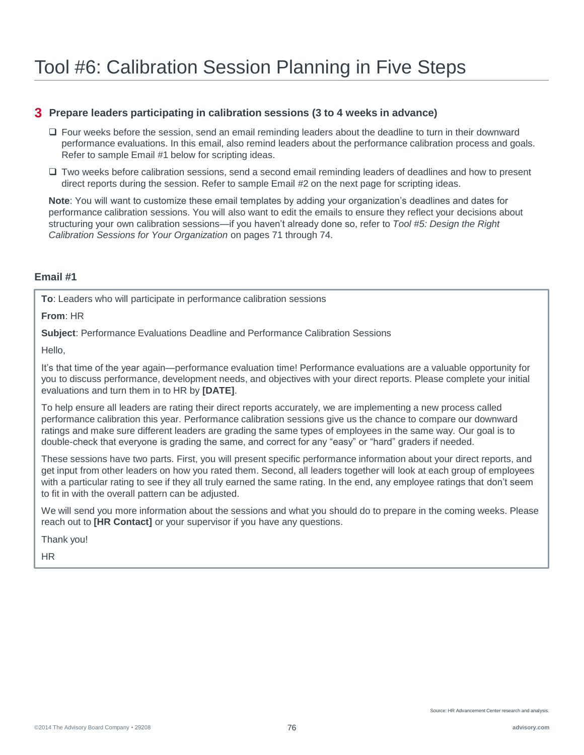# Tool #6: Calibration Session Planning in Five Steps

## 3 Prepare leaders participating in calibration sessions (3 to 4 weeks in advance)

- [ ] Four weeks before the session, send an email reminding leaders about the deadline to turn in their downward performance evaluations. In this email, also remind leaders about the performance calibration process and goals. Refer to sample Email #1 below for scripting ideas.
- [ ] Two weeks before calibration sessions, send a second email reminding leaders of deadlines and how to present direct reports during the session. Refer to sample Email #2 on the next page for scripting ideas.

**Note**: You will want to customize these email templates by adding your organization's deadlines and dates for performance calibration sessions. You will also want to edit the emails to ensure they reflect your decisions about structuring your own calibration sessions—if you haven't already done so, refer to *Tool #5: Design the Right Calibration Sessions for Your Organization* on pages 71 through 74.

### Email #1

**To**: Leaders who will participate in performance calibration sessions

**From**: HR

**Subject**: Performance Evaluations Deadline and Performance Calibration Sessions

Hello,

It's that time of the year again—performance evaluation time! Performance evaluations are a valuable opportunity for you to discuss performance, development needs, and objectives with your direct reports. Please complete your initial evaluations and turn them in to HR by **[DATE]**.

To help ensure all leaders are rating their direct reports accurately, we are implementing a new process called performance calibration this year. Performance calibration sessions give us the chance to compare our downward ratings and make sure different leaders are grading the same types of employees in the same way. Our goal is to double-check that everyone is grading the same, and correct for any "easy" or "hard" graders if needed.

These sessions have two parts. First, you will present specific performance information about your direct reports, and get input from other leaders on how you rated them. Second, all leaders together will look at each group of employees with a particular rating to see if they all truly earned the same rating. In the end, any employee ratings that don't seem to fit in with the overall pattern can be adjusted.

We will send you more information about the sessions and what you should do to prepare in the coming weeks. Please reach out to **[HR Contact]** or your supervisor if you have any questions.

Thank you!

HR

Source: HR Advancement Center research and analysis.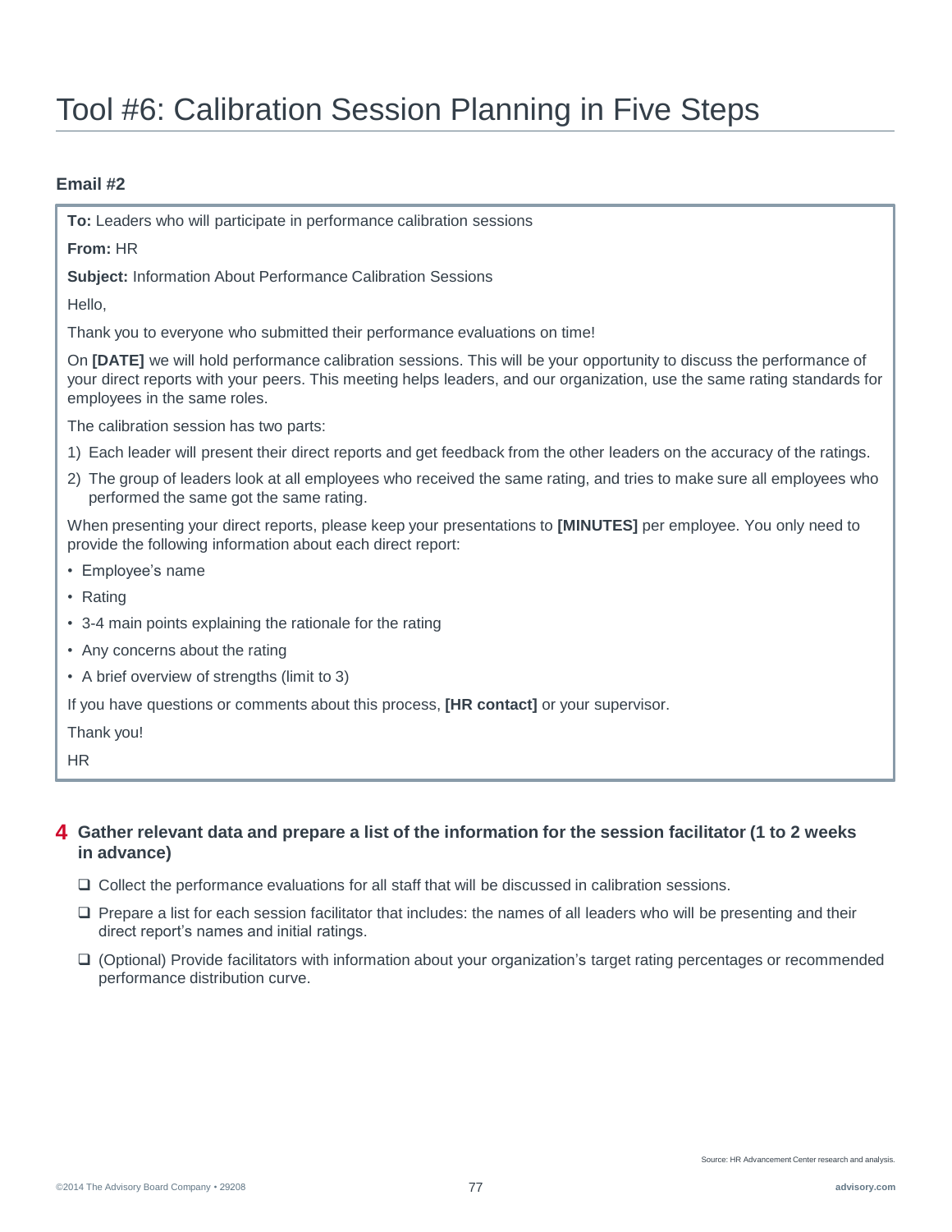# Tool #6: Calibration Session Planning in Five Steps

**Email #2**

**To:** Leaders who will participate in performance calibration sessions

**From:** HR

**Subject:** Information About Performance Calibration Sessions

Hello,

Thank you to everyone who submitted their performance evaluations on time!

On **[DATE]** we will hold performance calibration sessions. This will be your opportunity to discuss the performance of your direct reports with your peers. This meeting helps leaders, and our organization, use the same rating standards for employees in the same roles.

The calibration session has two parts:

1) Each leader will present their direct reports and get feedback from the other leaders on the accuracy of the ratings.
2) The group of leaders look at all employees who received the same rating, and tries to make sure all employees who performed the same got the same rating.

When presenting your direct reports, please keep your presentations to **[MINUTES]** per employee. You only need to provide the following information about each direct report:

- Employee's name
- Rating
- 3-4 main points explaining the rationale for the rating
- Any concerns about the rating
- A brief overview of strengths (limit to 3)

If you have questions or comments about this process, **[HR contact]** or your supervisor.

Thank you!

HR

## 4 Gather relevant data and prepare a list of the information for the session facilitator (1 to 2 weeks in advance)

- ❑ Collect the performance evaluations for all staff that will be discussed in calibration sessions.
- ❑ Prepare a list for each session facilitator that includes: the names of all leaders who will be presenting and their direct report's names and initial ratings.
- ❑ (Optional) Provide facilitators with information about your organization's target rating percentages or recommended performance distribution curve.

Source: HR Advancement Center research and analysis.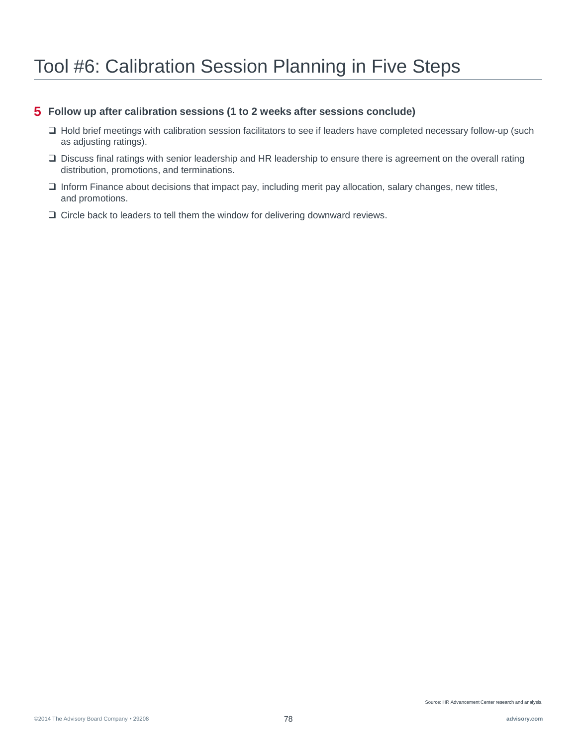# Tool #6: Calibration Session Planning in Five Steps

## 5 Follow up after calibration sessions (1 to 2 weeks after sessions conclude)

- ❑ Hold brief meetings with calibration session facilitators to see if leaders have completed necessary follow-up (such as adjusting ratings).
- ❑ Discuss final ratings with senior leadership and HR leadership to ensure there is agreement on the overall rating distribution, promotions, and terminations.
- ❑ Inform Finance about decisions that impact pay, including merit pay allocation, salary changes, new titles, and promotions.
- ❑ Circle back to leaders to tell them the window for delivering downward reviews.

Source: HR Advancement Center research and analysis.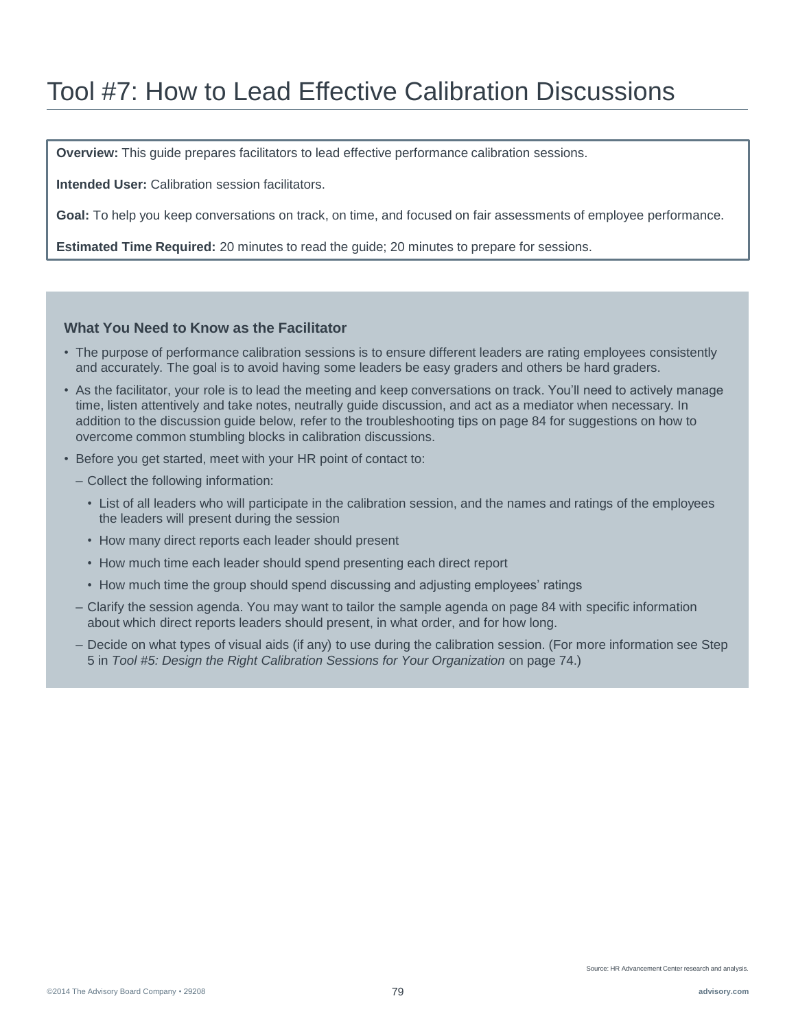# Tool #7: How to Lead Effective Calibration Discussions

**Overview:** This guide prepares facilitators to lead effective performance calibration sessions.

**Intended User:** Calibration session facilitators.

**Goal:** To help you keep conversations on track, on time, and focused on fair assessments of employee performance.

**Estimated Time Required:** 20 minutes to read the guide; 20 minutes to prepare for sessions.

### What You Need to Know as the Facilitator

- The purpose of performance calibration sessions is to ensure different leaders are rating employees consistently and accurately. The goal is to avoid having some leaders be easy graders and others be hard graders.
- As the facilitator, your role is to lead the meeting and keep conversations on track. You'll need to actively manage time, listen attentively and take notes, neutrally guide discussion, and act as a mediator when necessary. In addition to the discussion guide below, refer to the troubleshooting tips on page 84 for suggestions on how to overcome common stumbling blocks in calibration discussions.
- Before you get started, meet with your HR point of contact to:
  - Collect the following information:
    - List of all leaders who will participate in the calibration session, and the names and ratings of the employees the leaders will present during the session
    - How many direct reports each leader should present
    - How much time each leader should spend presenting each direct report
    - How much time the group should spend discussing and adjusting employees' ratings
  - Clarify the session agenda. You may want to tailor the sample agenda on page 84 with specific information about which direct reports leaders should present, in what order, and for how long.
  - Decide on what types of visual aids (if any) to use during the calibration session. (For more information see Step 5 in *Tool #5: Design the Right Calibration Sessions for Your Organization* on page 74.)

Source: HR Advancement Center research and analysis.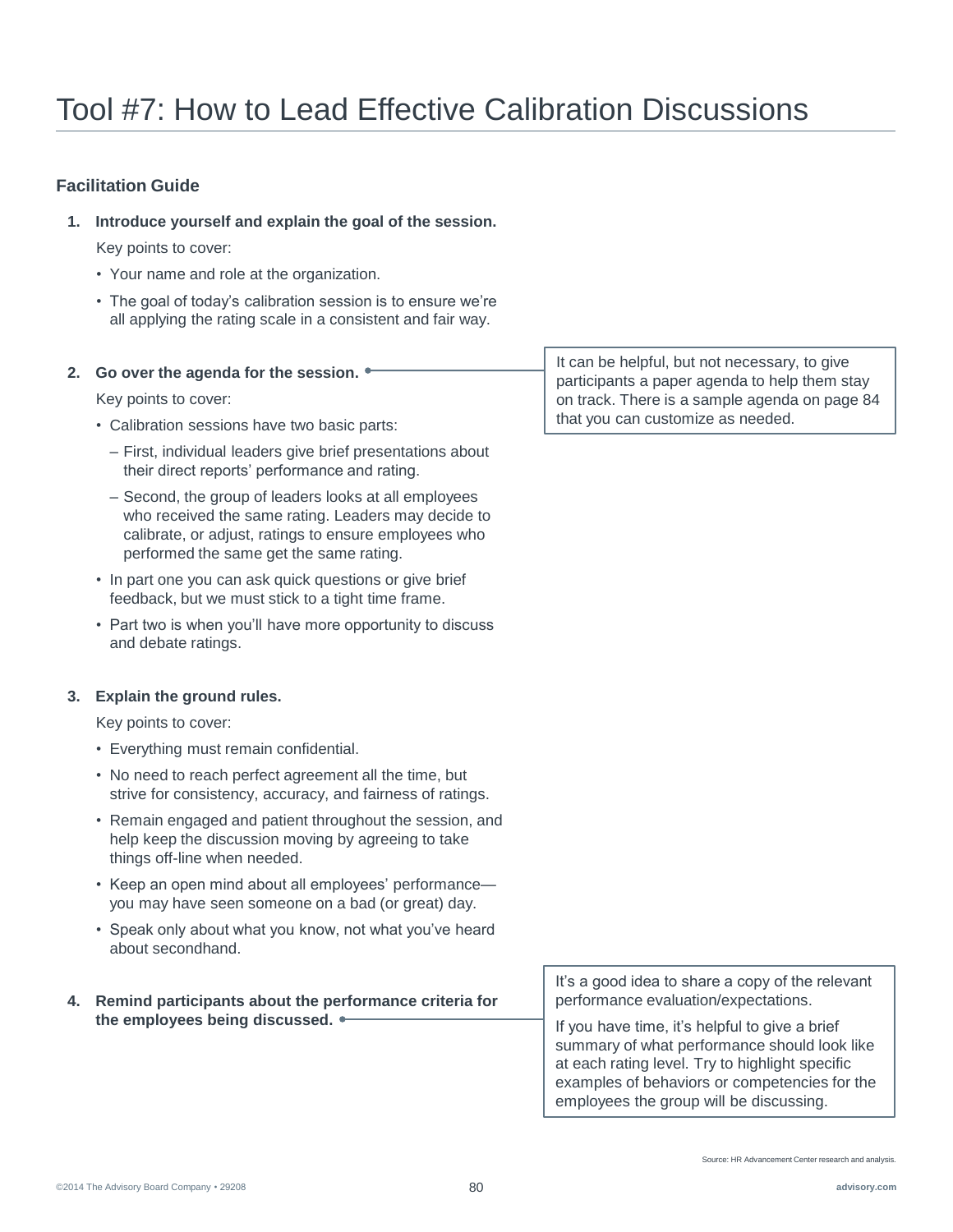# Tool #7: How to Lead Effective Calibration Discussions

**Facilitation Guide**

1. **Introduce yourself and explain the goal of the session.**

   Key points to cover:

   - Your name and role at the organization.
   - The goal of today's calibration session is to ensure we're all applying the rating scale in a consistent and fair way.

2. **Go over the agenda for the session.**

   > It can be helpful, but not necessary, to give participants a paper agenda to help them stay on track. There is a sample agenda on page 84 that you can customize as needed.

   Key points to cover:

   - Calibration sessions have two basic parts:
     - First, individual leaders give brief presentations about their direct reports' performance and rating.
     - Second, the group of leaders looks at all employees who received the same rating. Leaders may decide to calibrate, or adjust, ratings to ensure employees who performed the same get the same rating.
   - In part one you can ask quick questions or give brief feedback, but we must stick to a tight time frame.
   - Part two is when you'll have more opportunity to discuss and debate ratings.

3. **Explain the ground rules.**

   Key points to cover:

   - Everything must remain confidential.
   - No need to reach perfect agreement all the time, but strive for consistency, accuracy, and fairness of ratings.
   - Remain engaged and patient throughout the session, and help keep the discussion moving by agreeing to take things off-line when needed.
   - Keep an open mind about all employees' performance—you may have seen someone on a bad (or great) day.
   - Speak only about what you know, not what you've heard about secondhand.

4. **Remind participants about the performance criteria for the employees being discussed.**

   > It's a good idea to share a copy of the relevant performance evaluation/expectations.
   >
   > If you have time, it's helpful to give a brief summary of what performance should look like at each rating level. Try to highlight specific examples of behaviors or competencies for the employees the group will be discussing.

Source: HR Advancement Center research and analysis.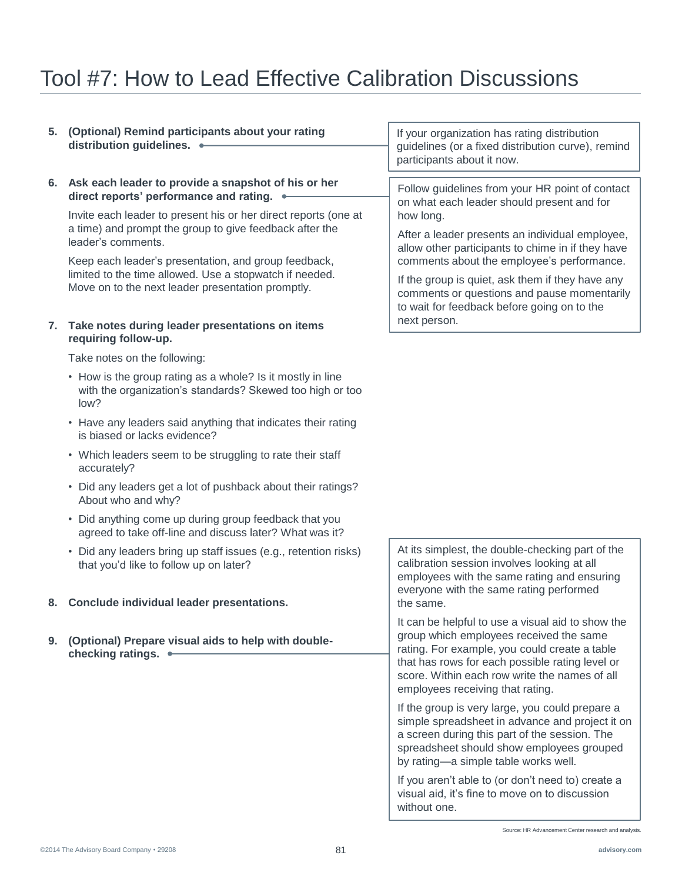# Tool #7: How to Lead Effective Calibration Discussions

5. **(Optional) Remind participants about your rating distribution guidelines.**

   > If your organization has rating distribution guidelines (or a fixed distribution curve), remind participants about it now.

6. **Ask each leader to provide a snapshot of his or her direct reports' performance and rating.**

   Invite each leader to present his or her direct reports (one at a time) and prompt the group to give feedback after the leader's comments.

   Keep each leader's presentation, and group feedback, limited to the time allowed. Use a stopwatch if needed. Move on to the next leader presentation promptly.

   > Follow guidelines from your HR point of contact on what each leader should present and for how long.
   >
   > After a leader presents an individual employee, allow other participants to chime in if they have comments about the employee's performance.
   >
   > If the group is quiet, ask them if they have any comments or questions and pause momentarily to wait for feedback before going on to the next person.

7. **Take notes during leader presentations on items requiring follow-up.**

   Take notes on the following:

   - How is the group rating as a whole? Is it mostly in line with the organization's standards? Skewed too high or too low?
   - Have any leaders said anything that indicates their rating is biased or lacks evidence?
   - Which leaders seem to be struggling to rate their staff accurately?
   - Did any leaders get a lot of pushback about their ratings? About who and why?
   - Did anything come up during group feedback that you agreed to take off-line and discuss later? What was it?
   - Did any leaders bring up staff issues (e.g., retention risks) that you'd like to follow up on later?

8. **Conclude individual leader presentations.**

9. **(Optional) Prepare visual aids to help with double-checking ratings.**

   > At its simplest, the double-checking part of the calibration session involves looking at all employees with the same rating and ensuring everyone with the same rating performed the same.
   >
   > It can be helpful to use a visual aid to show the group which employees received the same rating. For example, you could create a table that has rows for each possible rating level or score. Within each row write the names of all employees receiving that rating.
   >
   > If the group is very large, you could prepare a simple spreadsheet in advance and project it on a screen during this part of the session. The spreadsheet should show employees grouped by rating—a simple table works well.
   >
   > If you aren't able to (or don't need to) create a visual aid, it's fine to move on to discussion without one.

Source: HR Advancement Center research and analysis.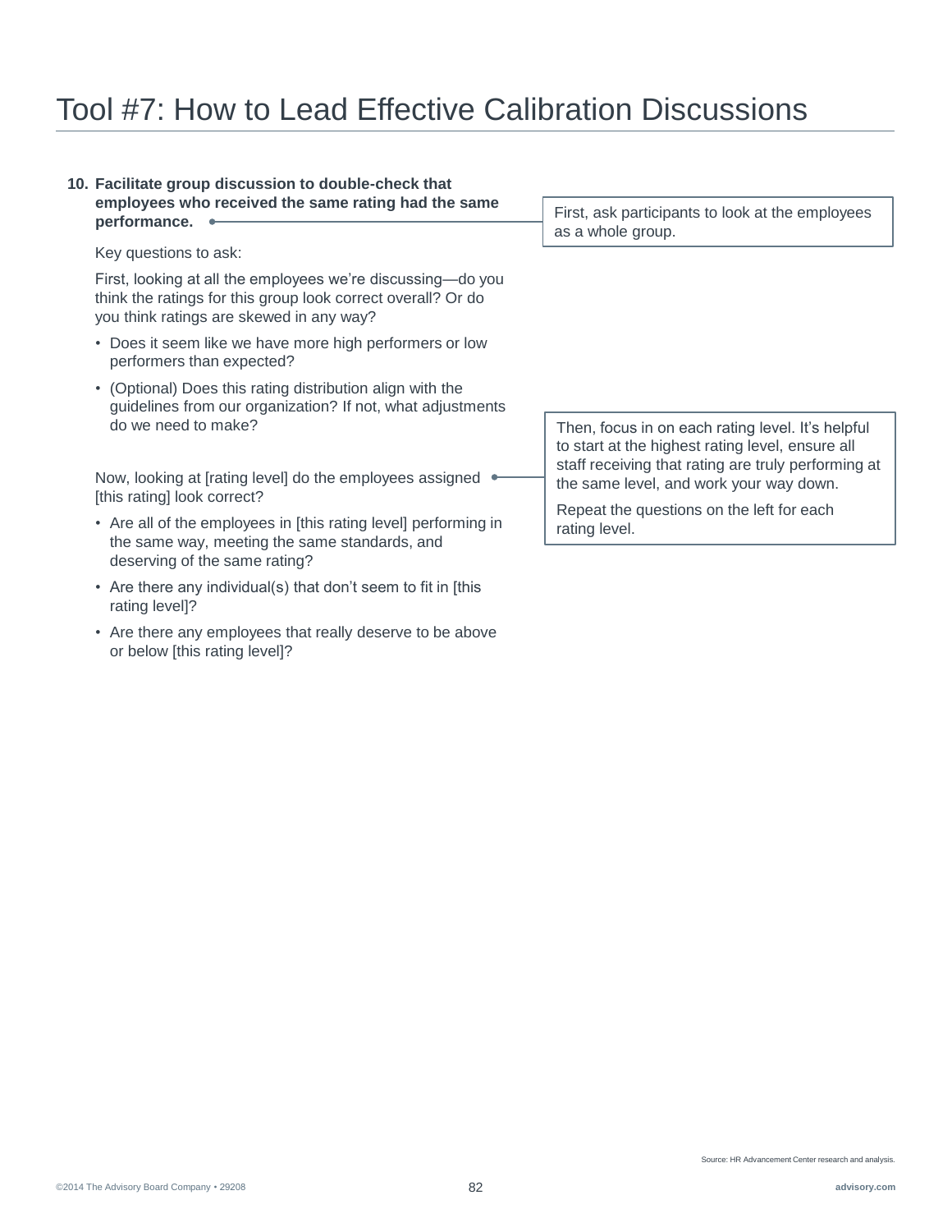# Tool #7: How to Lead Effective Calibration Discussions

10. **Facilitate group discussion to double-check that employees who received the same rating had the same performance.**

    > First, ask participants to look at the employees as a whole group.

    Key questions to ask:

    First, looking at all the employees we're discussing—do you think the ratings for this group look correct overall? Or do you think ratings are skewed in any way?

    - Does it seem like we have more high performers or low performers than expected?
    - (Optional) Does this rating distribution align with the guidelines from our organization? If not, what adjustments do we need to make?

    Now, looking at [rating level] do the employees assigned [this rating] look correct?

    > Then, focus in on each rating level. It's helpful to start at the highest rating level, ensure all staff receiving that rating are truly performing at the same level, and work your way down.
    >
    > Repeat the questions on the left for each rating level.

    - Are all of the employees in [this rating level] performing in the same way, meeting the same standards, and deserving of the same rating?
    - Are there any individual(s) that don't seem to fit in [this rating level]?
    - Are there any employees that really deserve to be above or below [this rating level]?

Source: HR Advancement Center research and analysis.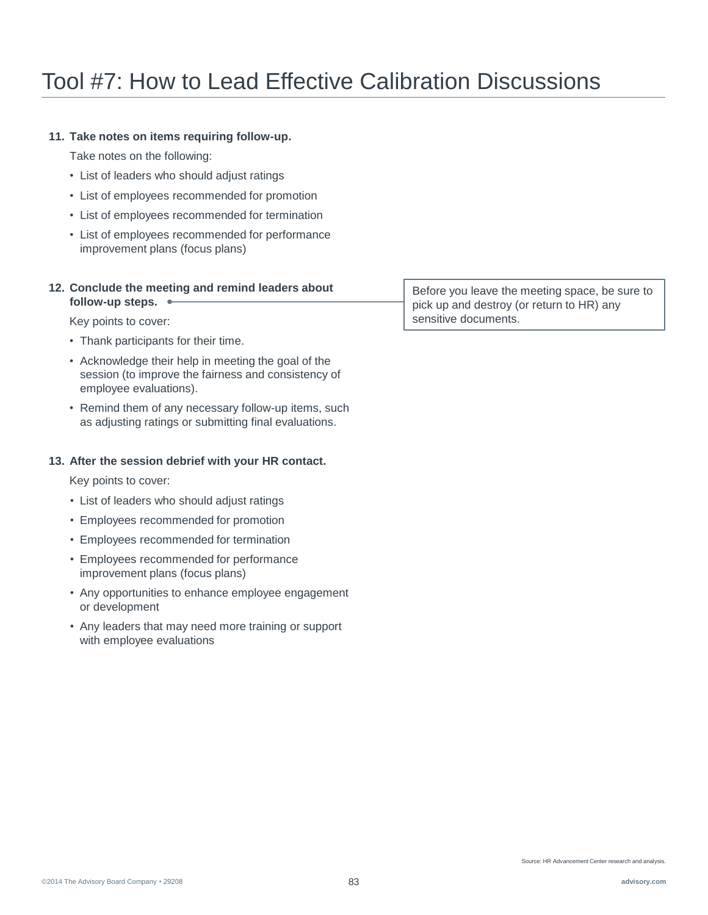# Tool #7: How to Lead Effective Calibration Discussions

11. **Take notes on items requiring follow-up.**

    Take notes on the following:

    - List of leaders who should adjust ratings
    - List of employees recommended for promotion
    - List of employees recommended for termination
    - List of employees recommended for performance improvement plans (focus plans)

12. **Conclude the meeting and remind leaders about follow-up steps.**

    Before you leave the meeting space, be sure to pick up and destroy (or return to HR) any sensitive documents.

    Key points to cover:

    - Thank participants for their time.
    - Acknowledge their help in meeting the goal of the session (to improve the fairness and consistency of employee evaluations).
    - Remind them of any necessary follow-up items, such as adjusting ratings or submitting final evaluations.

13. **After the session debrief with your HR contact.**

    Key points to cover:

    - List of leaders who should adjust ratings
    - Employees recommended for promotion
    - Employees recommended for termination
    - Employees recommended for performance improvement plans (focus plans)
    - Any opportunities to enhance employee engagement or development
    - Any leaders that may need more training or support with employee evaluations

Source: HR Advancement Center research and analysis.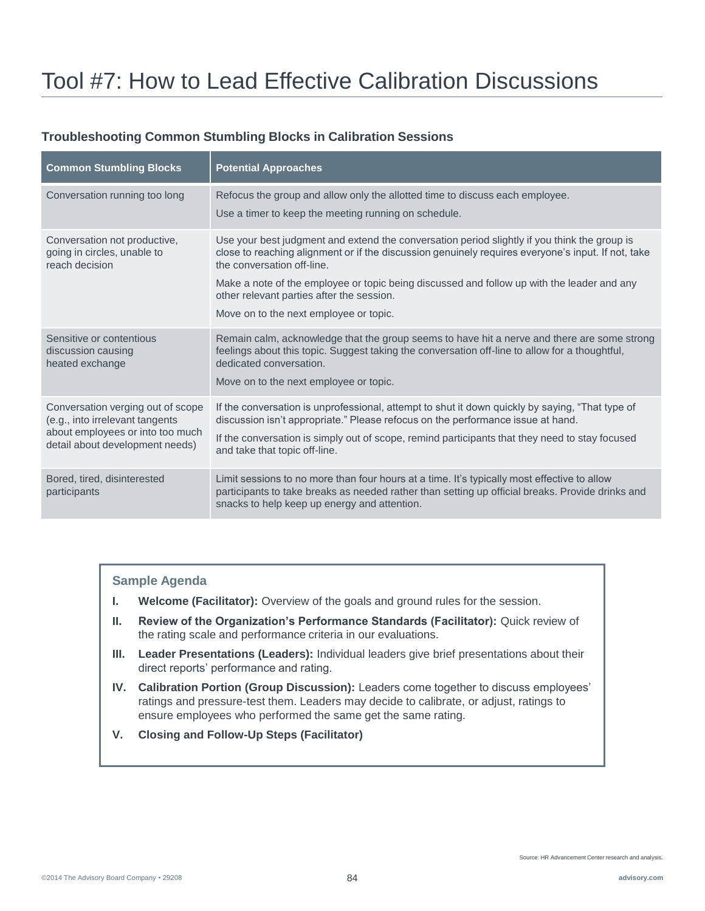# Tool #7: How to Lead Effective Calibration Discussions

### Troubleshooting Common Stumbling Blocks in Calibration Sessions

| Common Stumbling Blocks | Potential Approaches |
|---|---|
| Conversation running too long | Refocus the group and allow only the allotted time to discuss each employee.<br><br>Use a timer to keep the meeting running on schedule. |
| Conversation not productive, going in circles, unable to reach decision | Use your best judgment and extend the conversation period slightly if you think the group is close to reaching alignment or if the discussion genuinely requires everyone's input. If not, take the conversation off-line.<br><br>Make a note of the employee or topic being discussed and follow up with the leader and any other relevant parties after the session.<br><br>Move on to the next employee or topic. |
| Sensitive or contentious discussion causing heated exchange | Remain calm, acknowledge that the group seems to have hit a nerve and there are some strong feelings about this topic. Suggest taking the conversation off-line to allow for a thoughtful, dedicated conversation.<br><br>Move on to the next employee or topic. |
| Conversation verging out of scope (e.g., into irrelevant tangents about employees or into too much detail about development needs) | If the conversation is unprofessional, attempt to shut it down quickly by saying, "That type of discussion isn't appropriate." Please refocus on the performance issue at hand.<br><br>If the conversation is simply out of scope, remind participants that they need to stay focused and take that topic off-line. |
| Bored, tired, disinterested participants | Limit sessions to no more than four hours at a time. It's typically most effective to allow participants to take breaks as needed rather than setting up official breaks. Provide drinks and snacks to help keep up energy and attention. |

**Sample Agenda**

I. **Welcome (Facilitator):** Overview of the goals and ground rules for the session.

II. **Review of the Organization's Performance Standards (Facilitator):** Quick review of the rating scale and performance criteria in our evaluations.

III. **Leader Presentations (Leaders):** Individual leaders give brief presentations about their direct reports' performance and rating.

IV. **Calibration Portion (Group Discussion):** Leaders come together to discuss employees' ratings and pressure-test them. Leaders may decide to calibrate, or adjust, ratings to ensure employees who performed the same get the same rating.

V. **Closing and Follow-Up Steps (Facilitator)**

Source: HR Advancement Center research and analysis.